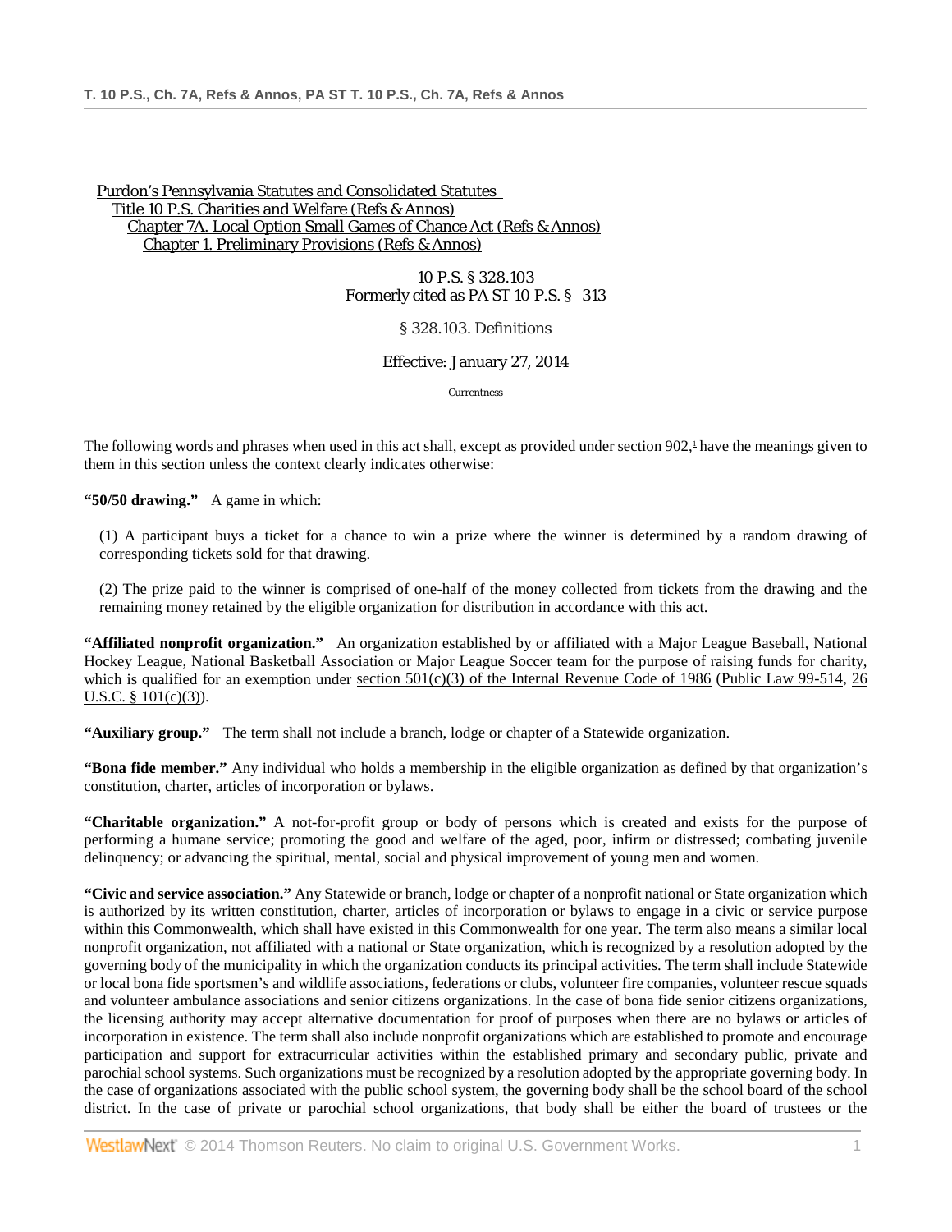Purdon's Pennsylvania Statutes and Consolidated Statutes
Title 10 P.S. Charities and Welfare (Refs & Annos)
Chapter 7A. Local Option Small Games of Chance Act (Refs & Annos)
Chapter 1. Preliminary Provisions (Refs & Annos)

10 P.S. § 328.103
Formerly cited as PA ST 10 P.S. § 313

# § 328.103. Definitions

Effective: January 27, 2014

Currentness

The following words and phrases when used in this act shall, except as provided under section 902,[1] have the meanings given to them in this section unless the context clearly indicates otherwise:

**"50/50 drawing."** A game in which:

(1) A participant buys a ticket for a chance to win a prize where the winner is determined by a random drawing of corresponding tickets sold for that drawing.

(2) The prize paid to the winner is comprised of one-half of the money collected from tickets from the drawing and the remaining money retained by the eligible organization for distribution in accordance with this act.

**"Affiliated nonprofit organization."** An organization established by or affiliated with a Major League Baseball, National Hockey League, National Basketball Association or Major League Soccer team for the purpose of raising funds for charity, which is qualified for an exemption under section 501(c)(3) of the Internal Revenue Code of 1986 (Public Law 99-514, 26 U.S.C. § 101(c)(3)).

**"Auxiliary group."** The term shall not include a branch, lodge or chapter of a Statewide organization.

**"Bona fide member."** Any individual who holds a membership in the eligible organization as defined by that organization's constitution, charter, articles of incorporation or bylaws.

**"Charitable organization."** A not-for-profit group or body of persons which is created and exists for the purpose of performing a humane service; promoting the good and welfare of the aged, poor, infirm or distressed; combating juvenile delinquency; or advancing the spiritual, mental, social and physical improvement of young men and women.

**"Civic and service association."** Any Statewide or branch, lodge or chapter of a nonprofit national or State organization which is authorized by its written constitution, charter, articles of incorporation or bylaws to engage in a civic or service purpose within this Commonwealth, which shall have existed in this Commonwealth for one year. The term also means a similar local nonprofit organization, not affiliated with a national or State organization, which is recognized by a resolution adopted by the governing body of the municipality in which the organization conducts its principal activities. The term shall include Statewide or local bona fide sportsmen's and wildlife associations, federations or clubs, volunteer fire companies, volunteer rescue squads and volunteer ambulance associations and senior citizens organizations. In the case of bona fide senior citizens organizations, the licensing authority may accept alternative documentation for proof of purposes when there are no bylaws or articles of incorporation in existence. The term shall also include nonprofit organizations which are established to promote and encourage participation and support for extracurricular activities within the established primary and secondary public, private and parochial school systems. Such organizations must be recognized by a resolution adopted by the appropriate governing body. In the case of organizations associated with the public school system, the governing body shall be the school board of the school district. In the case of private or parochial school organizations, that body shall be either the board of trustees or the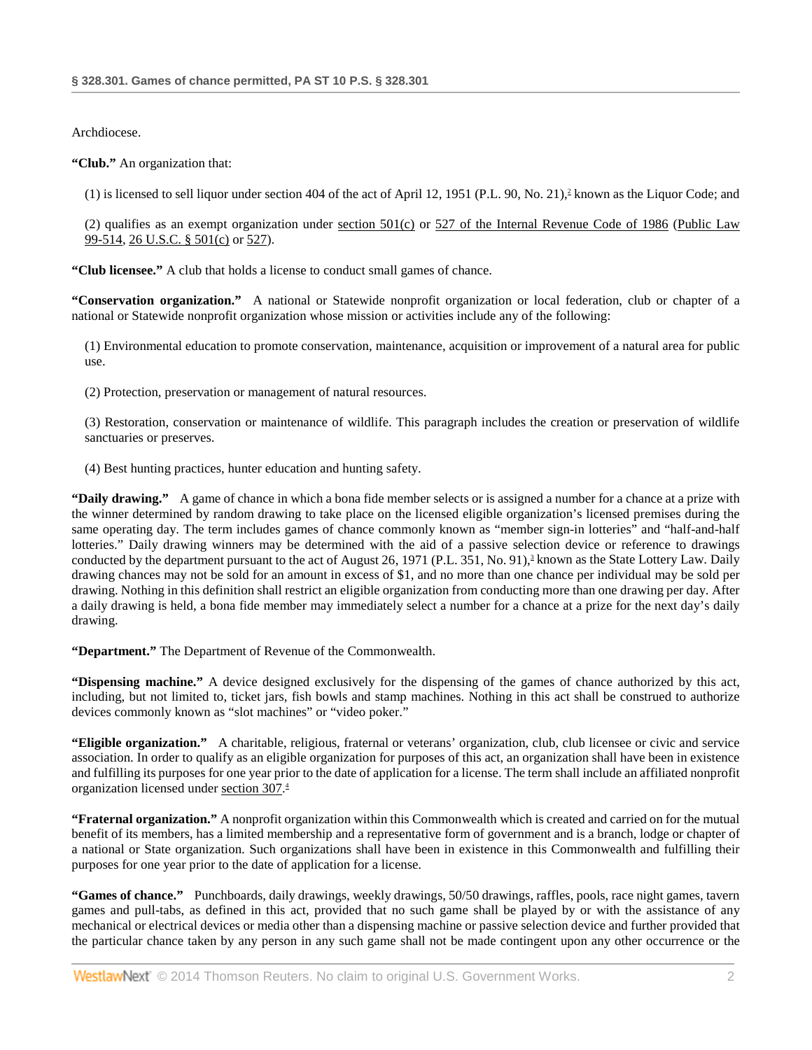Archdiocese.

**"Club."** An organization that:

(1) is licensed to sell liquor under section 404 of the act of April 12, 1951 (P.L. 90, No. 21),[2] known as the Liquor Code; and

(2) qualifies as an exempt organization under section 501(c) or 527 of the Internal Revenue Code of 1986 (Public Law 99-514, 26 U.S.C. § 501(c) or 527).

**"Club licensee."** A club that holds a license to conduct small games of chance.

**"Conservation organization."** A national or Statewide nonprofit organization or local federation, club or chapter of a national or Statewide nonprofit organization whose mission or activities include any of the following:

(1) Environmental education to promote conservation, maintenance, acquisition or improvement of a natural area for public use.

(2) Protection, preservation or management of natural resources.

(3) Restoration, conservation or maintenance of wildlife. This paragraph includes the creation or preservation of wildlife sanctuaries or preserves.

(4) Best hunting practices, hunter education and hunting safety.

**"Daily drawing."** A game of chance in which a bona fide member selects or is assigned a number for a chance at a prize with the winner determined by random drawing to take place on the licensed eligible organization's licensed premises during the same operating day. The term includes games of chance commonly known as "member sign-in lotteries" and "half-and-half lotteries." Daily drawing winners may be determined with the aid of a passive selection device or reference to drawings conducted by the department pursuant to the act of August 26, 1971 (P.L. 351, No. 91),[3] known as the State Lottery Law. Daily drawing chances may not be sold for an amount in excess of $1, and no more than one chance per individual may be sold per drawing. Nothing in this definition shall restrict an eligible organization from conducting more than one drawing per day. After a daily drawing is held, a bona fide member may immediately select a number for a chance at a prize for the next day's daily drawing.

**"Department."** The Department of Revenue of the Commonwealth.

**"Dispensing machine."** A device designed exclusively for the dispensing of the games of chance authorized by this act, including, but not limited to, ticket jars, fish bowls and stamp machines. Nothing in this act shall be construed to authorize devices commonly known as "slot machines" or "video poker."

**"Eligible organization."** A charitable, religious, fraternal or veterans' organization, club, club licensee or civic and service association. In order to qualify as an eligible organization for purposes of this act, an organization shall have been in existence and fulfilling its purposes for one year prior to the date of application for a license. The term shall include an affiliated nonprofit organization licensed under section 307.[4]

**"Fraternal organization."** A nonprofit organization within this Commonwealth which is created and carried on for the mutual benefit of its members, has a limited membership and a representative form of government and is a branch, lodge or chapter of a national or State organization. Such organizations shall have been in existence in this Commonwealth and fulfilling their purposes for one year prior to the date of application for a license.

**"Games of chance."** Punchboards, daily drawings, weekly drawings, 50/50 drawings, raffles, pools, race night games, tavern games and pull-tabs, as defined in this act, provided that no such game shall be played by or with the assistance of any mechanical or electrical devices or media other than a dispensing machine or passive selection device and further provided that the particular chance taken by any person in any such game shall not be made contingent upon any other occurrence or the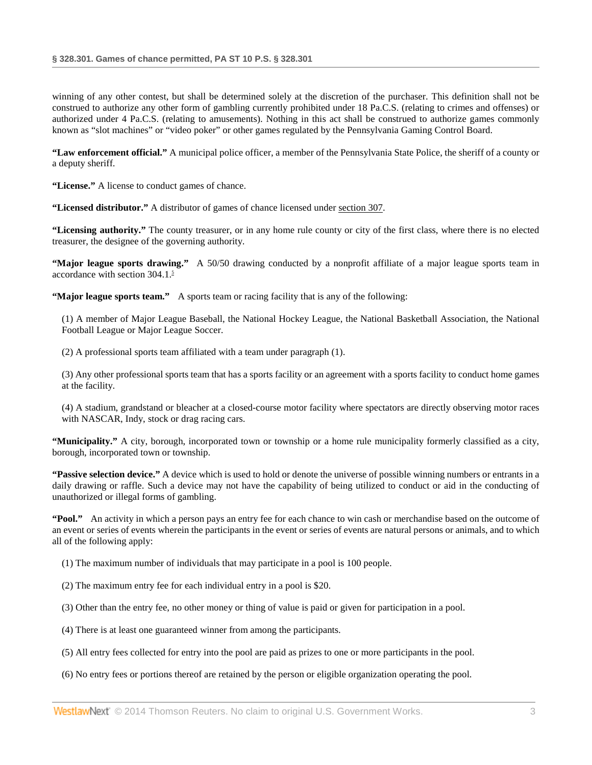winning of any other contest, but shall be determined solely at the discretion of the purchaser. This definition shall not be construed to authorize any other form of gambling currently prohibited under 18 Pa.C.S. (relating to crimes and offenses) or authorized under 4 Pa.C.S. (relating to amusements). Nothing in this act shall be construed to authorize games commonly known as "slot machines" or "video poker" or other games regulated by the Pennsylvania Gaming Control Board.

**"Law enforcement official."** A municipal police officer, a member of the Pennsylvania State Police, the sheriff of a county or a deputy sheriff.

**"License."** A license to conduct games of chance.

**"Licensed distributor."** A distributor of games of chance licensed under section 307.

**"Licensing authority."** The county treasurer, or in any home rule county or city of the first class, where there is no elected treasurer, the designee of the governing authority.

**"Major league sports drawing."** A 50/50 drawing conducted by a nonprofit affiliate of a major league sports team in accordance with section 304.1.[5]

**"Major league sports team."** A sports team or racing facility that is any of the following:

(1) A member of Major League Baseball, the National Hockey League, the National Basketball Association, the National Football League or Major League Soccer.

(2) A professional sports team affiliated with a team under paragraph (1).

(3) Any other professional sports team that has a sports facility or an agreement with a sports facility to conduct home games at the facility.

(4) A stadium, grandstand or bleacher at a closed-course motor facility where spectators are directly observing motor races with NASCAR, Indy, stock or drag racing cars.

**"Municipality."** A city, borough, incorporated town or township or a home rule municipality formerly classified as a city, borough, incorporated town or township.

**"Passive selection device."** A device which is used to hold or denote the universe of possible winning numbers or entrants in a daily drawing or raffle. Such a device may not have the capability of being utilized to conduct or aid in the conducting of unauthorized or illegal forms of gambling.

**"Pool."** An activity in which a person pays an entry fee for each chance to win cash or merchandise based on the outcome of an event or series of events wherein the participants in the event or series of events are natural persons or animals, and to which all of the following apply:

(1) The maximum number of individuals that may participate in a pool is 100 people.

(2) The maximum entry fee for each individual entry in a pool is $20.

(3) Other than the entry fee, no other money or thing of value is paid or given for participation in a pool.

(4) There is at least one guaranteed winner from among the participants.

(5) All entry fees collected for entry into the pool are paid as prizes to one or more participants in the pool.

(6) No entry fees or portions thereof are retained by the person or eligible organization operating the pool.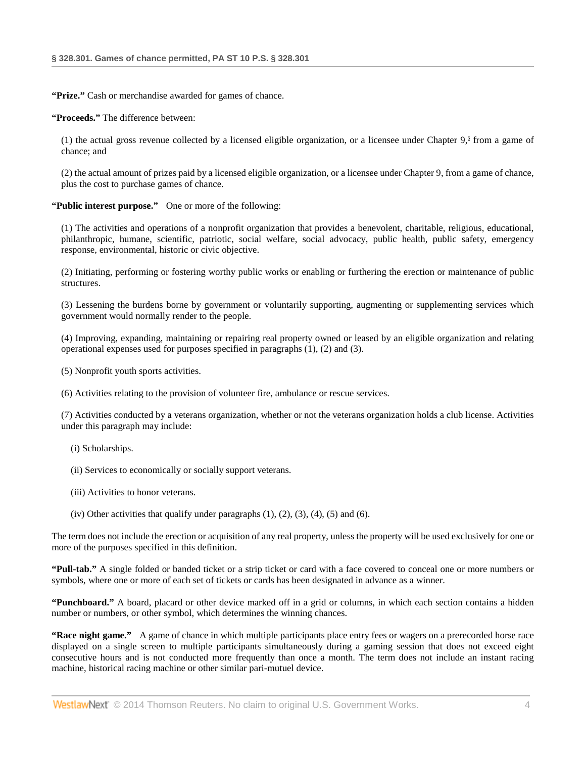**"Prize."** Cash or merchandise awarded for games of chance.

**"Proceeds."** The difference between:

(1) the actual gross revenue collected by a licensed eligible organization, or a licensee under Chapter 9,[6] from a game of chance; and

(2) the actual amount of prizes paid by a licensed eligible organization, or a licensee under Chapter 9, from a game of chance, plus the cost to purchase games of chance.

**"Public interest purpose."** One or more of the following:

(1) The activities and operations of a nonprofit organization that provides a benevolent, charitable, religious, educational, philanthropic, humane, scientific, patriotic, social welfare, social advocacy, public health, public safety, emergency response, environmental, historic or civic objective.

(2) Initiating, performing or fostering worthy public works or enabling or furthering the erection or maintenance of public structures.

(3) Lessening the burdens borne by government or voluntarily supporting, augmenting or supplementing services which government would normally render to the people.

(4) Improving, expanding, maintaining or repairing real property owned or leased by an eligible organization and relating operational expenses used for purposes specified in paragraphs (1), (2) and (3).

(5) Nonprofit youth sports activities.

(6) Activities relating to the provision of volunteer fire, ambulance or rescue services.

(7) Activities conducted by a veterans organization, whether or not the veterans organization holds a club license. Activities under this paragraph may include:

(i) Scholarships.

(ii) Services to economically or socially support veterans.

(iii) Activities to honor veterans.

(iv) Other activities that qualify under paragraphs (1), (2), (3), (4), (5) and (6).

The term does not include the erection or acquisition of any real property, unless the property will be used exclusively for one or more of the purposes specified in this definition.

**"Pull-tab."** A single folded or banded ticket or a strip ticket or card with a face covered to conceal one or more numbers or symbols, where one or more of each set of tickets or cards has been designated in advance as a winner.

**"Punchboard."** A board, placard or other device marked off in a grid or columns, in which each section contains a hidden number or numbers, or other symbol, which determines the winning chances.

**"Race night game."** A game of chance in which multiple participants place entry fees or wagers on a prerecorded horse race displayed on a single screen to multiple participants simultaneously during a gaming session that does not exceed eight consecutive hours and is not conducted more frequently than once a month. The term does not include an instant racing machine, historical racing machine or other similar pari-mutuel device.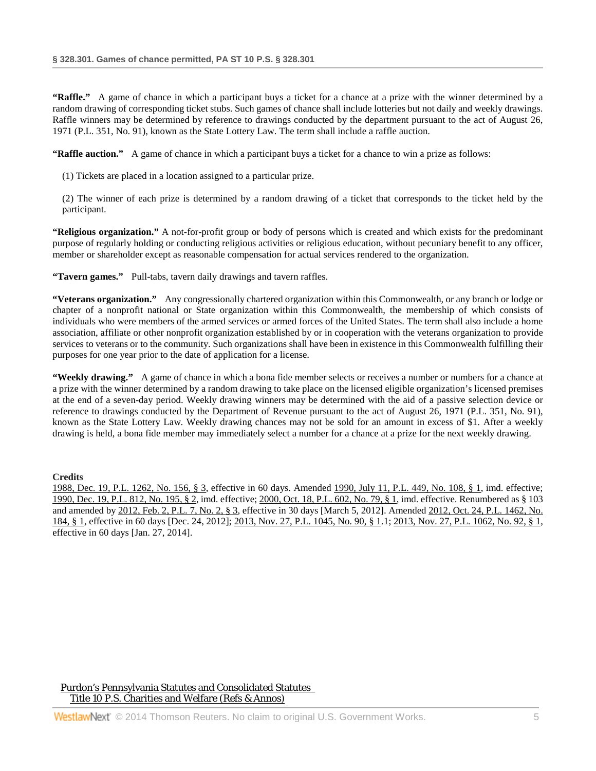**"Raffle."** A game of chance in which a participant buys a ticket for a chance at a prize with the winner determined by a random drawing of corresponding ticket stubs. Such games of chance shall include lotteries but not daily and weekly drawings. Raffle winners may be determined by reference to drawings conducted by the department pursuant to the act of August 26, 1971 (P.L. 351, No. 91), known as the State Lottery Law. The term shall include a raffle auction.

**"Raffle auction."** A game of chance in which a participant buys a ticket for a chance to win a prize as follows:

(1) Tickets are placed in a location assigned to a particular prize.

(2) The winner of each prize is determined by a random drawing of a ticket that corresponds to the ticket held by the participant.

**"Religious organization."** A not-for-profit group or body of persons which is created and which exists for the predominant purpose of regularly holding or conducting religious activities or religious education, without pecuniary benefit to any officer, member or shareholder except as reasonable compensation for actual services rendered to the organization.

**"Tavern games."** Pull-tabs, tavern daily drawings and tavern raffles.

**"Veterans organization."** Any congressionally chartered organization within this Commonwealth, or any branch or lodge or chapter of a nonprofit national or State organization within this Commonwealth, the membership of which consists of individuals who were members of the armed services or armed forces of the United States. The term shall also include a home association, affiliate or other nonprofit organization established by or in cooperation with the veterans organization to provide services to veterans or to the community. Such organizations shall have been in existence in this Commonwealth fulfilling their purposes for one year prior to the date of application for a license.

**"Weekly drawing."** A game of chance in which a bona fide member selects or receives a number or numbers for a chance at a prize with the winner determined by a random drawing to take place on the licensed eligible organization's licensed premises at the end of a seven-day period. Weekly drawing winners may be determined with the aid of a passive selection device or reference to drawings conducted by the Department of Revenue pursuant to the act of August 26, 1971 (P.L. 351, No. 91), known as the State Lottery Law. Weekly drawing chances may not be sold for an amount in excess of $1. After a weekly drawing is held, a bona fide member may immediately select a number for a chance at a prize for the next weekly drawing.

**Credits**

1988, Dec. 19, P.L. 1262, No. 156, § 3, effective in 60 days. Amended 1990, July 11, P.L. 449, No. 108, § 1, imd. effective; 1990, Dec. 19, P.L. 812, No. 195, § 2, imd. effective; 2000, Oct. 18, P.L. 602, No. 79, § 1, imd. effective. Renumbered as § 103 and amended by 2012, Feb. 2, P.L. 7, No. 2, § 3, effective in 30 days [March 5, 2012]. Amended 2012, Oct. 24, P.L. 1462, No. 184, § 1, effective in 60 days [Dec. 24, 2012]; 2013, Nov. 27, P.L. 1045, No. 90, § 1.1; 2013, Nov. 27, P.L. 1062, No. 92, § 1, effective in 60 days [Jan. 27, 2014].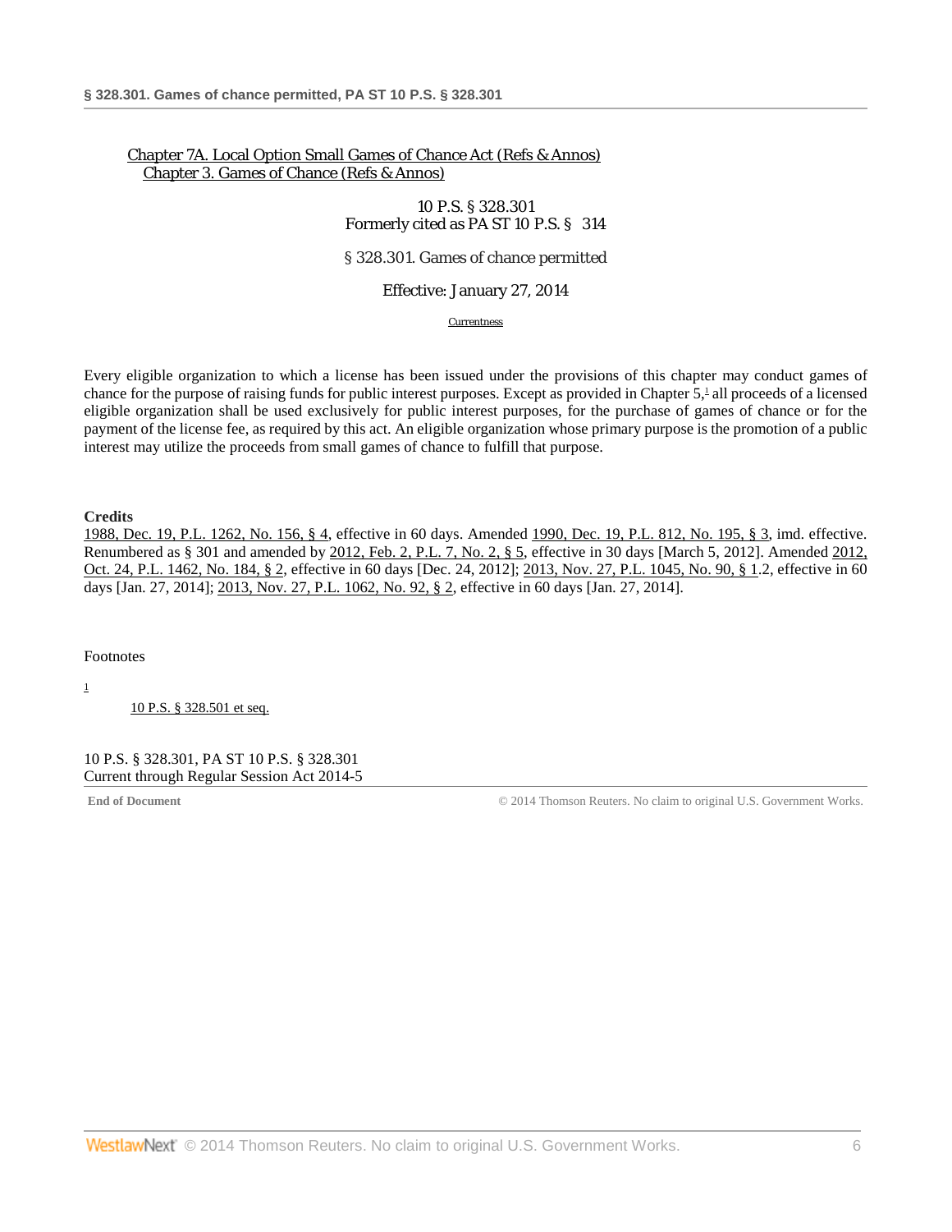Chapter 7A. Local Option Small Games of Chance Act (Refs & Annos)
Chapter 3. Games of Chance (Refs & Annos)

10 P.S. § 328.301
Formerly cited as PA ST 10 P.S. § 314

# § 328.301. Games of chance permitted

Effective: January 27, 2014

Currentness

Every eligible organization to which a license has been issued under the provisions of this chapter may conduct games of chance for the purpose of raising funds for public interest purposes. Except as provided in Chapter 5,[1] all proceeds of a licensed eligible organization shall be used exclusively for public interest purposes, for the purchase of games of chance or for the payment of the license fee, as required by this act. An eligible organization whose primary purpose is the promotion of a public interest may utilize the proceeds from small games of chance to fulfill that purpose.

**Credits**

1988, Dec. 19, P.L. 1262, No. 156, § 4, effective in 60 days. Amended 1990, Dec. 19, P.L. 812, No. 195, § 3, imd. effective. Renumbered as § 301 and amended by 2012, Feb. 2, P.L. 7, No. 2, § 5, effective in 30 days [March 5, 2012]. Amended 2012, Oct. 24, P.L. 1462, No. 184, § 2, effective in 60 days [Dec. 24, 2012]; 2013, Nov. 27, P.L. 1045, No. 90, § 1.2, effective in 60 days [Jan. 27, 2014]; 2013, Nov. 27, P.L. 1062, No. 92, § 2, effective in 60 days [Jan. 27, 2014].

Footnotes

1 10 P.S. § 328.501 et seq.

10 P.S. § 328.301, PA ST 10 P.S. § 328.301
Current through Regular Session Act 2014-5

End of Document © 2014 Thomson Reuters. No claim to original U.S. Government Works.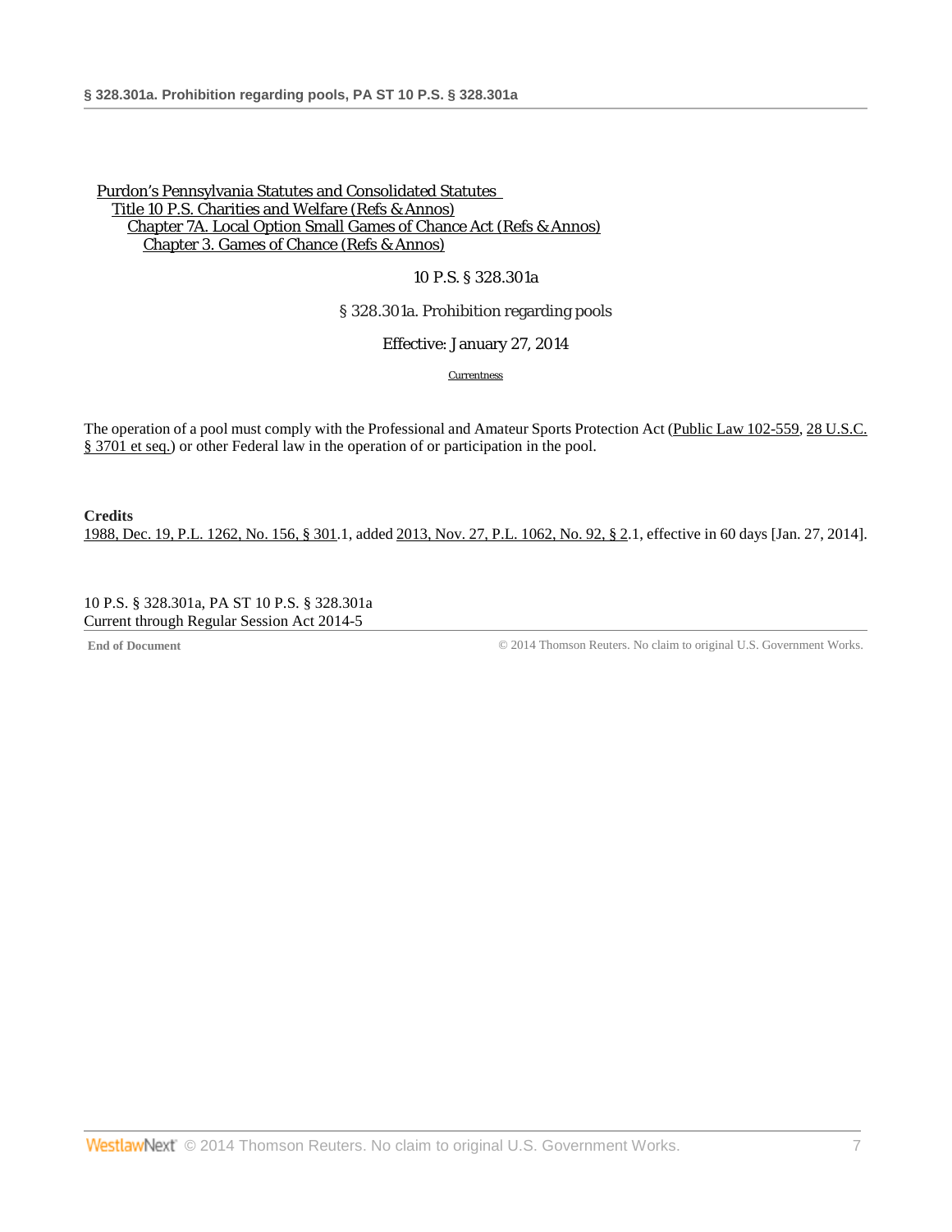Purdon's Pennsylvania Statutes and Consolidated Statutes
Title 10 P.S. Charities and Welfare (Refs & Annos)
Chapter 7A. Local Option Small Games of Chance Act (Refs & Annos)
Chapter 3. Games of Chance (Refs & Annos)

10 P.S. § 328.301a

# § 328.301a. Prohibition regarding pools

Effective: January 27, 2014

Currentness

The operation of a pool must comply with the Professional and Amateur Sports Protection Act (Public Law 102-559, 28 U.S.C. § 3701 et seq.) or other Federal law in the operation of or participation in the pool.

**Credits**

1988, Dec. 19, P.L. 1262, No. 156, § 301.1, added 2013, Nov. 27, P.L. 1062, No. 92, § 2.1, effective in 60 days [Jan. 27, 2014].

10 P.S. § 328.301a, PA ST 10 P.S. § 328.301a
Current through Regular Session Act 2014-5

**End of Document** © 2014 Thomson Reuters. No claim to original U.S. Government Works.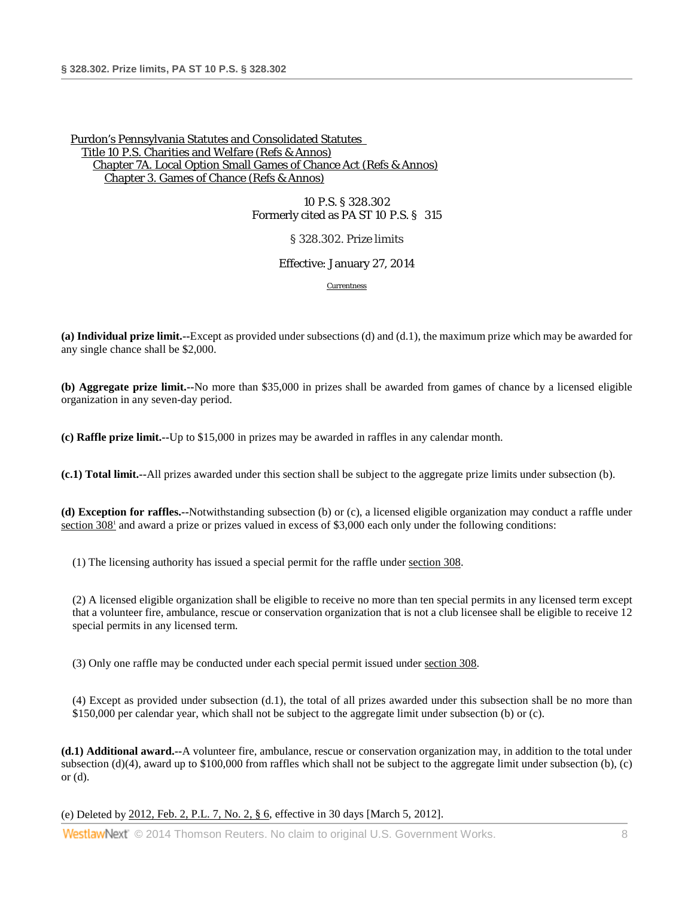Purdon's Pennsylvania Statutes and Consolidated Statutes
Title 10 P.S. Charities and Welfare (Refs & Annos)
Chapter 7A. Local Option Small Games of Chance Act (Refs & Annos)
Chapter 3. Games of Chance (Refs & Annos)

10 P.S. § 328.302
Formerly cited as PA ST 10 P.S. § 315

§ 328.302. Prize limits

Effective: January 27, 2014

Currentness

**(a) Individual prize limit.--**Except as provided under subsections (d) and (d.1), the maximum prize which may be awarded for any single chance shall be $2,000.

**(b) Aggregate prize limit.--**No more than $35,000 in prizes shall be awarded from games of chance by a licensed eligible organization in any seven-day period.

**(c) Raffle prize limit.--**Up to $15,000 in prizes may be awarded in raffles in any calendar month.

**(c.1) Total limit.--**All prizes awarded under this section shall be subject to the aggregate prize limits under subsection (b).

**(d) Exception for raffles.--**Notwithstanding subsection (b) or (c), a licensed eligible organization may conduct a raffle under section 308[1] and award a prize or prizes valued in excess of $3,000 each only under the following conditions:

(1) The licensing authority has issued a special permit for the raffle under section 308.

(2) A licensed eligible organization shall be eligible to receive no more than ten special permits in any licensed term except that a volunteer fire, ambulance, rescue or conservation organization that is not a club licensee shall be eligible to receive 12 special permits in any licensed term.

(3) Only one raffle may be conducted under each special permit issued under section 308.

(4) Except as provided under subsection (d.1), the total of all prizes awarded under this subsection shall be no more than $150,000 per calendar year, which shall not be subject to the aggregate limit under subsection (b) or (c).

**(d.1) Additional award.--**A volunteer fire, ambulance, rescue or conservation organization may, in addition to the total under subsection (d)(4), award up to $100,000 from raffles which shall not be subject to the aggregate limit under subsection (b), (c) or (d).

(e) Deleted by 2012, Feb. 2, P.L. 7, No. 2, § 6, effective in 30 days [March 5, 2012].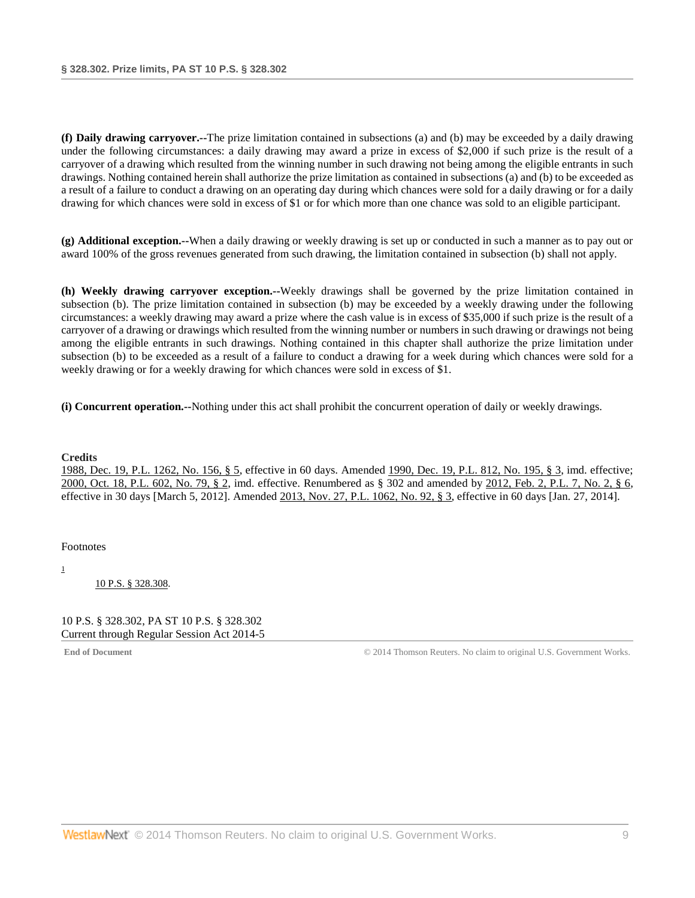**(f) Daily drawing carryover.--**The prize limitation contained in subsections (a) and (b) may be exceeded by a daily drawing under the following circumstances: a daily drawing may award a prize in excess of $2,000 if such prize is the result of a carryover of a drawing which resulted from the winning number in such drawing not being among the eligible entrants in such drawings. Nothing contained herein shall authorize the prize limitation as contained in subsections (a) and (b) to be exceeded as a result of a failure to conduct a drawing on an operating day during which chances were sold for a daily drawing or for a daily drawing for which chances were sold in excess of $1 or for which more than one chance was sold to an eligible participant.

**(g) Additional exception.--**When a daily drawing or weekly drawing is set up or conducted in such a manner as to pay out or award 100% of the gross revenues generated from such drawing, the limitation contained in subsection (b) shall not apply.

**(h) Weekly drawing carryover exception.--**Weekly drawings shall be governed by the prize limitation contained in subsection (b). The prize limitation contained in subsection (b) may be exceeded by a weekly drawing under the following circumstances: a weekly drawing may award a prize where the cash value is in excess of $35,000 if such prize is the result of a carryover of a drawing or drawings which resulted from the winning number or numbers in such drawing or drawings not being among the eligible entrants in such drawings. Nothing contained in this chapter shall authorize the prize limitation under subsection (b) to be exceeded as a result of a failure to conduct a drawing for a week during which chances were sold for a weekly drawing or for a weekly drawing for which chances were sold in excess of $1.

**(i) Concurrent operation.--**Nothing under this act shall prohibit the concurrent operation of daily or weekly drawings.

**Credits**

1988, Dec. 19, P.L. 1262, No. 156, § 5, effective in 60 days. Amended 1990, Dec. 19, P.L. 812, No. 195, § 3, imd. effective; 2000, Oct. 18, P.L. 602, No. 79, § 2, imd. effective. Renumbered as § 302 and amended by 2012, Feb. 2, P.L. 7, No. 2, § 6, effective in 30 days [March 5, 2012]. Amended 2013, Nov. 27, P.L. 1062, No. 92, § 3, effective in 60 days [Jan. 27, 2014].

Footnotes

[1] 10 P.S. § 328.308.

10 P.S. § 328.302, PA ST 10 P.S. § 328.302
Current through Regular Session Act 2014-5

**End of Document** © 2014 Thomson Reuters. No claim to original U.S. Government Works.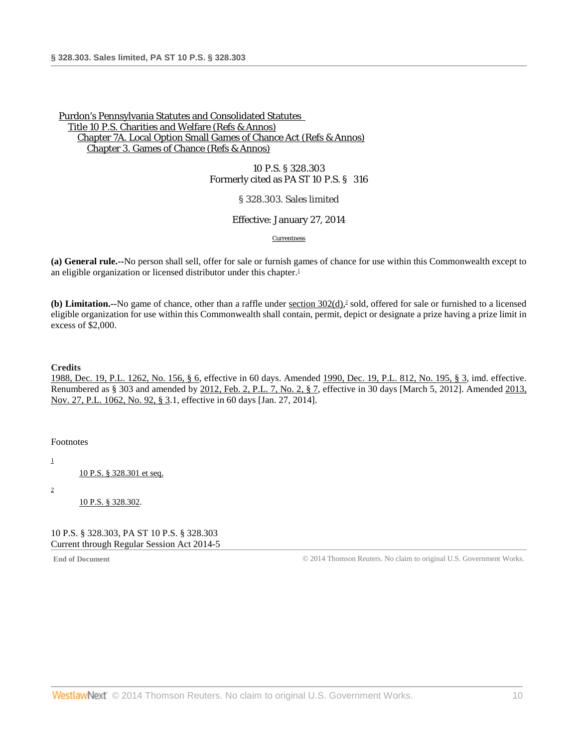Purdon's Pennsylvania Statutes and Consolidated Statutes
Title 10 P.S. Charities and Welfare (Refs & Annos)
Chapter 7A. Local Option Small Games of Chance Act (Refs & Annos)
Chapter 3. Games of Chance (Refs & Annos)

10 P.S. § 328.303
Formerly cited as PA ST 10 P.S. § 316

# § 328.303. Sales limited

Effective: January 27, 2014

Currentness

**(a) General rule.**--No person shall sell, offer for sale or furnish games of chance for use within this Commonwealth except to an eligible organization or licensed distributor under this chapter.[1]

**(b) Limitation.**--No game of chance, other than a raffle under section 302(d),[2] sold, offered for sale or furnished to a licensed eligible organization for use within this Commonwealth shall contain, permit, depict or designate a prize having a prize limit in excess of $2,000.

**Credits**

1988, Dec. 19, P.L. 1262, No. 156, § 6, effective in 60 days. Amended 1990, Dec. 19, P.L. 812, No. 195, § 3, imd. effective. Renumbered as § 303 and amended by 2012, Feb. 2, P.L. 7, No. 2, § 7, effective in 30 days [March 5, 2012]. Amended 2013, Nov. 27, P.L. 1062, No. 92, § 3.1, effective in 60 days [Jan. 27, 2014].

Footnotes

1 10 P.S. § 328.301 et seq.

2 10 P.S. § 328.302.

10 P.S. § 328.303, PA ST 10 P.S. § 328.303
Current through Regular Session Act 2014-5

End of Document © 2014 Thomson Reuters. No claim to original U.S. Government Works.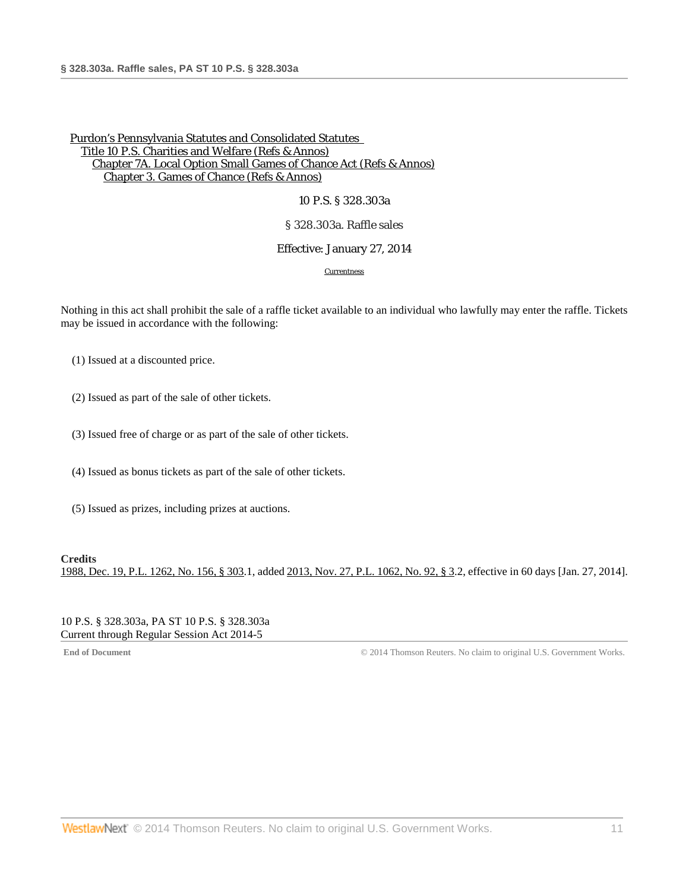Purdon's Pennsylvania Statutes and Consolidated Statutes
Title 10 P.S. Charities and Welfare (Refs & Annos)
Chapter 7A. Local Option Small Games of Chance Act (Refs & Annos)
Chapter 3. Games of Chance (Refs & Annos)

10 P.S. § 328.303a

§ 328.303a. Raffle sales

Effective: January 27, 2014

Currentness

Nothing in this act shall prohibit the sale of a raffle ticket available to an individual who lawfully may enter the raffle. Tickets may be issued in accordance with the following:

(1) Issued at a discounted price.

(2) Issued as part of the sale of other tickets.

(3) Issued free of charge or as part of the sale of other tickets.

(4) Issued as bonus tickets as part of the sale of other tickets.

(5) Issued as prizes, including prizes at auctions.

**Credits**

1988, Dec. 19, P.L. 1262, No. 156, § 303.1, added 2013, Nov. 27, P.L. 1062, No. 92, § 3.2, effective in 60 days [Jan. 27, 2014].

10 P.S. § 328.303a, PA ST 10 P.S. § 328.303a
Current through Regular Session Act 2014-5

**End of Document** © 2014 Thomson Reuters. No claim to original U.S. Government Works.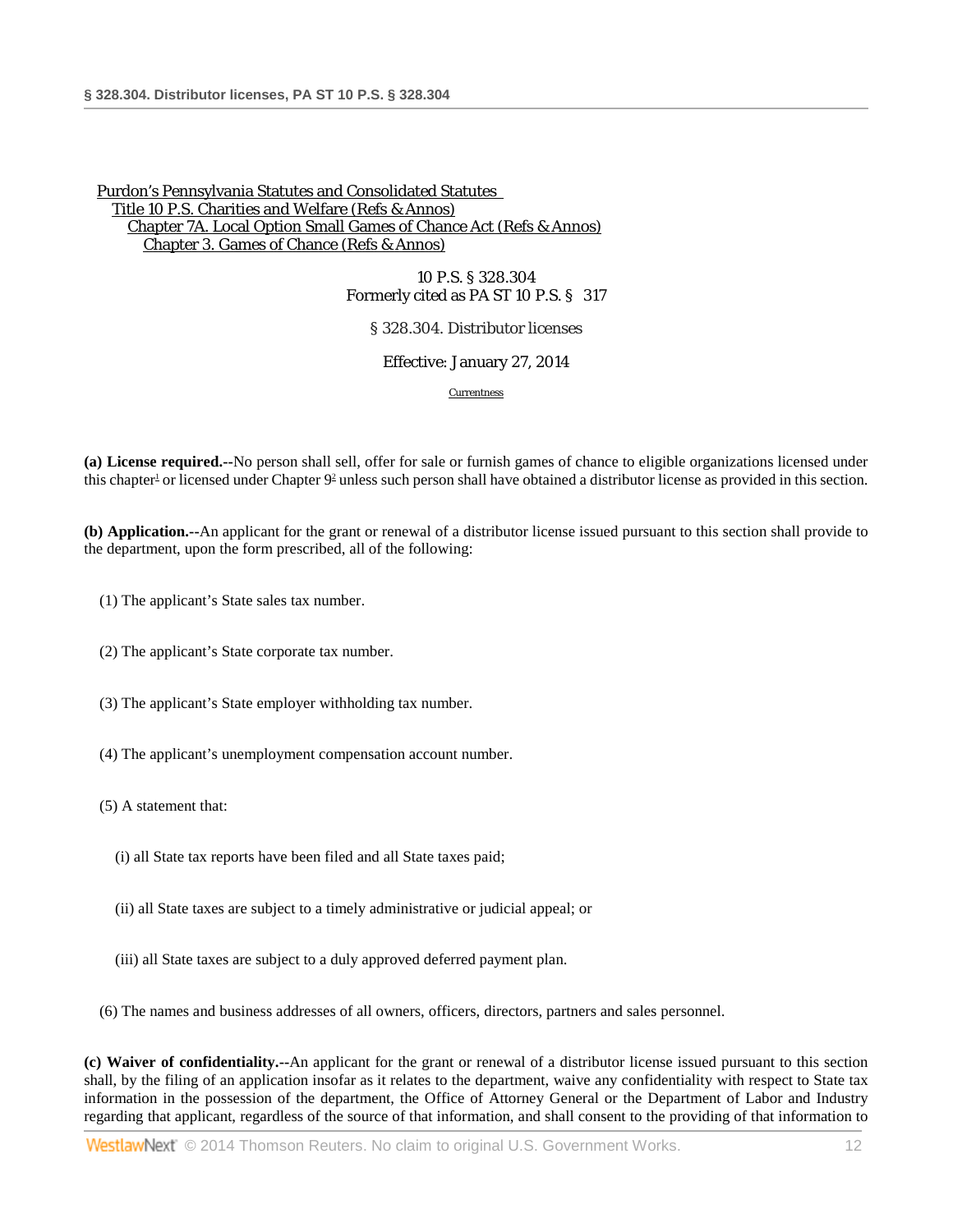Purdon's Pennsylvania Statutes and Consolidated Statutes
Title 10 P.S. Charities and Welfare (Refs & Annos)
Chapter 7A. Local Option Small Games of Chance Act (Refs & Annos)
Chapter 3. Games of Chance (Refs & Annos)

10 P.S. § 328.304
Formerly cited as PA ST 10 P.S. § 317

§ 328.304. Distributor licenses

Effective: January 27, 2014

Currentness

**(a) License required.--**No person shall sell, offer for sale or furnish games of chance to eligible organizations licensed under this chapter[1] or licensed under Chapter 9[2] unless such person shall have obtained a distributor license as provided in this section.

**(b) Application.--**An applicant for the grant or renewal of a distributor license issued pursuant to this section shall provide to the department, upon the form prescribed, all of the following:

(1) The applicant's State sales tax number.

(2) The applicant's State corporate tax number.

(3) The applicant's State employer withholding tax number.

(4) The applicant's unemployment compensation account number.

(5) A statement that:

(i) all State tax reports have been filed and all State taxes paid;

(ii) all State taxes are subject to a timely administrative or judicial appeal; or

(iii) all State taxes are subject to a duly approved deferred payment plan.

(6) The names and business addresses of all owners, officers, directors, partners and sales personnel.

**(c) Waiver of confidentiality.--**An applicant for the grant or renewal of a distributor license issued pursuant to this section shall, by the filing of an application insofar as it relates to the department, waive any confidentiality with respect to State tax information in the possession of the department, the Office of Attorney General or the Department of Labor and Industry regarding that applicant, regardless of the source of that information, and shall consent to the providing of that information to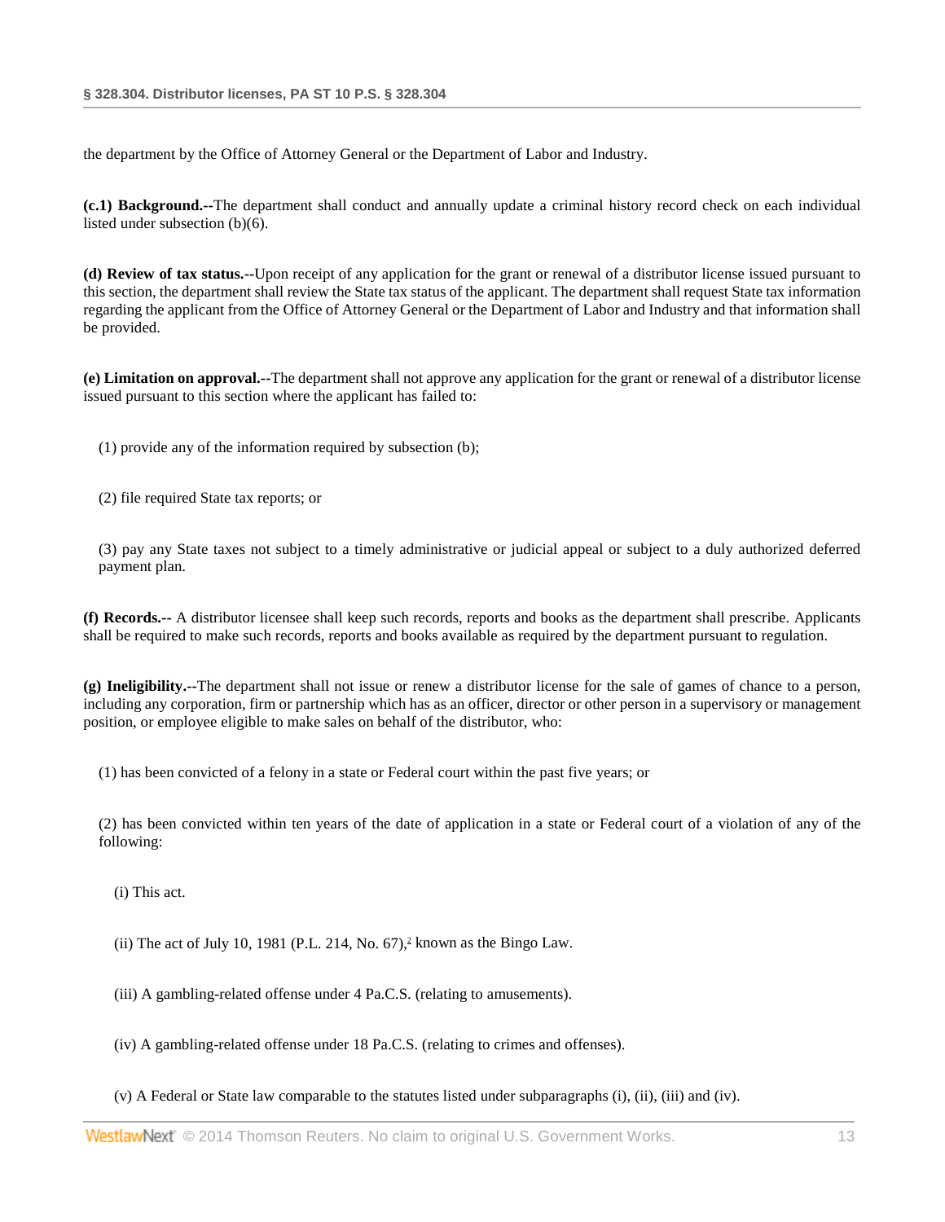the department by the Office of Attorney General or the Department of Labor and Industry.

**(c.1) Background.--**The department shall conduct and annually update a criminal history record check on each individual listed under subsection (b)(6).

**(d) Review of tax status.--**Upon receipt of any application for the grant or renewal of a distributor license issued pursuant to this section, the department shall review the State tax status of the applicant. The department shall request State tax information regarding the applicant from the Office of Attorney General or the Department of Labor and Industry and that information shall be provided.

**(e) Limitation on approval.--**The department shall not approve any application for the grant or renewal of a distributor license issued pursuant to this section where the applicant has failed to:

(1) provide any of the information required by subsection (b);

(2) file required State tax reports; or

(3) pay any State taxes not subject to a timely administrative or judicial appeal or subject to a duly authorized deferred payment plan.

**(f) Records.--** A distributor licensee shall keep such records, reports and books as the department shall prescribe. Applicants shall be required to make such records, reports and books available as required by the department pursuant to regulation.

**(g) Ineligibility.--**The department shall not issue or renew a distributor license for the sale of games of chance to a person, including any corporation, firm or partnership which has as an officer, director or other person in a supervisory or management position, or employee eligible to make sales on behalf of the distributor, who:

(1) has been convicted of a felony in a state or Federal court within the past five years; or

(2) has been convicted within ten years of the date of application in a state or Federal court of a violation of any of the following:

(i) This act.

(ii) The act of July 10, 1981 (P.L. 214, No. 67),[2] known as the Bingo Law.

(iii) A gambling-related offense under 4 Pa.C.S. (relating to amusements).

(iv) A gambling-related offense under 18 Pa.C.S. (relating to crimes and offenses).

(v) A Federal or State law comparable to the statutes listed under subparagraphs (i), (ii), (iii) and (iv).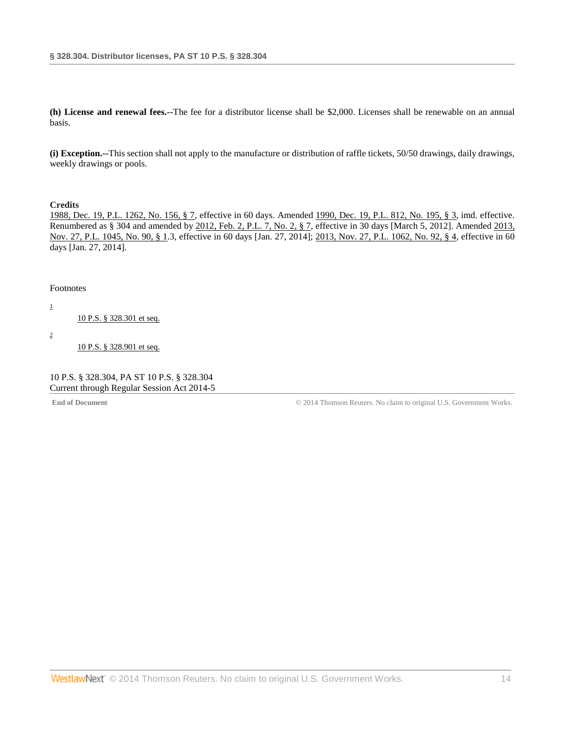**(h) License and renewal fees.**--The fee for a distributor license shall be $2,000. Licenses shall be renewable on an annual basis.

**(i) Exception.**--This section shall not apply to the manufacture or distribution of raffle tickets, 50/50 drawings, daily drawings, weekly drawings or pools.

**Credits**

1988, Dec. 19, P.L. 1262, No. 156, § 7, effective in 60 days. Amended 1990, Dec. 19, P.L. 812, No. 195, § 3, imd. effective. Renumbered as § 304 and amended by 2012, Feb. 2, P.L. 7, No. 2, § 7, effective in 30 days [March 5, 2012]. Amended 2013, Nov. 27, P.L. 1045, No. 90, § 1.3, effective in 60 days [Jan. 27, 2014]; 2013, Nov. 27, P.L. 1062, No. 92, § 4, effective in 60 days [Jan. 27, 2014].

Footnotes

1 10 P.S. § 328.301 et seq.

2 10 P.S. § 328.901 et seq.

10 P.S. § 328.304, PA ST 10 P.S. § 328.304
Current through Regular Session Act 2014-5

**End of Document** © 2014 Thomson Reuters. No claim to original U.S. Government Works.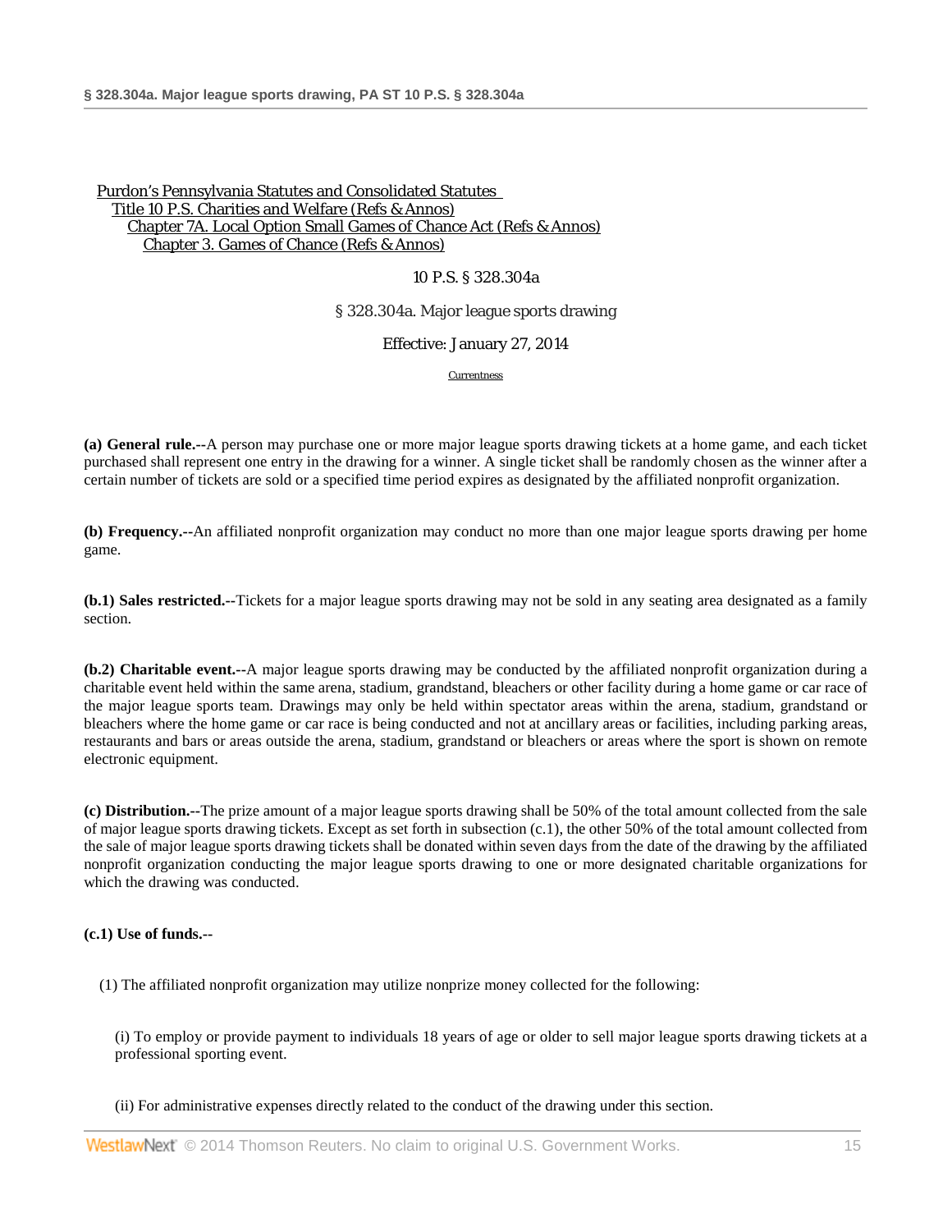Purdon's Pennsylvania Statutes and Consolidated Statutes
Title 10 P.S. Charities and Welfare (Refs & Annos)
Chapter 7A. Local Option Small Games of Chance Act (Refs & Annos)
Chapter 3. Games of Chance (Refs & Annos)

10 P.S. § 328.304a

§ 328.304a. Major league sports drawing

Effective: January 27, 2014

Currentness

**(a) General rule.**--A person may purchase one or more major league sports drawing tickets at a home game, and each ticket purchased shall represent one entry in the drawing for a winner. A single ticket shall be randomly chosen as the winner after a certain number of tickets are sold or a specified time period expires as designated by the affiliated nonprofit organization.

**(b) Frequency.**--An affiliated nonprofit organization may conduct no more than one major league sports drawing per home game.

**(b.1) Sales restricted.**--Tickets for a major league sports drawing may not be sold in any seating area designated as a family section.

**(b.2) Charitable event.**--A major league sports drawing may be conducted by the affiliated nonprofit organization during a charitable event held within the same arena, stadium, grandstand, bleachers or other facility during a home game or car race of the major league sports team. Drawings may only be held within spectator areas within the arena, stadium, grandstand or bleachers where the home game or car race is being conducted and not at ancillary areas or facilities, including parking areas, restaurants and bars or areas outside the arena, stadium, grandstand or bleachers or areas where the sport is shown on remote electronic equipment.

**(c) Distribution.**--The prize amount of a major league sports drawing shall be 50% of the total amount collected from the sale of major league sports drawing tickets. Except as set forth in subsection (c.1), the other 50% of the total amount collected from the sale of major league sports drawing tickets shall be donated within seven days from the date of the drawing by the affiliated nonprofit organization conducting the major league sports drawing to one or more designated charitable organizations for which the drawing was conducted.

**(c.1) Use of funds.**--

(1) The affiliated nonprofit organization may utilize nonprize money collected for the following:

(i) To employ or provide payment to individuals 18 years of age or older to sell major league sports drawing tickets at a professional sporting event.

(ii) For administrative expenses directly related to the conduct of the drawing under this section.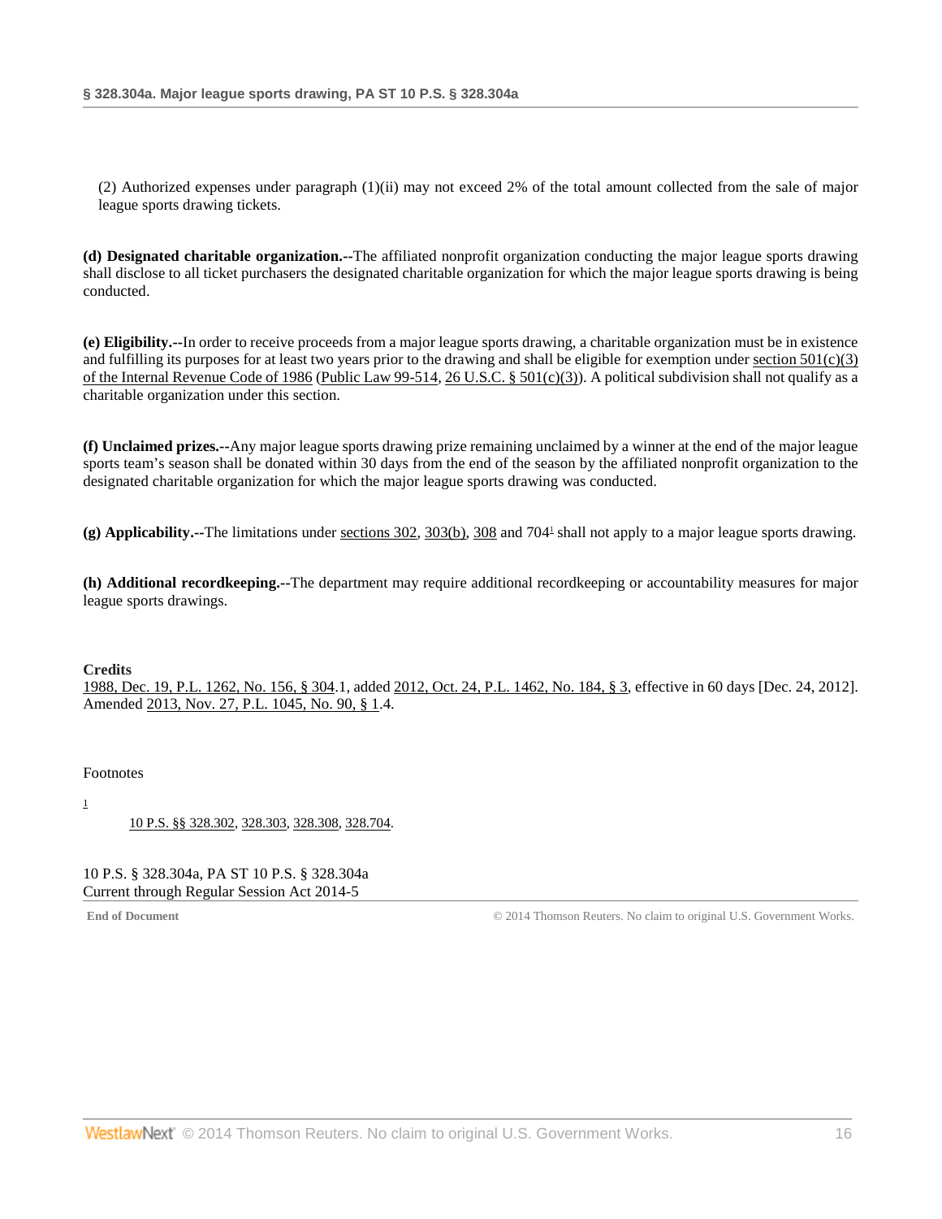(2) Authorized expenses under paragraph (1)(ii) may not exceed 2% of the total amount collected from the sale of major league sports drawing tickets.

**(d) Designated charitable organization.--**The affiliated nonprofit organization conducting the major league sports drawing shall disclose to all ticket purchasers the designated charitable organization for which the major league sports drawing is being conducted.

**(e) Eligibility.--**In order to receive proceeds from a major league sports drawing, a charitable organization must be in existence and fulfilling its purposes for at least two years prior to the drawing and shall be eligible for exemption under section 501(c)(3) of the Internal Revenue Code of 1986 (Public Law 99-514, 26 U.S.C. § 501(c)(3)). A political subdivision shall not qualify as a charitable organization under this section.

**(f) Unclaimed prizes.--**Any major league sports drawing prize remaining unclaimed by a winner at the end of the major league sports team's season shall be donated within 30 days from the end of the season by the affiliated nonprofit organization to the designated charitable organization for which the major league sports drawing was conducted.

**(g) Applicability.--**The limitations under sections 302, 303(b), 308 and 704[1] shall not apply to a major league sports drawing.

**(h) Additional recordkeeping.--**The department may require additional recordkeeping or accountability measures for major league sports drawings.

**Credits**

1988, Dec. 19, P.L. 1262, No. 156, § 304.1, added 2012, Oct. 24, P.L. 1462, No. 184, § 3, effective in 60 days [Dec. 24, 2012]. Amended 2013, Nov. 27, P.L. 1045, No. 90, § 1.4.

Footnotes

[1] 10 P.S. §§ 328.302, 328.303, 328.308, 328.704.

10 P.S. § 328.304a, PA ST 10 P.S. § 328.304a
Current through Regular Session Act 2014-5

**End of Document** © 2014 Thomson Reuters. No claim to original U.S. Government Works.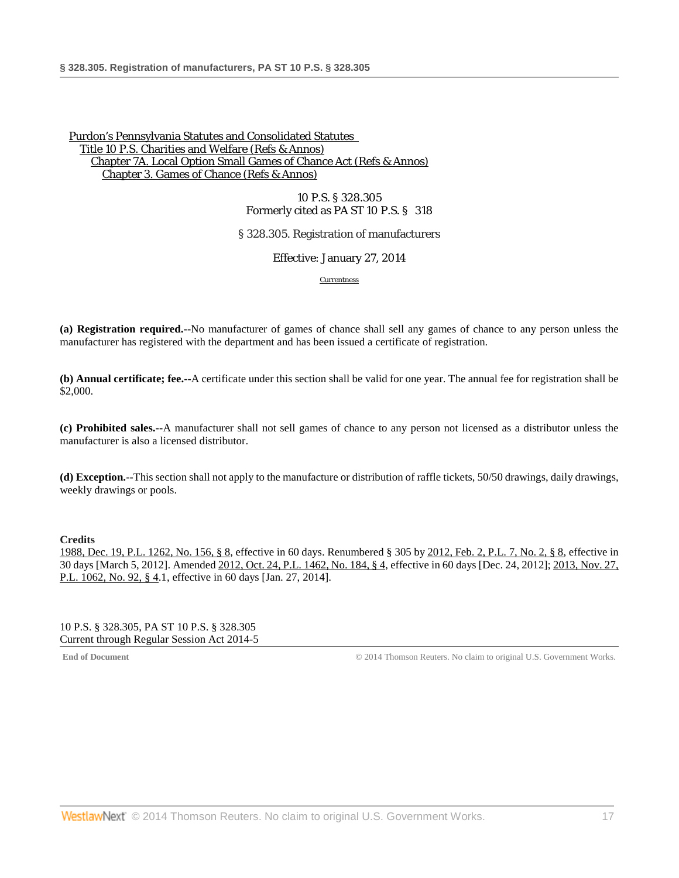Purdon's Pennsylvania Statutes and Consolidated Statutes
Title 10 P.S. Charities and Welfare (Refs & Annos)
Chapter 7A. Local Option Small Games of Chance Act (Refs & Annos)
Chapter 3. Games of Chance (Refs & Annos)

10 P.S. § 328.305
Formerly cited as PA ST 10 P.S. § 318

# § 328.305. Registration of manufacturers

Effective: January 27, 2014

Currentness

**(a) Registration required.--**No manufacturer of games of chance shall sell any games of chance to any person unless the manufacturer has registered with the department and has been issued a certificate of registration.

**(b) Annual certificate; fee.--**A certificate under this section shall be valid for one year. The annual fee for registration shall be $2,000.

**(c) Prohibited sales.--**A manufacturer shall not sell games of chance to any person not licensed as a distributor unless the manufacturer is also a licensed distributor.

**(d) Exception.--**This section shall not apply to the manufacture or distribution of raffle tickets, 50/50 drawings, daily drawings, weekly drawings or pools.

**Credits**

1988, Dec. 19, P.L. 1262, No. 156, § 8, effective in 60 days. Renumbered § 305 by 2012, Feb. 2, P.L. 7, No. 2, § 8, effective in 30 days [March 5, 2012]. Amended 2012, Oct. 24, P.L. 1462, No. 184, § 4, effective in 60 days [Dec. 24, 2012]; 2013, Nov. 27, P.L. 1062, No. 92, § 4.1, effective in 60 days [Jan. 27, 2014].

10 P.S. § 328.305, PA ST 10 P.S. § 328.305
Current through Regular Session Act 2014-5

End of Document © 2014 Thomson Reuters. No claim to original U.S. Government Works.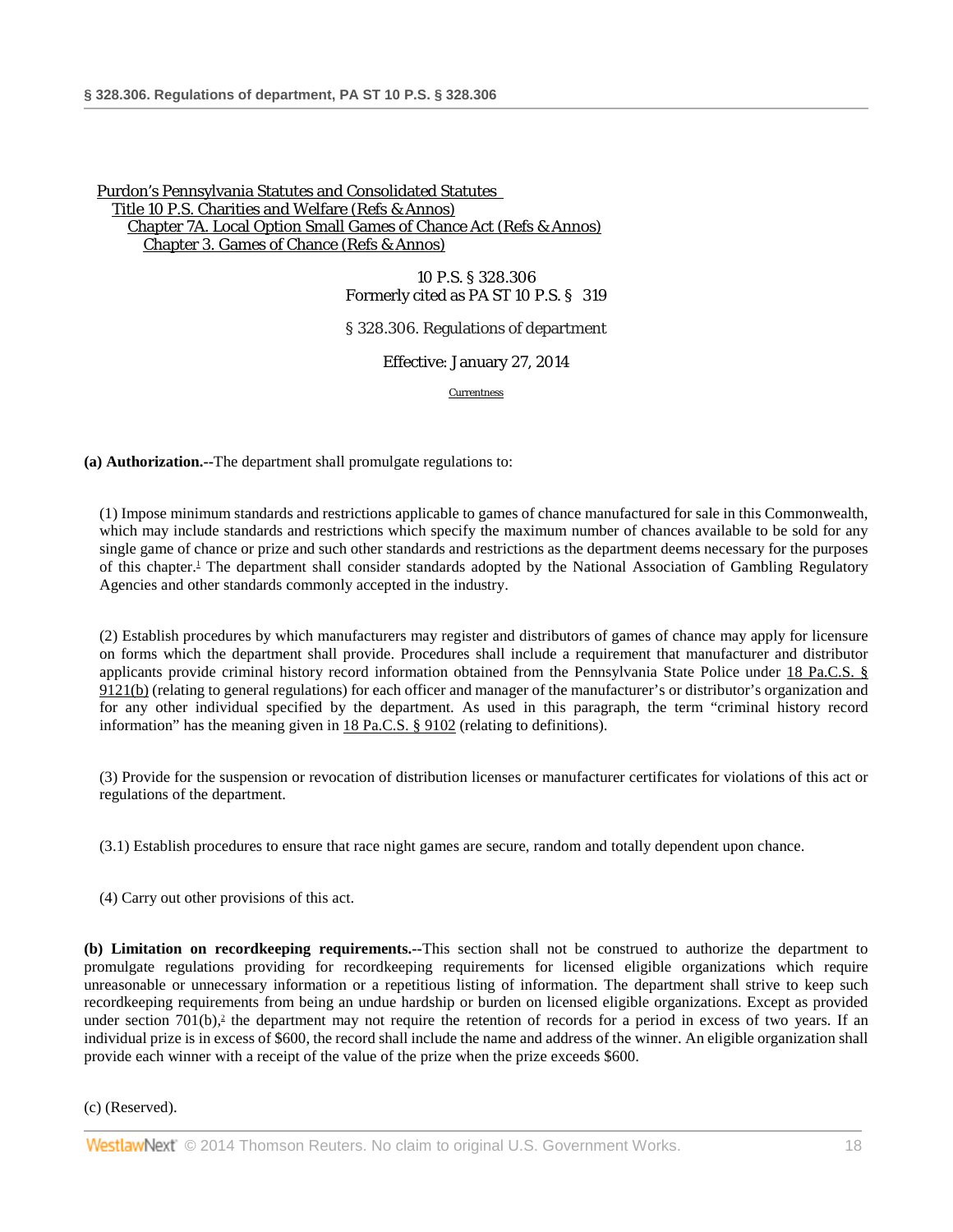Purdon's Pennsylvania Statutes and Consolidated Statutes
Title 10 P.S. Charities and Welfare (Refs & Annos)
Chapter 7A. Local Option Small Games of Chance Act (Refs & Annos)
Chapter 3. Games of Chance (Refs & Annos)

10 P.S. § 328.306
Formerly cited as PA ST 10 P.S. § 319

# § 328.306. Regulations of department

Effective: January 27, 2014

Currentness

**(a) Authorization.--**The department shall promulgate regulations to:

(1) Impose minimum standards and restrictions applicable to games of chance manufactured for sale in this Commonwealth, which may include standards and restrictions which specify the maximum number of chances available to be sold for any single game of chance or prize and such other standards and restrictions as the department deems necessary for the purposes of this chapter.[1] The department shall consider standards adopted by the National Association of Gambling Regulatory Agencies and other standards commonly accepted in the industry.

(2) Establish procedures by which manufacturers may register and distributors of games of chance may apply for licensure on forms which the department shall provide. Procedures shall include a requirement that manufacturer and distributor applicants provide criminal history record information obtained from the Pennsylvania State Police under 18 Pa.C.S. § 9121(b) (relating to general regulations) for each officer and manager of the manufacturer's or distributor's organization and for any other individual specified by the department. As used in this paragraph, the term "criminal history record information" has the meaning given in 18 Pa.C.S. § 9102 (relating to definitions).

(3) Provide for the suspension or revocation of distribution licenses or manufacturer certificates for violations of this act or regulations of the department.

(3.1) Establish procedures to ensure that race night games are secure, random and totally dependent upon chance.

(4) Carry out other provisions of this act.

**(b) Limitation on recordkeeping requirements.--**This section shall not be construed to authorize the department to promulgate regulations providing for recordkeeping requirements for licensed eligible organizations which require unreasonable or unnecessary information or a repetitious listing of information. The department shall strive to keep such recordkeeping requirements from being an undue hardship or burden on licensed eligible organizations. Except as provided under section 701(b),[2] the department may not require the retention of records for a period in excess of two years. If an individual prize is in excess of $600, the record shall include the name and address of the winner. An eligible organization shall provide each winner with a receipt of the value of the prize when the prize exceeds $600.

(c) (Reserved).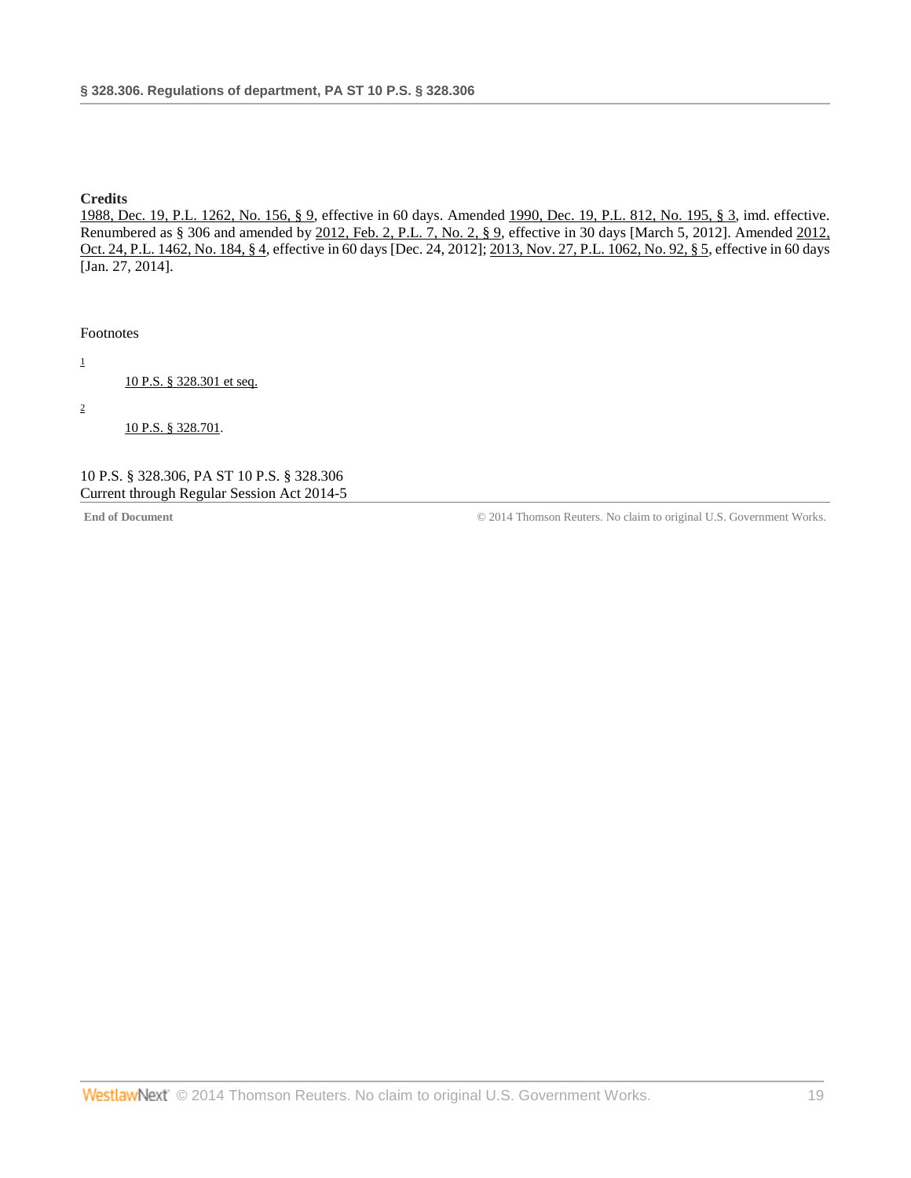**Credits**

1988, Dec. 19, P.L. 1262, No. 156, § 9, effective in 60 days. Amended 1990, Dec. 19, P.L. 812, No. 195, § 3, imd. effective. Renumbered as § 306 and amended by 2012, Feb. 2, P.L. 7, No. 2, § 9, effective in 30 days [March 5, 2012]. Amended 2012, Oct. 24, P.L. 1462, No. 184, § 4, effective in 60 days [Dec. 24, 2012]; 2013, Nov. 27, P.L. 1062, No. 92, § 5, effective in 60 days [Jan. 27, 2014].

Footnotes

1

10 P.S. § 328.301 et seq.

2

10 P.S. § 328.701.

10 P.S. § 328.306, PA ST 10 P.S. § 328.306
Current through Regular Session Act 2014-5

**End of Document** © 2014 Thomson Reuters. No claim to original U.S. Government Works.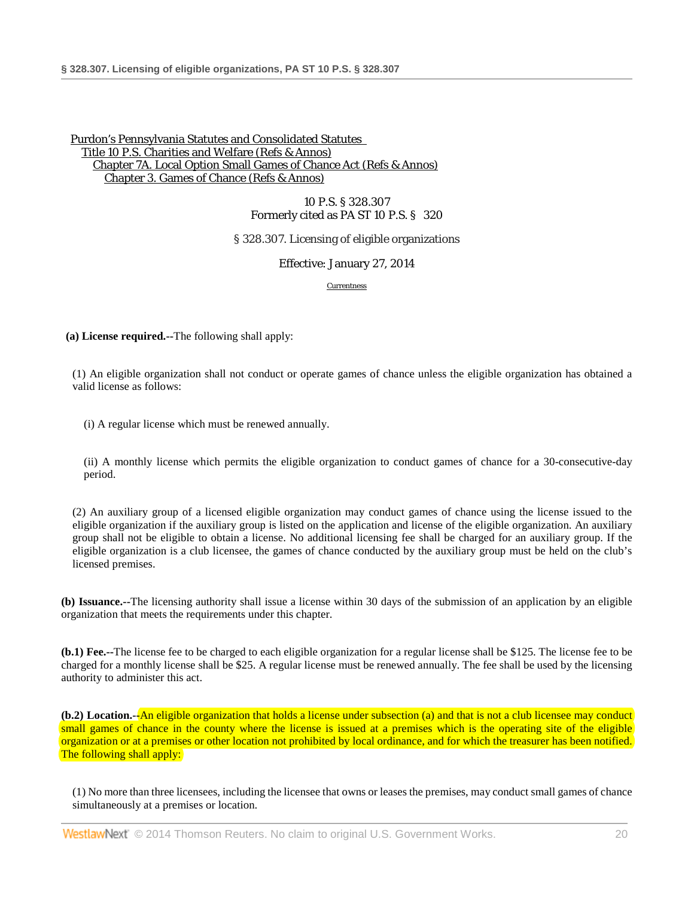Purdon's Pennsylvania Statutes and Consolidated Statutes
Title 10 P.S. Charities and Welfare (Refs & Annos)
Chapter 7A. Local Option Small Games of Chance Act (Refs & Annos)
Chapter 3. Games of Chance (Refs & Annos)

10 P.S. § 328.307
Formerly cited as PA ST 10 P.S. § 320

§ 328.307. Licensing of eligible organizations

Effective: January 27, 2014

Currentness

**(a) License required.--**The following shall apply:

(1) An eligible organization shall not conduct or operate games of chance unless the eligible organization has obtained a valid license as follows:

(i) A regular license which must be renewed annually.

(ii) A monthly license which permits the eligible organization to conduct games of chance for a 30-consecutive-day period.

(2) An auxiliary group of a licensed eligible organization may conduct games of chance using the license issued to the eligible organization if the auxiliary group is listed on the application and license of the eligible organization. An auxiliary group shall not be eligible to obtain a license. No additional licensing fee shall be charged for an auxiliary group. If the eligible organization is a club licensee, the games of chance conducted by the auxiliary group must be held on the club's licensed premises.

**(b) Issuance.--**The licensing authority shall issue a license within 30 days of the submission of an application by an eligible organization that meets the requirements under this chapter.

**(b.1) Fee.--**The license fee to be charged to each eligible organization for a regular license shall be $125. The license fee to be charged for a monthly license shall be $25. A regular license must be renewed annually. The fee shall be used by the licensing authority to administer this act.

**(b.2) Location.--**An eligible organization that holds a license under subsection (a) and that is not a club licensee may conduct small games of chance in the county where the license is issued at a premises which is the operating site of the eligible organization or at a premises or other location not prohibited by local ordinance, and for which the treasurer has been notified. The following shall apply:

(1) No more than three licensees, including the licensee that owns or leases the premises, may conduct small games of chance simultaneously at a premises or location.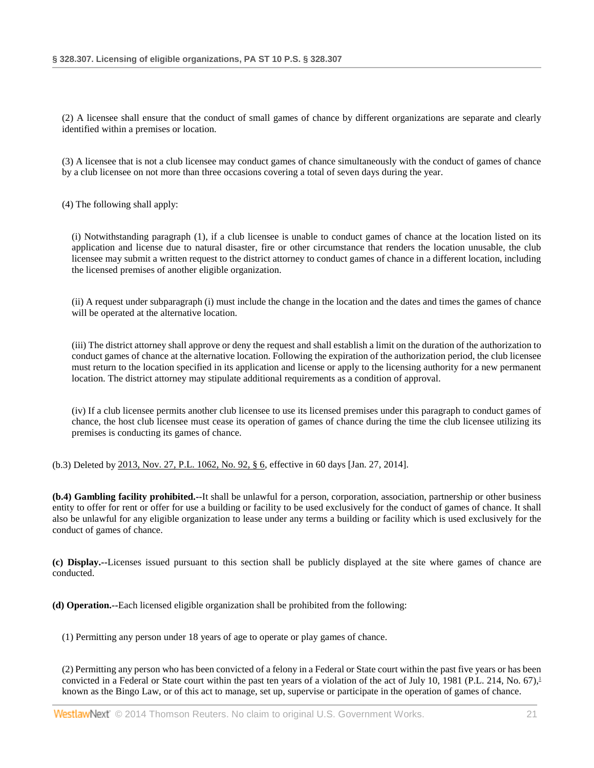(2) A licensee shall ensure that the conduct of small games of chance by different organizations are separate and clearly identified within a premises or location.

(3) A licensee that is not a club licensee may conduct games of chance simultaneously with the conduct of games of chance by a club licensee on not more than three occasions covering a total of seven days during the year.

(4) The following shall apply:

(i) Notwithstanding paragraph (1), if a club licensee is unable to conduct games of chance at the location listed on its application and license due to natural disaster, fire or other circumstance that renders the location unusable, the club licensee may submit a written request to the district attorney to conduct games of chance in a different location, including the licensed premises of another eligible organization.

(ii) A request under subparagraph (i) must include the change in the location and the dates and times the games of chance will be operated at the alternative location.

(iii) The district attorney shall approve or deny the request and shall establish a limit on the duration of the authorization to conduct games of chance at the alternative location. Following the expiration of the authorization period, the club licensee must return to the location specified in its application and license or apply to the licensing authority for a new permanent location. The district attorney may stipulate additional requirements as a condition of approval.

(iv) If a club licensee permits another club licensee to use its licensed premises under this paragraph to conduct games of chance, the host club licensee must cease its operation of games of chance during the time the club licensee utilizing its premises is conducting its games of chance.

(b.3) Deleted by 2013, Nov. 27, P.L. 1062, No. 92, § 6, effective in 60 days [Jan. 27, 2014].

**(b.4) Gambling facility prohibited.--**It shall be unlawful for a person, corporation, association, partnership or other business entity to offer for rent or offer for use a building or facility to be used exclusively for the conduct of games of chance. It shall also be unlawful for any eligible organization to lease under any terms a building or facility which is used exclusively for the conduct of games of chance.

**(c) Display.--**Licenses issued pursuant to this section shall be publicly displayed at the site where games of chance are conducted.

**(d) Operation.--**Each licensed eligible organization shall be prohibited from the following:

(1) Permitting any person under 18 years of age to operate or play games of chance.

(2) Permitting any person who has been convicted of a felony in a Federal or State court within the past five years or has been convicted in a Federal or State court within the past ten years of a violation of the act of July 10, 1981 (P.L. 214, No. 67),[1] known as the Bingo Law, or of this act to manage, set up, supervise or participate in the operation of games of chance.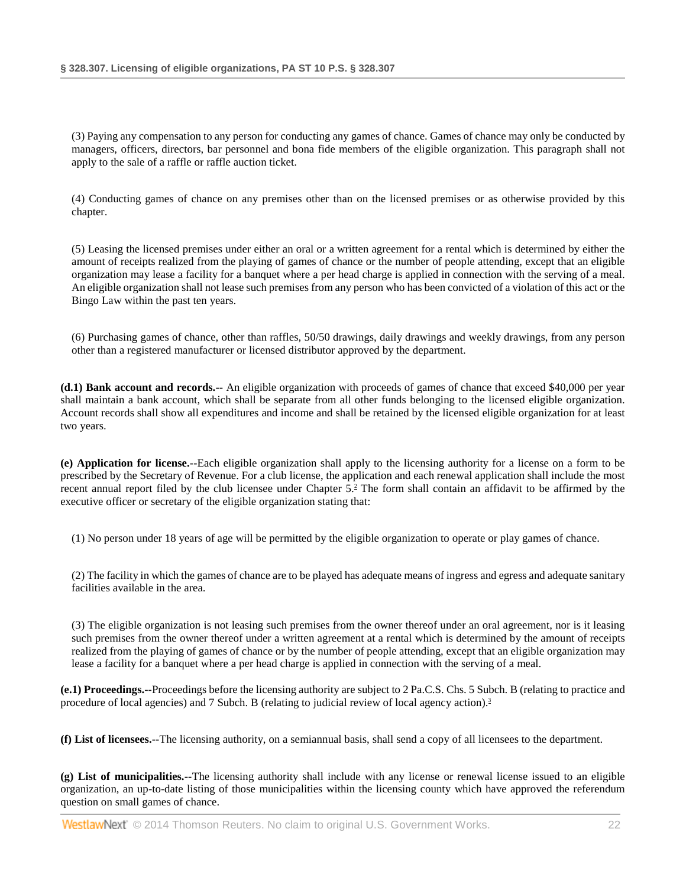(3) Paying any compensation to any person for conducting any games of chance. Games of chance may only be conducted by managers, officers, directors, bar personnel and bona fide members of the eligible organization. This paragraph shall not apply to the sale of a raffle or raffle auction ticket.

(4) Conducting games of chance on any premises other than on the licensed premises or as otherwise provided by this chapter.

(5) Leasing the licensed premises under either an oral or a written agreement for a rental which is determined by either the amount of receipts realized from the playing of games of chance or the number of people attending, except that an eligible organization may lease a facility for a banquet where a per head charge is applied in connection with the serving of a meal. An eligible organization shall not lease such premises from any person who has been convicted of a violation of this act or the Bingo Law within the past ten years.

(6) Purchasing games of chance, other than raffles, 50/50 drawings, daily drawings and weekly drawings, from any person other than a registered manufacturer or licensed distributor approved by the department.

**(d.1) Bank account and records.--** An eligible organization with proceeds of games of chance that exceed $40,000 per year shall maintain a bank account, which shall be separate from all other funds belonging to the licensed eligible organization. Account records shall show all expenditures and income and shall be retained by the licensed eligible organization for at least two years.

**(e) Application for license.--**Each eligible organization shall apply to the licensing authority for a license on a form to be prescribed by the Secretary of Revenue. For a club license, the application and each renewal application shall include the most recent annual report filed by the club licensee under Chapter 5.[2] The form shall contain an affidavit to be affirmed by the executive officer or secretary of the eligible organization stating that:

(1) No person under 18 years of age will be permitted by the eligible organization to operate or play games of chance.

(2) The facility in which the games of chance are to be played has adequate means of ingress and egress and adequate sanitary facilities available in the area.

(3) The eligible organization is not leasing such premises from the owner thereof under an oral agreement, nor is it leasing such premises from the owner thereof under a written agreement at a rental which is determined by the amount of receipts realized from the playing of games of chance or by the number of people attending, except that an eligible organization may lease a facility for a banquet where a per head charge is applied in connection with the serving of a meal.

**(e.1) Proceedings.--**Proceedings before the licensing authority are subject to 2 Pa.C.S. Chs. 5 Subch. B (relating to practice and procedure of local agencies) and 7 Subch. B (relating to judicial review of local agency action).[3]

**(f) List of licensees.--**The licensing authority, on a semiannual basis, shall send a copy of all licensees to the department.

**(g) List of municipalities.--**The licensing authority shall include with any license or renewal license issued to an eligible organization, an up-to-date listing of those municipalities within the licensing county which have approved the referendum question on small games of chance.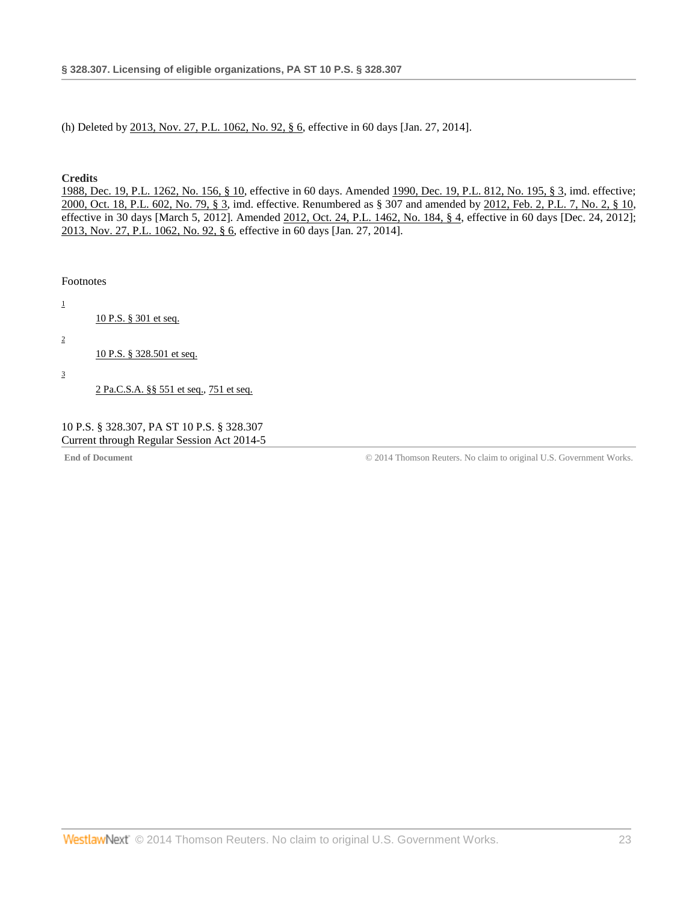(h) Deleted by 2013, Nov. 27, P.L. 1062, No. 92, § 6, effective in 60 days [Jan. 27, 2014].

**Credits**

1988, Dec. 19, P.L. 1262, No. 156, § 10, effective in 60 days. Amended 1990, Dec. 19, P.L. 812, No. 195, § 3, imd. effective; 2000, Oct. 18, P.L. 602, No. 79, § 3, imd. effective. Renumbered as § 307 and amended by 2012, Feb. 2, P.L. 7, No. 2, § 10, effective in 30 days [March 5, 2012]. Amended 2012, Oct. 24, P.L. 1462, No. 184, § 4, effective in 60 days [Dec. 24, 2012]; 2013, Nov. 27, P.L. 1062, No. 92, § 6, effective in 60 days [Jan. 27, 2014].

Footnotes

[1] 10 P.S. § 301 et seq.

[2] 10 P.S. § 328.501 et seq.

[3] 2 Pa.C.S.A. §§ 551 et seq., 751 et seq.

10 P.S. § 328.307, PA ST 10 P.S. § 328.307
Current through Regular Session Act 2014-5

**End of Document** © 2014 Thomson Reuters. No claim to original U.S. Government Works.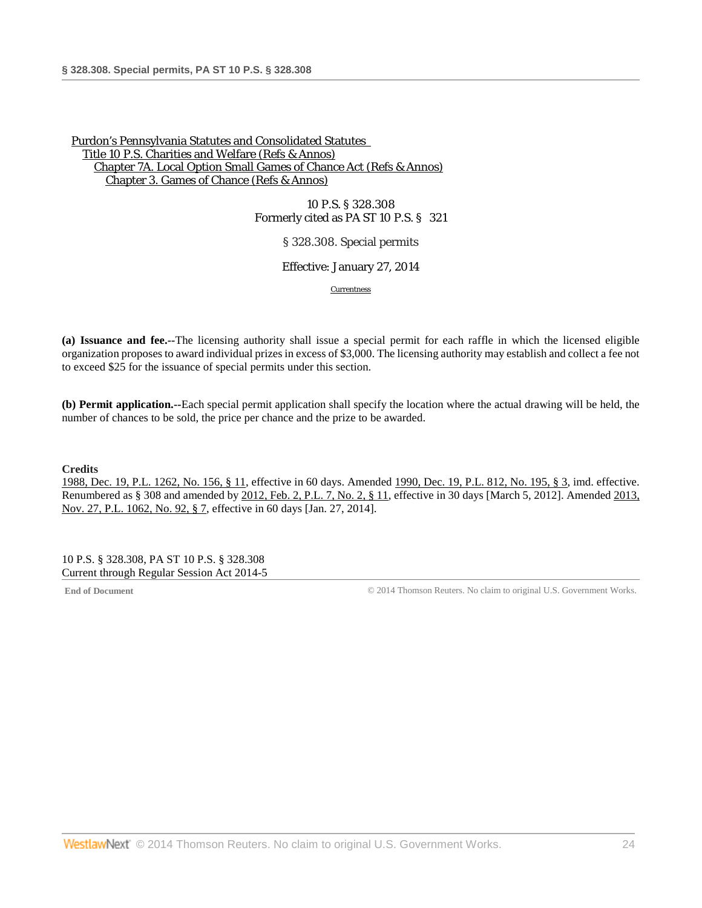Purdon's Pennsylvania Statutes and Consolidated Statutes
Title 10 P.S. Charities and Welfare (Refs & Annos)
Chapter 7A. Local Option Small Games of Chance Act (Refs & Annos)
Chapter 3. Games of Chance (Refs & Annos)

10 P.S. § 328.308
Formerly cited as PA ST 10 P.S. § 321

# § 328.308. Special permits

Effective: January 27, 2014

Currentness

**(a) Issuance and fee.**--The licensing authority shall issue a special permit for each raffle in which the licensed eligible organization proposes to award individual prizes in excess of $3,000. The licensing authority may establish and collect a fee not to exceed $25 for the issuance of special permits under this section.

**(b) Permit application.**--Each special permit application shall specify the location where the actual drawing will be held, the number of chances to be sold, the price per chance and the prize to be awarded.

**Credits**

1988, Dec. 19, P.L. 1262, No. 156, § 11, effective in 60 days. Amended 1990, Dec. 19, P.L. 812, No. 195, § 3, imd. effective. Renumbered as § 308 and amended by 2012, Feb. 2, P.L. 7, No. 2, § 11, effective in 30 days [March 5, 2012]. Amended 2013, Nov. 27, P.L. 1062, No. 92, § 7, effective in 60 days [Jan. 27, 2014].

10 P.S. § 328.308, PA ST 10 P.S. § 328.308
Current through Regular Session Act 2014-5

End of Document © 2014 Thomson Reuters. No claim to original U.S. Government Works.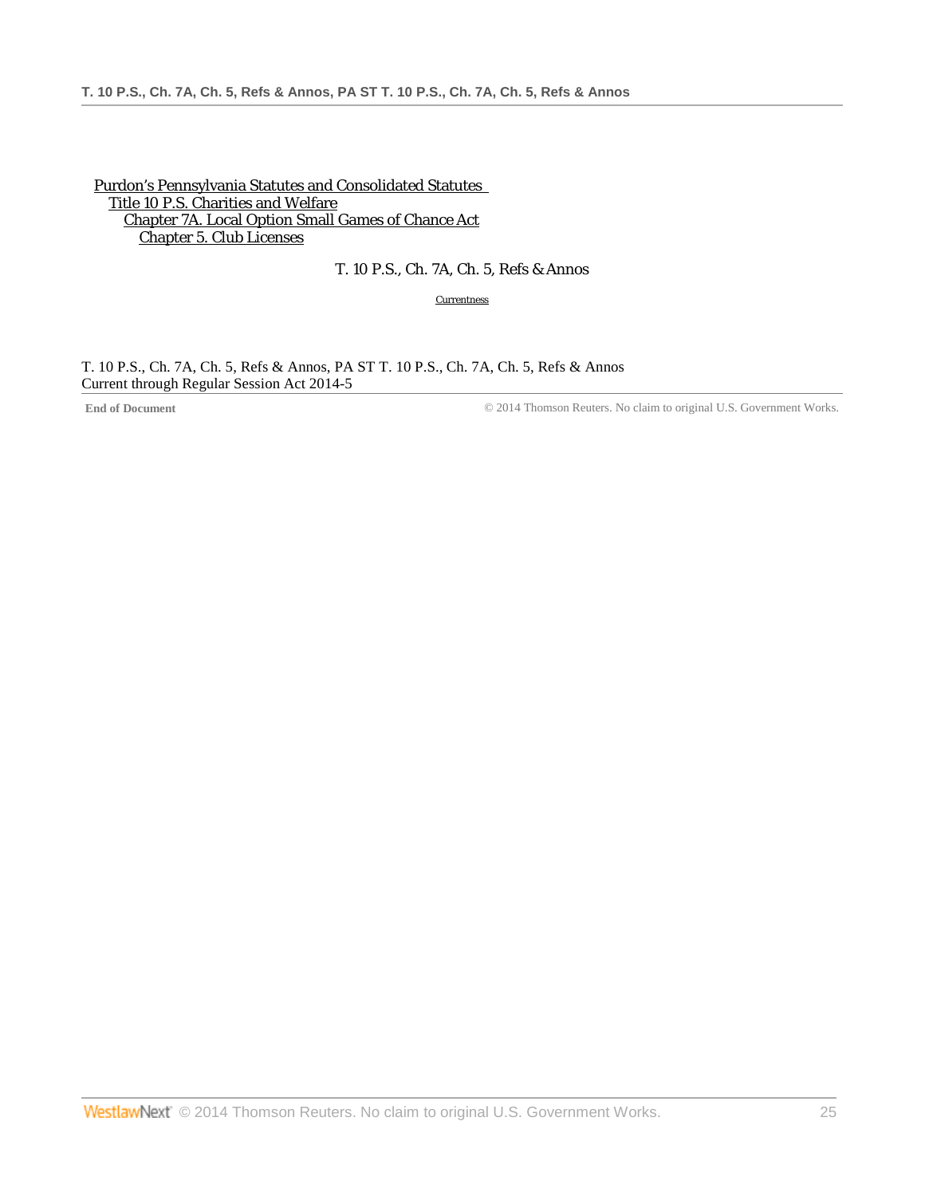Purdon's Pennsylvania Statutes and Consolidated Statutes
Title 10 P.S. Charities and Welfare
Chapter 7A. Local Option Small Games of Chance Act
Chapter 5. Club Licenses

T. 10 P.S., Ch. 7A, Ch. 5, Refs & Annos

Currentness

T. 10 P.S., Ch. 7A, Ch. 5, Refs & Annos, PA ST T. 10 P.S., Ch. 7A, Ch. 5, Refs & Annos
Current through Regular Session Act 2014-5

**End of Document** © 2014 Thomson Reuters. No claim to original U.S. Government Works.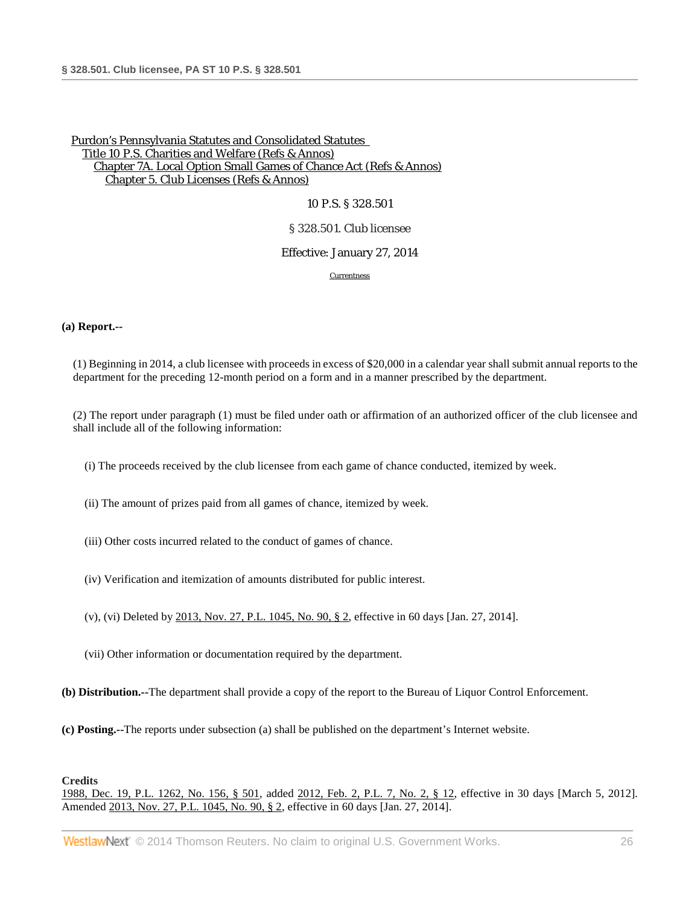Purdon's Pennsylvania Statutes and Consolidated Statutes
Title 10 P.S. Charities and Welfare (Refs & Annos)
Chapter 7A. Local Option Small Games of Chance Act (Refs & Annos)
Chapter 5. Club Licenses (Refs & Annos)

10 P.S. § 328.501

§ 328.501. Club licensee

Effective: January 27, 2014

Currentness

**(a) Report.--**

(1) Beginning in 2014, a club licensee with proceeds in excess of $20,000 in a calendar year shall submit annual reports to the department for the preceding 12-month period on a form and in a manner prescribed by the department.

(2) The report under paragraph (1) must be filed under oath or affirmation of an authorized officer of the club licensee and shall include all of the following information:

(i) The proceeds received by the club licensee from each game of chance conducted, itemized by week.

(ii) The amount of prizes paid from all games of chance, itemized by week.

(iii) Other costs incurred related to the conduct of games of chance.

(iv) Verification and itemization of amounts distributed for public interest.

(v), (vi) Deleted by 2013, Nov. 27, P.L. 1045, No. 90, § 2, effective in 60 days [Jan. 27, 2014].

(vii) Other information or documentation required by the department.

**(b) Distribution.--**The department shall provide a copy of the report to the Bureau of Liquor Control Enforcement.

**(c) Posting.--**The reports under subsection (a) shall be published on the department's Internet website.

**Credits**

1988, Dec. 19, P.L. 1262, No. 156, § 501, added 2012, Feb. 2, P.L. 7, No. 2, § 12, effective in 30 days [March 5, 2012]. Amended 2013, Nov. 27, P.L. 1045, No. 90, § 2, effective in 60 days [Jan. 27, 2014].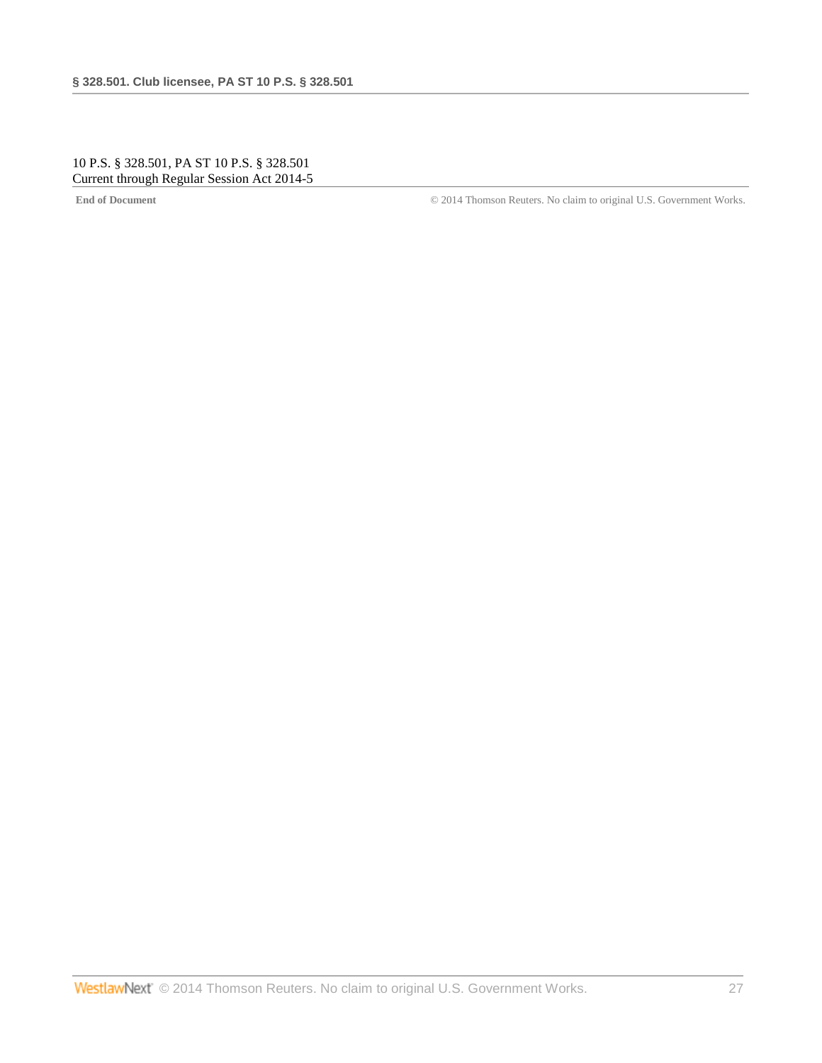10 P.S. § 328.501, PA ST 10 P.S. § 328.501
Current through Regular Session Act 2014-5

**End of Document** © 2014 Thomson Reuters. No claim to original U.S. Government Works.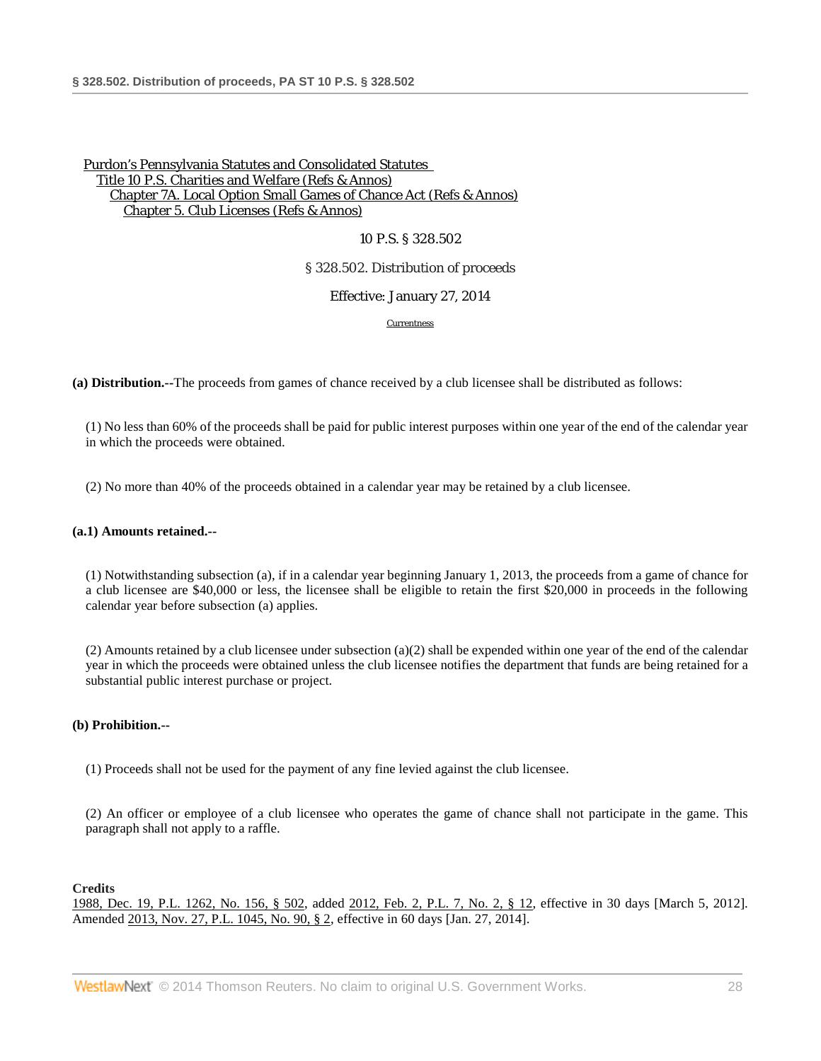Purdon's Pennsylvania Statutes and Consolidated Statutes
Title 10 P.S. Charities and Welfare (Refs & Annos)
Chapter 7A. Local Option Small Games of Chance Act (Refs & Annos)
Chapter 5. Club Licenses (Refs & Annos)

10 P.S. § 328.502

§ 328.502. Distribution of proceeds

Effective: January 27, 2014

Currentness

**(a) Distribution.--**The proceeds from games of chance received by a club licensee shall be distributed as follows:

(1) No less than 60% of the proceeds shall be paid for public interest purposes within one year of the end of the calendar year in which the proceeds were obtained.

(2) No more than 40% of the proceeds obtained in a calendar year may be retained by a club licensee.

**(a.1) Amounts retained.--**

(1) Notwithstanding subsection (a), if in a calendar year beginning January 1, 2013, the proceeds from a game of chance for a club licensee are $40,000 or less, the licensee shall be eligible to retain the first $20,000 in proceeds in the following calendar year before subsection (a) applies.

(2) Amounts retained by a club licensee under subsection (a)(2) shall be expended within one year of the end of the calendar year in which the proceeds were obtained unless the club licensee notifies the department that funds are being retained for a substantial public interest purchase or project.

**(b) Prohibition.--**

(1) Proceeds shall not be used for the payment of any fine levied against the club licensee.

(2) An officer or employee of a club licensee who operates the game of chance shall not participate in the game. This paragraph shall not apply to a raffle.

**Credits**

1988, Dec. 19, P.L. 1262, No. 156, § 502, added 2012, Feb. 2, P.L. 7, No. 2, § 12, effective in 30 days [March 5, 2012]. Amended 2013, Nov. 27, P.L. 1045, No. 90, § 2, effective in 60 days [Jan. 27, 2014].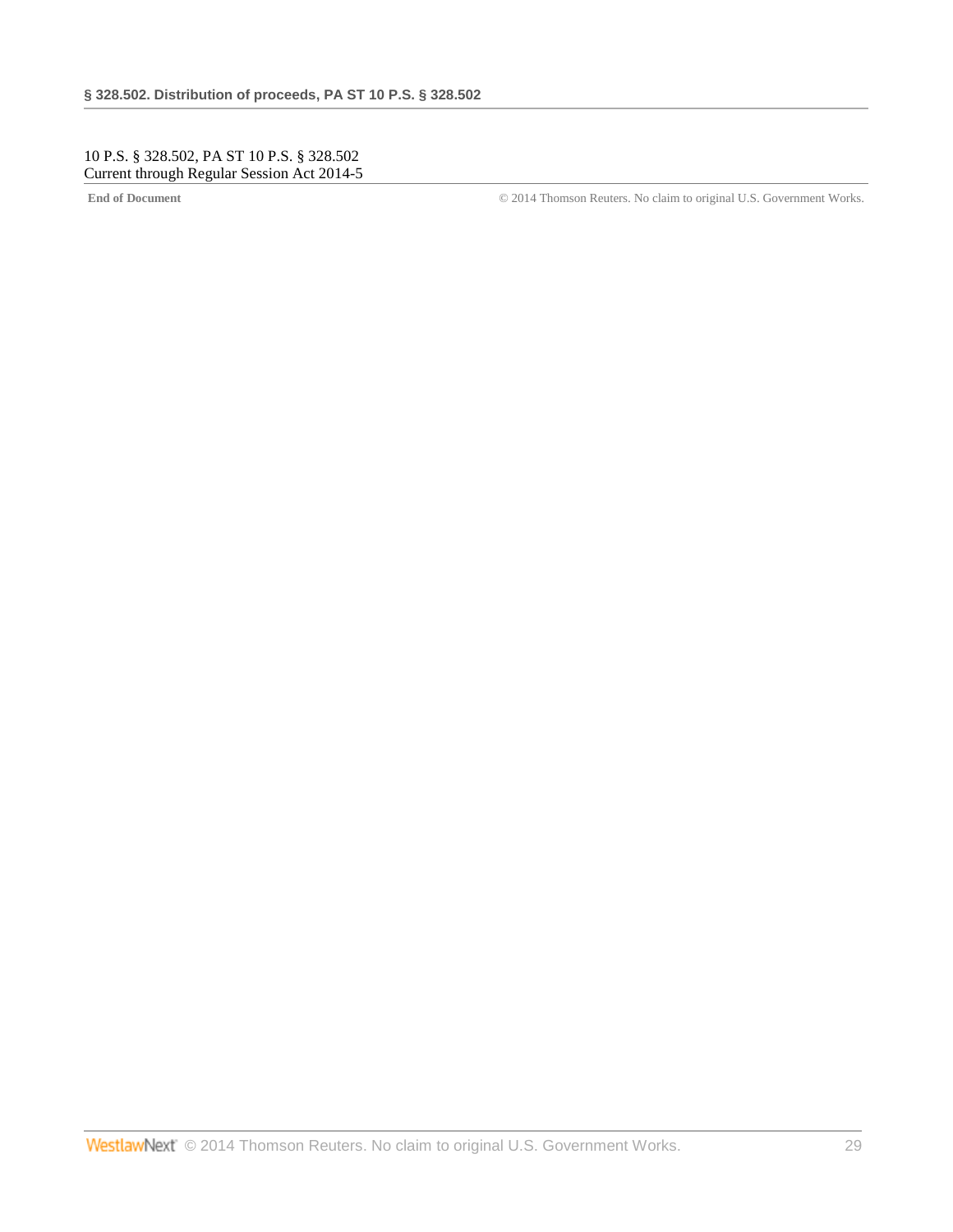10 P.S. § 328.502, PA ST 10 P.S. § 328.502
Current through Regular Session Act 2014-5

**End of Document** © 2014 Thomson Reuters. No claim to original U.S. Government Works.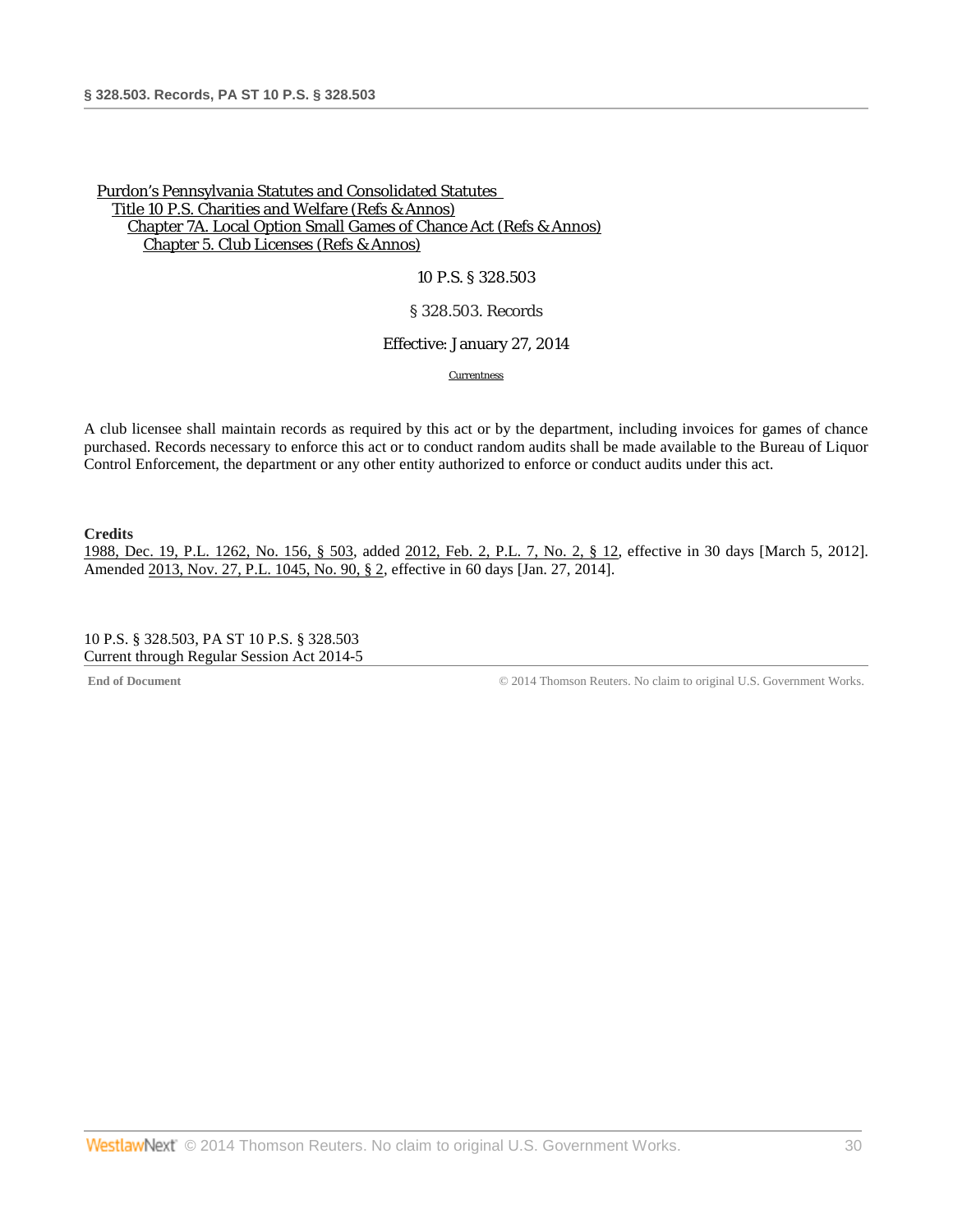Purdon's Pennsylvania Statutes and Consolidated Statutes
Title 10 P.S. Charities and Welfare (Refs & Annos)
Chapter 7A. Local Option Small Games of Chance Act (Refs & Annos)
Chapter 5. Club Licenses (Refs & Annos)

10 P.S. § 328.503

## § 328.503. Records

Effective: January 27, 2014

Currentness

A club licensee shall maintain records as required by this act or by the department, including invoices for games of chance purchased. Records necessary to enforce this act or to conduct random audits shall be made available to the Bureau of Liquor Control Enforcement, the department or any other entity authorized to enforce or conduct audits under this act.

**Credits**

1988, Dec. 19, P.L. 1262, No. 156, § 503, added 2012, Feb. 2, P.L. 7, No. 2, § 12, effective in 30 days [March 5, 2012]. Amended 2013, Nov. 27, P.L. 1045, No. 90, § 2, effective in 60 days [Jan. 27, 2014].

10 P.S. § 328.503, PA ST 10 P.S. § 328.503
Current through Regular Session Act 2014-5

**End of Document** © 2014 Thomson Reuters. No claim to original U.S. Government Works.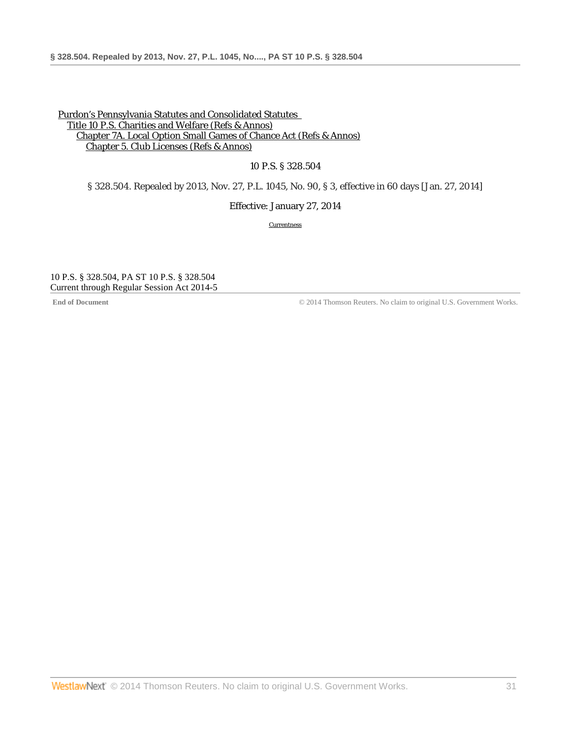Purdon's Pennsylvania Statutes and Consolidated Statutes
Title 10 P.S. Charities and Welfare (Refs & Annos)
Chapter 7A. Local Option Small Games of Chance Act (Refs & Annos)
Chapter 5. Club Licenses (Refs & Annos)

10 P.S. § 328.504

§ 328.504. Repealed by 2013, Nov. 27, P.L. 1045, No. 90, § 3, effective in 60 days [Jan. 27, 2014]

Effective: January 27, 2014

Currentness

10 P.S. § 328.504, PA ST 10 P.S. § 328.504
Current through Regular Session Act 2014-5

**End of Document** © 2014 Thomson Reuters. No claim to original U.S. Government Works.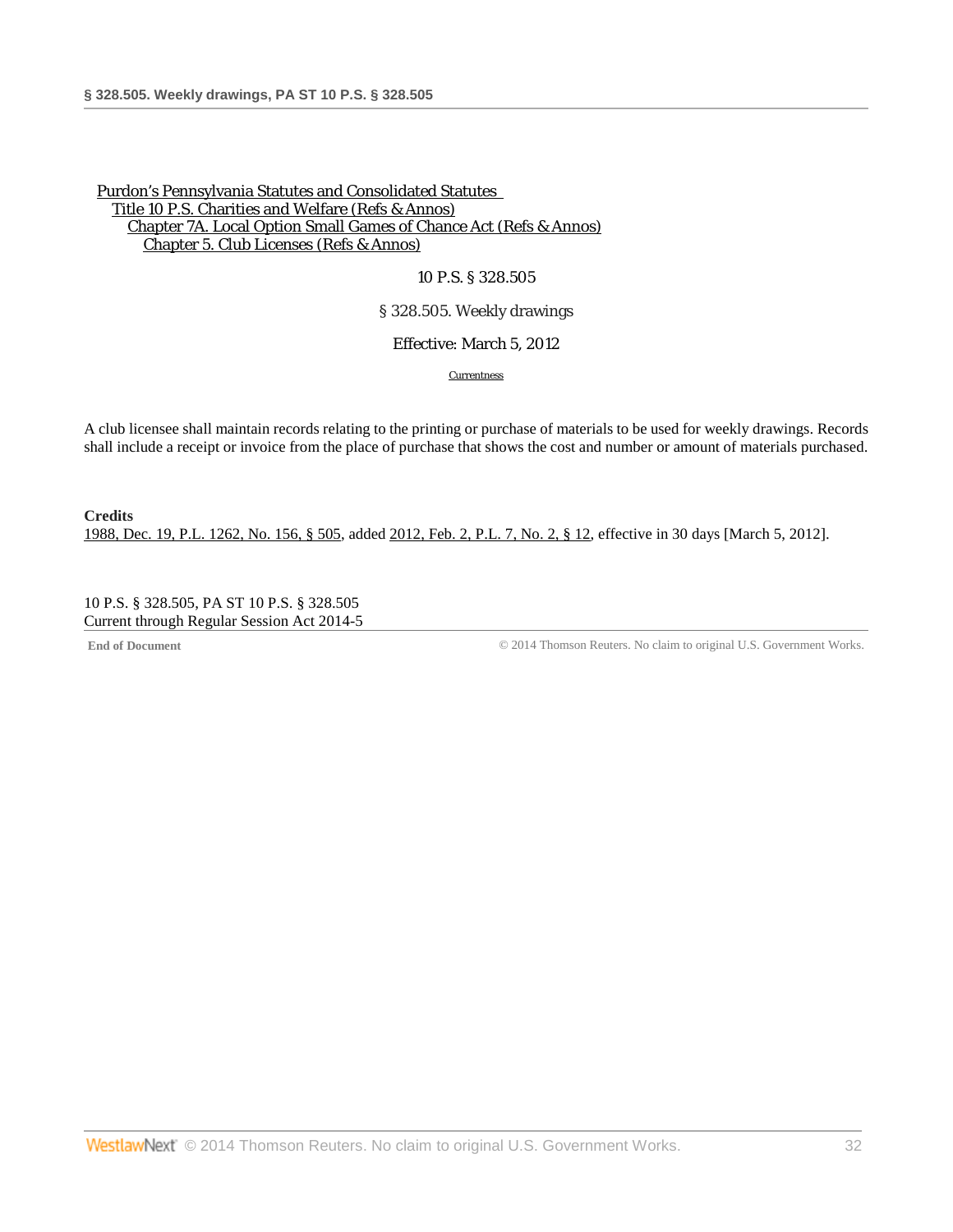Purdon's Pennsylvania Statutes and Consolidated Statutes
Title 10 P.S. Charities and Welfare (Refs & Annos)
Chapter 7A. Local Option Small Games of Chance Act (Refs & Annos)
Chapter 5. Club Licenses (Refs & Annos)

10 P.S. § 328.505

# § 328.505. Weekly drawings

Effective: March 5, 2012

Currentness

A club licensee shall maintain records relating to the printing or purchase of materials to be used for weekly drawings. Records shall include a receipt or invoice from the place of purchase that shows the cost and number or amount of materials purchased.

**Credits**

1988, Dec. 19, P.L. 1262, No. 156, § 505, added 2012, Feb. 2, P.L. 7, No. 2, § 12, effective in 30 days [March 5, 2012].

10 P.S. § 328.505, PA ST 10 P.S. § 328.505
Current through Regular Session Act 2014-5

**End of Document**

© 2014 Thomson Reuters. No claim to original U.S. Government Works.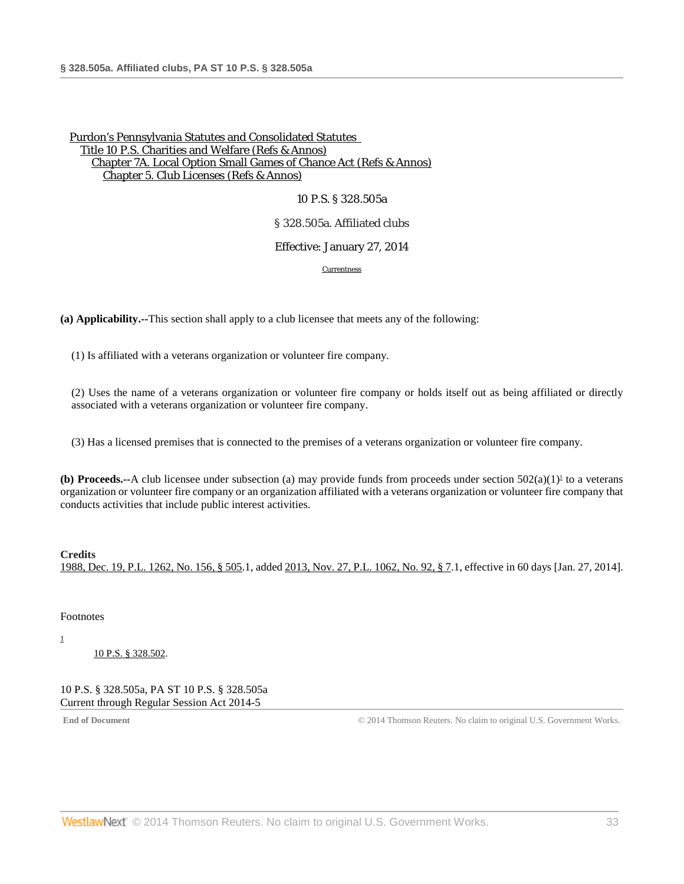Purdon's Pennsylvania Statutes and Consolidated Statutes
Title 10 P.S. Charities and Welfare (Refs & Annos)
Chapter 7A. Local Option Small Games of Chance Act (Refs & Annos)
Chapter 5. Club Licenses (Refs & Annos)

10 P.S. § 328.505a

§ 328.505a. Affiliated clubs

Effective: January 27, 2014

Currentness

**(a) Applicability.--**This section shall apply to a club licensee that meets any of the following:

(1) Is affiliated with a veterans organization or volunteer fire company.

(2) Uses the name of a veterans organization or volunteer fire company or holds itself out as being affiliated or directly associated with a veterans organization or volunteer fire company.

(3) Has a licensed premises that is connected to the premises of a veterans organization or volunteer fire company.

**(b) Proceeds.--**A club licensee under subsection (a) may provide funds from proceeds under section 502(a)(1)[1] to a veterans organization or volunteer fire company or an organization affiliated with a veterans organization or volunteer fire company that conducts activities that include public interest activities.

**Credits**

1988, Dec. 19, P.L. 1262, No. 156, § 505.1, added 2013, Nov. 27, P.L. 1062, No. 92, § 7.1, effective in 60 days [Jan. 27, 2014].

Footnotes

1 10 P.S. § 328.502.

10 P.S. § 328.505a, PA ST 10 P.S. § 328.505a
Current through Regular Session Act 2014-5

End of Document © 2014 Thomson Reuters. No claim to original U.S. Government Works.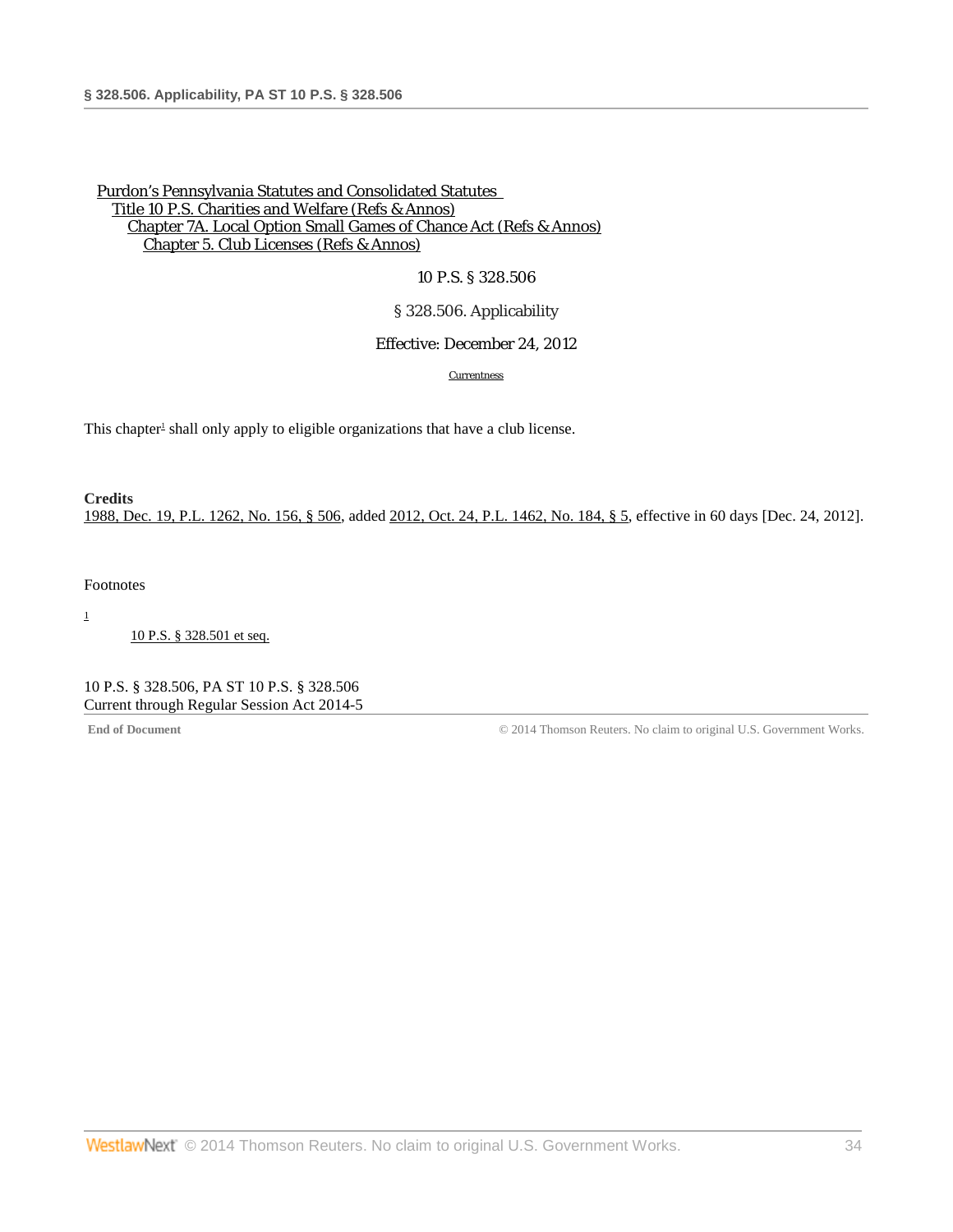Purdon's Pennsylvania Statutes and Consolidated Statutes
Title 10 P.S. Charities and Welfare (Refs & Annos)
Chapter 7A. Local Option Small Games of Chance Act (Refs & Annos)
Chapter 5. Club Licenses (Refs & Annos)

10 P.S. § 328.506

§ 328.506. Applicability

Effective: December 24, 2012

Currentness

This chapter[1] shall only apply to eligible organizations that have a club license.

**Credits**

1988, Dec. 19, P.L. 1262, No. 156, § 506, added 2012, Oct. 24, P.L. 1462, No. 184, § 5, effective in 60 days [Dec. 24, 2012].

Footnotes

[1] 10 P.S. § 328.501 et seq.

10 P.S. § 328.506, PA ST 10 P.S. § 328.506
Current through Regular Session Act 2014-5

End of Document © 2014 Thomson Reuters. No claim to original U.S. Government Works.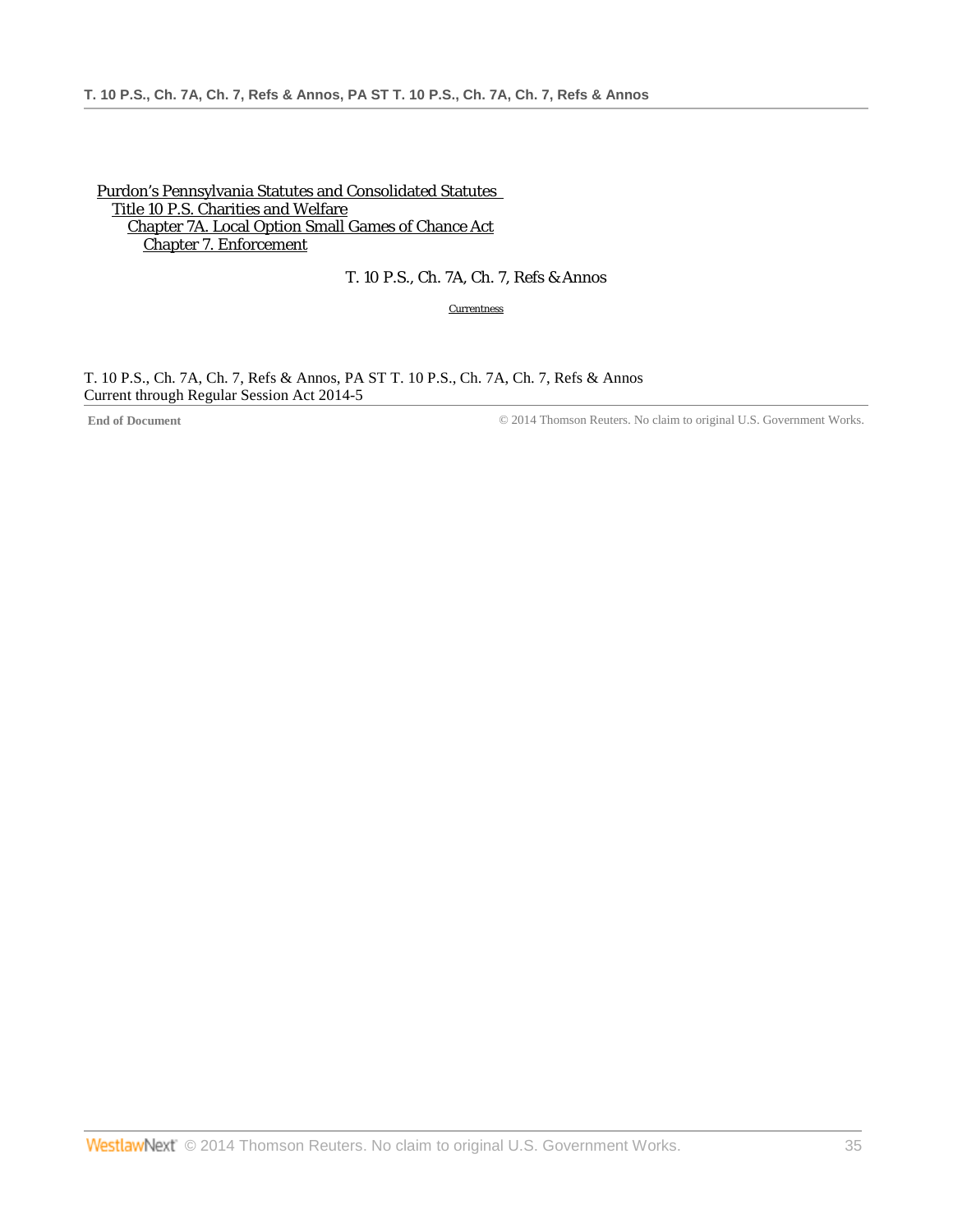Purdon's Pennsylvania Statutes and Consolidated Statutes
Title 10 P.S. Charities and Welfare
Chapter 7A. Local Option Small Games of Chance Act
Chapter 7. Enforcement

T. 10 P.S., Ch. 7A, Ch. 7, Refs & Annos

Currentness

T. 10 P.S., Ch. 7A, Ch. 7, Refs & Annos, PA ST T. 10 P.S., Ch. 7A, Ch. 7, Refs & Annos
Current through Regular Session Act 2014-5

**End of Document** © 2014 Thomson Reuters. No claim to original U.S. Government Works.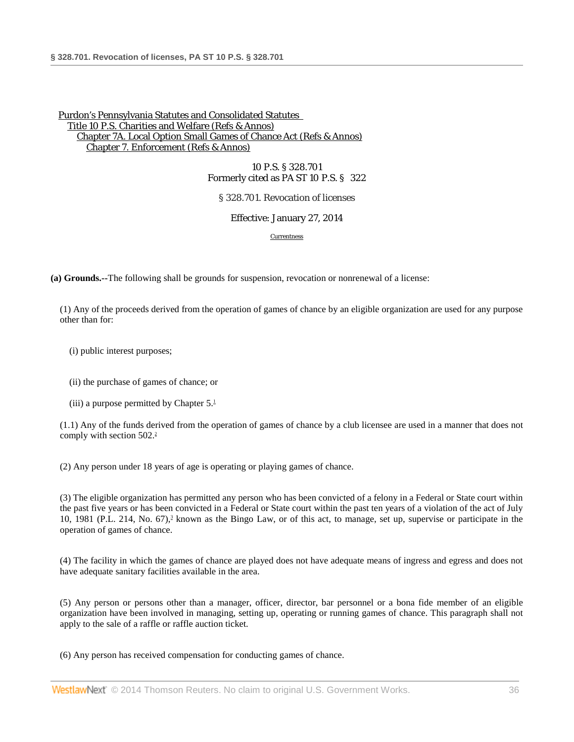Purdon's Pennsylvania Statutes and Consolidated Statutes
Title 10 P.S. Charities and Welfare (Refs & Annos)
Chapter 7A. Local Option Small Games of Chance Act (Refs & Annos)
Chapter 7. Enforcement (Refs & Annos)

10 P.S. § 328.701
Formerly cited as PA ST 10 P.S. § 322

§ 328.701. Revocation of licenses

Effective: January 27, 2014

Currentness

**(a) Grounds.--**The following shall be grounds for suspension, revocation or nonrenewal of a license:

(1) Any of the proceeds derived from the operation of games of chance by an eligible organization are used for any purpose other than for:

(i) public interest purposes;

(ii) the purchase of games of chance; or

(iii) a purpose permitted by Chapter 5.[1]

(1.1) Any of the funds derived from the operation of games of chance by a club licensee are used in a manner that does not comply with section 502.[2]

(2) Any person under 18 years of age is operating or playing games of chance.

(3) The eligible organization has permitted any person who has been convicted of a felony in a Federal or State court within the past five years or has been convicted in a Federal or State court within the past ten years of a violation of the act of July 10, 1981 (P.L. 214, No. 67),[3] known as the Bingo Law, or of this act, to manage, set up, supervise or participate in the operation of games of chance.

(4) The facility in which the games of chance are played does not have adequate means of ingress and egress and does not have adequate sanitary facilities available in the area.

(5) Any person or persons other than a manager, officer, director, bar personnel or a bona fide member of an eligible organization have been involved in managing, setting up, operating or running games of chance. This paragraph shall not apply to the sale of a raffle or raffle auction ticket.

(6) Any person has received compensation for conducting games of chance.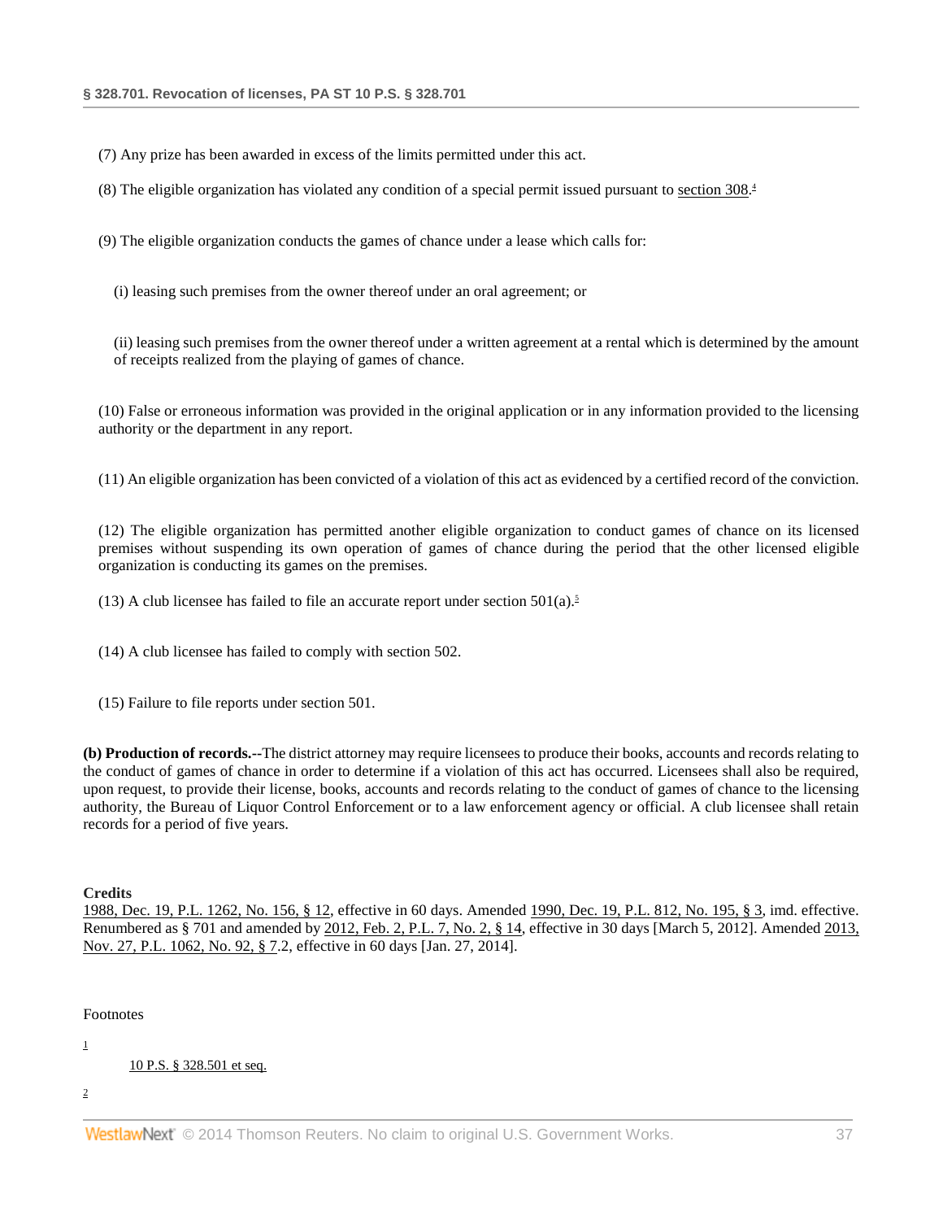(7) Any prize has been awarded in excess of the limits permitted under this act.

(8) The eligible organization has violated any condition of a special permit issued pursuant to section 308.[4]

(9) The eligible organization conducts the games of chance under a lease which calls for:

(i) leasing such premises from the owner thereof under an oral agreement; or

(ii) leasing such premises from the owner thereof under a written agreement at a rental which is determined by the amount of receipts realized from the playing of games of chance.

(10) False or erroneous information was provided in the original application or in any information provided to the licensing authority or the department in any report.

(11) An eligible organization has been convicted of a violation of this act as evidenced by a certified record of the conviction.

(12) The eligible organization has permitted another eligible organization to conduct games of chance on its licensed premises without suspending its own operation of games of chance during the period that the other licensed eligible organization is conducting its games on the premises.

(13) A club licensee has failed to file an accurate report under section 501(a).[5]

(14) A club licensee has failed to comply with section 502.

(15) Failure to file reports under section 501.

**(b) Production of records.--**The district attorney may require licensees to produce their books, accounts and records relating to the conduct of games of chance in order to determine if a violation of this act has occurred. Licensees shall also be required, upon request, to provide their license, books, accounts and records relating to the conduct of games of chance to the licensing authority, the Bureau of Liquor Control Enforcement or to a law enforcement agency or official. A club licensee shall retain records for a period of five years.

**Credits**

1988, Dec. 19, P.L. 1262, No. 156, § 12, effective in 60 days. Amended 1990, Dec. 19, P.L. 812, No. 195, § 3, imd. effective. Renumbered as § 701 and amended by 2012, Feb. 2, P.L. 7, No. 2, § 14, effective in 30 days [March 5, 2012]. Amended 2013, Nov. 27, P.L. 1062, No. 92, § 7.2, effective in 60 days [Jan. 27, 2014].

Footnotes

1

10 P.S. § 328.501 et seq.

2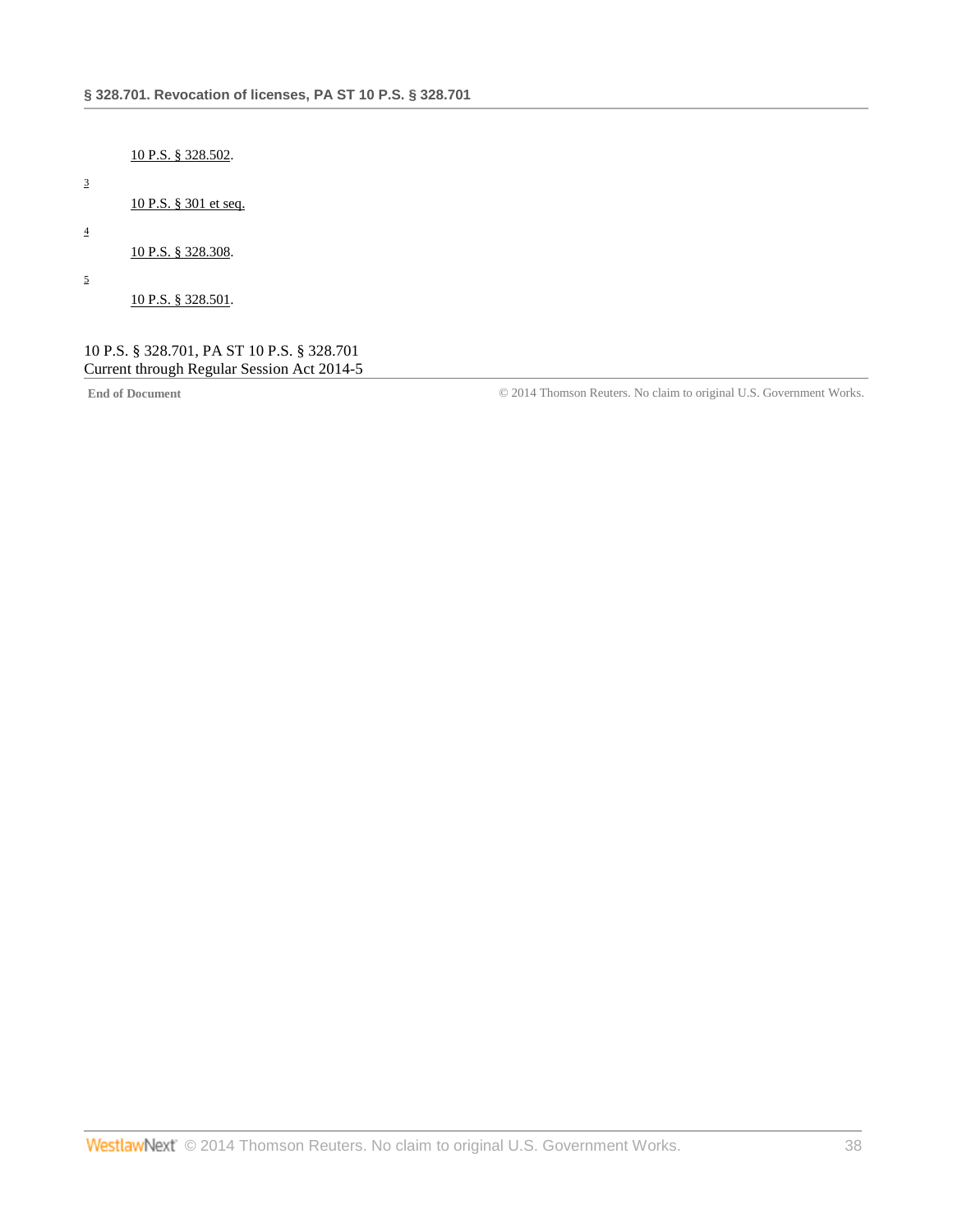10 P.S. § 328.502.

[3]

10 P.S. § 301 et seq.

[4]

10 P.S. § 328.308.

[5]

10 P.S. § 328.501.

10 P.S. § 328.701, PA ST 10 P.S. § 328.701
Current through Regular Session Act 2014-5

**End of Document** © 2014 Thomson Reuters. No claim to original U.S. Government Works.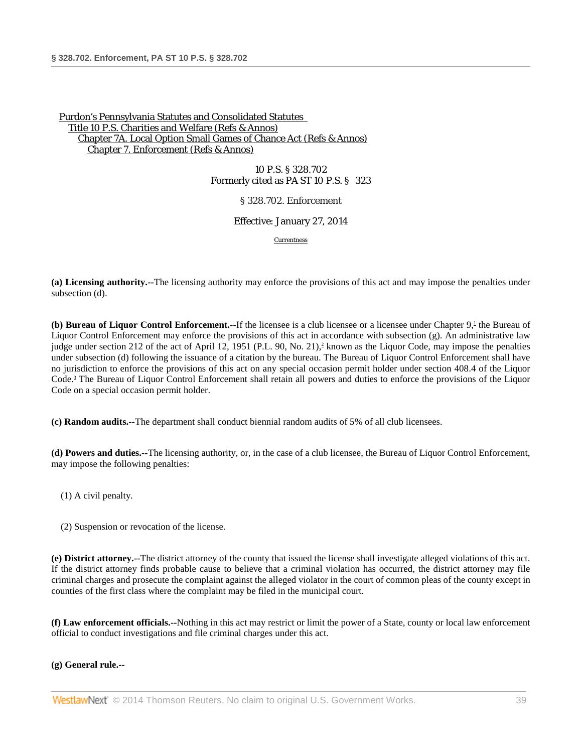Purdon's Pennsylvania Statutes and Consolidated Statutes
Title 10 P.S. Charities and Welfare (Refs & Annos)
Chapter 7A. Local Option Small Games of Chance Act (Refs & Annos)
Chapter 7. Enforcement (Refs & Annos)

10 P.S. § 328.702
Formerly cited as PA ST 10 P.S. § 323

§ 328.702. Enforcement

Effective: January 27, 2014

Currentness

**(a) Licensing authority.--**The licensing authority may enforce the provisions of this act and may impose the penalties under subsection (d).

**(b) Bureau of Liquor Control Enforcement.--**If the licensee is a club licensee or a licensee under Chapter 9,[1] the Bureau of Liquor Control Enforcement may enforce the provisions of this act in accordance with subsection (g). An administrative law judge under section 212 of the act of April 12, 1951 (P.L. 90, No. 21),[2] known as the Liquor Code, may impose the penalties under subsection (d) following the issuance of a citation by the bureau. The Bureau of Liquor Control Enforcement shall have no jurisdiction to enforce the provisions of this act on any special occasion permit holder under section 408.4 of the Liquor Code.[3] The Bureau of Liquor Control Enforcement shall retain all powers and duties to enforce the provisions of the Liquor Code on a special occasion permit holder.

**(c) Random audits.--**The department shall conduct biennial random audits of 5% of all club licensees.

**(d) Powers and duties.--**The licensing authority, or, in the case of a club licensee, the Bureau of Liquor Control Enforcement, may impose the following penalties:

(1) A civil penalty.

(2) Suspension or revocation of the license.

**(e) District attorney.--**The district attorney of the county that issued the license shall investigate alleged violations of this act. If the district attorney finds probable cause to believe that a criminal violation has occurred, the district attorney may file criminal charges and prosecute the complaint against the alleged violator in the court of common pleas of the county except in counties of the first class where the complaint may be filed in the municipal court.

**(f) Law enforcement officials.--**Nothing in this act may restrict or limit the power of a State, county or local law enforcement official to conduct investigations and file criminal charges under this act.

**(g) General rule.--**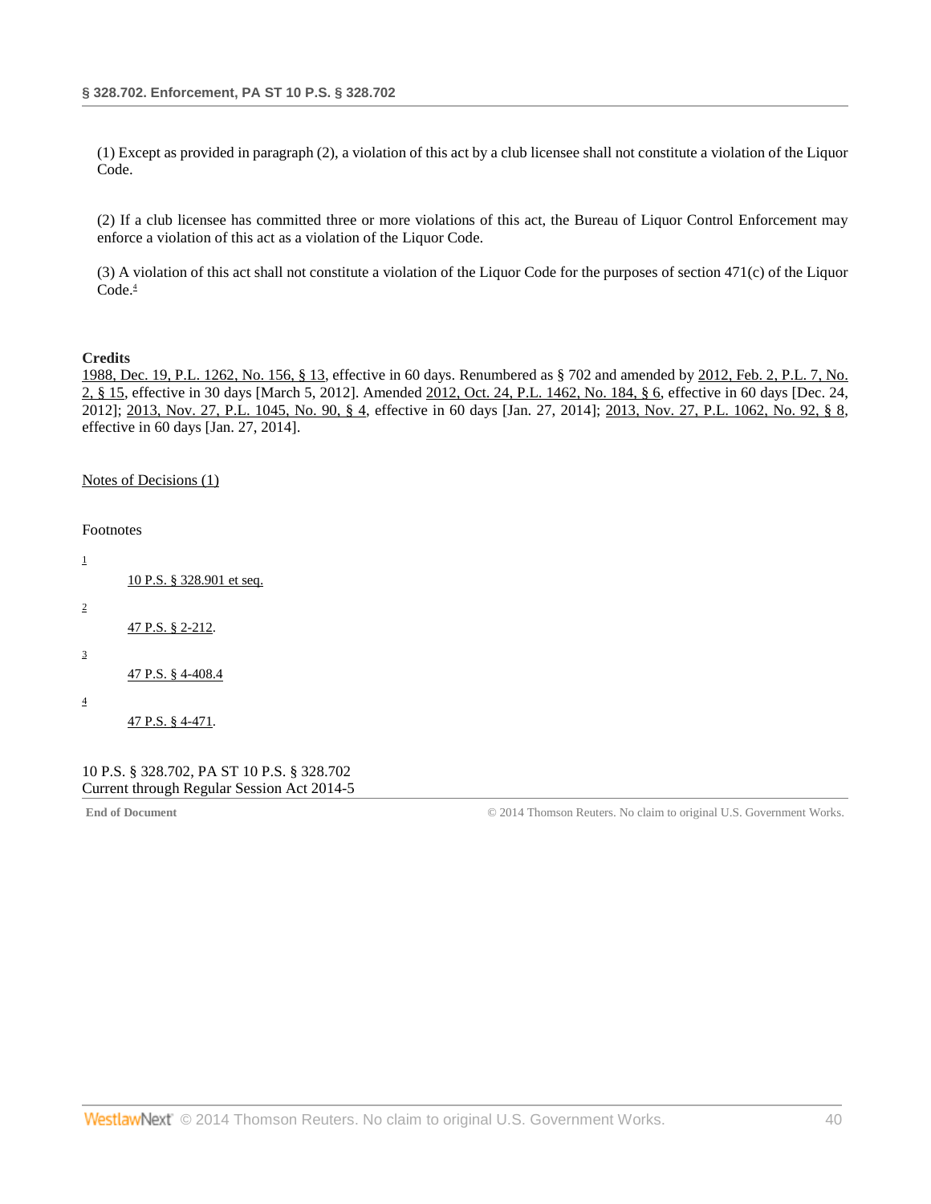(1) Except as provided in paragraph (2), a violation of this act by a club licensee shall not constitute a violation of the Liquor Code.

(2) If a club licensee has committed three or more violations of this act, the Bureau of Liquor Control Enforcement may enforce a violation of this act as a violation of the Liquor Code.

(3) A violation of this act shall not constitute a violation of the Liquor Code for the purposes of section 471(c) of the Liquor Code.[4]

**Credits**

1988, Dec. 19, P.L. 1262, No. 156, § 13, effective in 60 days. Renumbered as § 702 and amended by 2012, Feb. 2, P.L. 7, No. 2, § 15, effective in 30 days [March 5, 2012]. Amended 2012, Oct. 24, P.L. 1462, No. 184, § 6, effective in 60 days [Dec. 24, 2012]; 2013, Nov. 27, P.L. 1045, No. 90, § 4, effective in 60 days [Jan. 27, 2014]; 2013, Nov. 27, P.L. 1062, No. 92, § 8, effective in 60 days [Jan. 27, 2014].

Notes of Decisions (1)

Footnotes

[1] 10 P.S. § 328.901 et seq.

[2] 47 P.S. § 2-212.

[3] 47 P.S. § 4-408.4

[4] 47 P.S. § 4-471.

10 P.S. § 328.702, PA ST 10 P.S. § 328.702
Current through Regular Session Act 2014-5

**End of Document** © 2014 Thomson Reuters. No claim to original U.S. Government Works.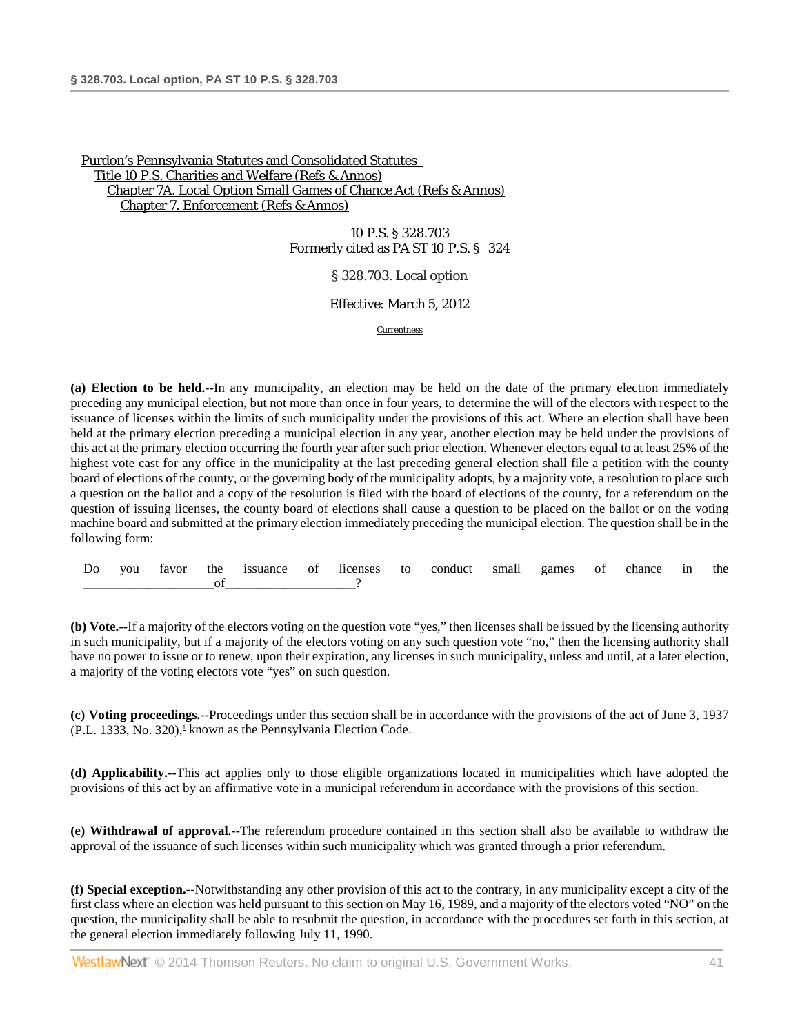Purdon's Pennsylvania Statutes and Consolidated Statutes
Title 10 P.S. Charities and Welfare (Refs & Annos)
Chapter 7A. Local Option Small Games of Chance Act (Refs & Annos)
Chapter 7. Enforcement (Refs & Annos)

10 P.S. § 328.703
Formerly cited as PA ST 10 P.S. § 324

§ 328.703. Local option

Effective: March 5, 2012

Currentness

**(a) Election to be held.**--In any municipality, an election may be held on the date of the primary election immediately preceding any municipal election, but not more than once in four years, to determine the will of the electors with respect to the issuance of licenses within the limits of such municipality under the provisions of this act. Where an election shall have been held at the primary election preceding a municipal election in any year, another election may be held under the provisions of this act at the primary election occurring the fourth year after such prior election. Whenever electors equal to at least 25% of the highest vote cast for any office in the municipality at the last preceding general election shall file a petition with the county board of elections of the county, or the governing body of the municipality adopts, by a majority vote, a resolution to place such a question on the ballot and a copy of the resolution is filed with the board of elections of the county, for a referendum on the question of issuing licenses, the county board of elections shall cause a question to be placed on the ballot or on the voting machine board and submitted at the primary election immediately preceding the municipal election. The question shall be in the following form:

Do you favor the issuance of licenses to conduct small games of chance in the ____________________of____________________?

**(b) Vote.**--If a majority of the electors voting on the question vote "yes," then licenses shall be issued by the licensing authority in such municipality, but if a majority of the electors voting on any such question vote "no," then the licensing authority shall have no power to issue or to renew, upon their expiration, any licenses in such municipality, unless and until, at a later election, a majority of the voting electors vote "yes" on such question.

**(c) Voting proceedings.**--Proceedings under this section shall be in accordance with the provisions of the act of June 3, 1937 (P.L. 1333, No. 320),[1] known as the Pennsylvania Election Code.

**(d) Applicability.**--This act applies only to those eligible organizations located in municipalities which have adopted the provisions of this act by an affirmative vote in a municipal referendum in accordance with the provisions of this section.

**(e) Withdrawal of approval.**--The referendum procedure contained in this section shall also be available to withdraw the approval of the issuance of such licenses within such municipality which was granted through a prior referendum.

**(f) Special exception.**--Notwithstanding any other provision of this act to the contrary, in any municipality except a city of the first class where an election was held pursuant to this section on May 16, 1989, and a majority of the electors voted "NO" on the question, the municipality shall be able to resubmit the question, in accordance with the procedures set forth in this section, at the general election immediately following July 11, 1990.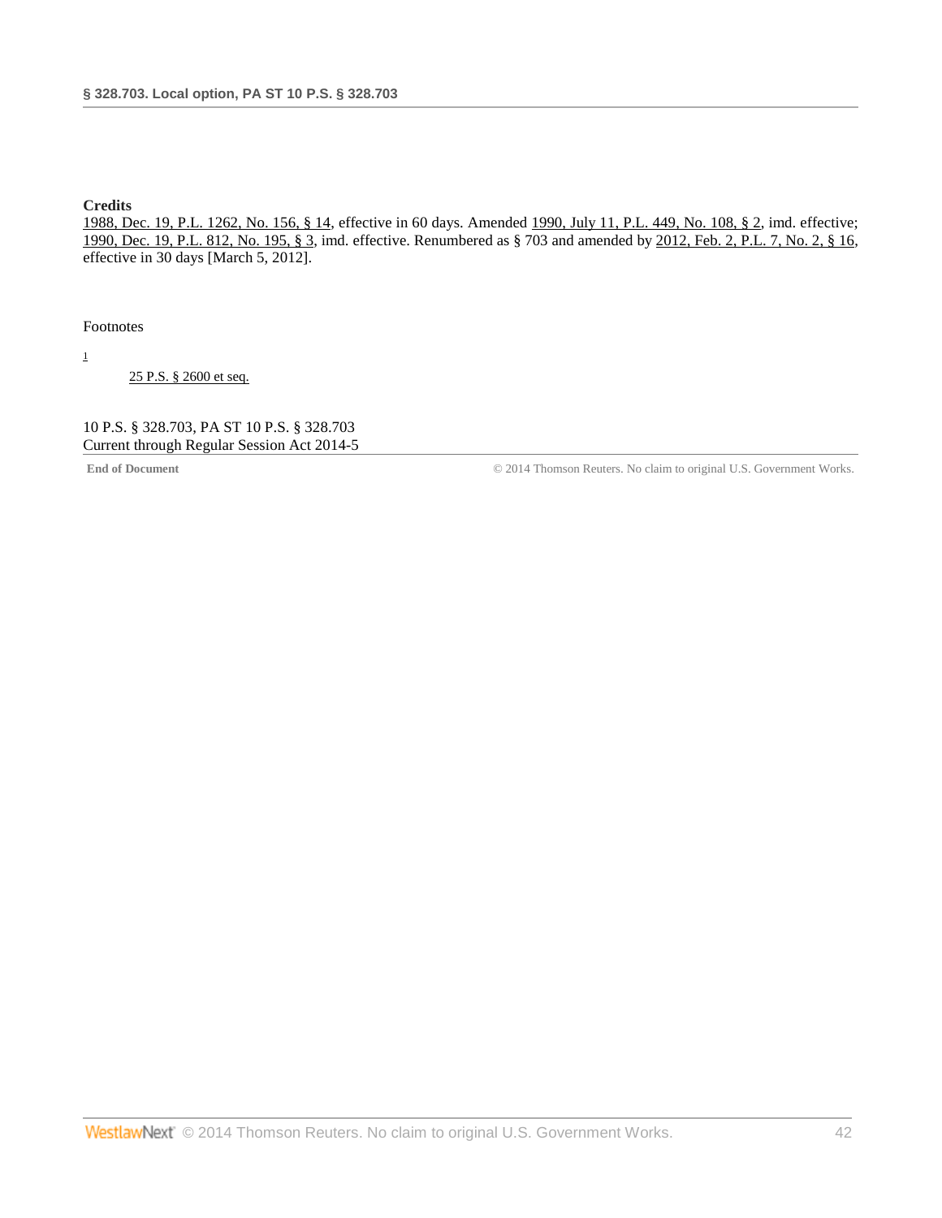**Credits**

1988, Dec. 19, P.L. 1262, No. 156, § 14, effective in 60 days. Amended 1990, July 11, P.L. 449, No. 108, § 2, imd. effective; 1990, Dec. 19, P.L. 812, No. 195, § 3, imd. effective. Renumbered as § 703 and amended by 2012, Feb. 2, P.L. 7, No. 2, § 16, effective in 30 days [March 5, 2012].

Footnotes

[1] 25 P.S. § 2600 et seq.

10 P.S. § 328.703, PA ST 10 P.S. § 328.703
Current through Regular Session Act 2014-5

**End of Document** © 2014 Thomson Reuters. No claim to original U.S. Government Works.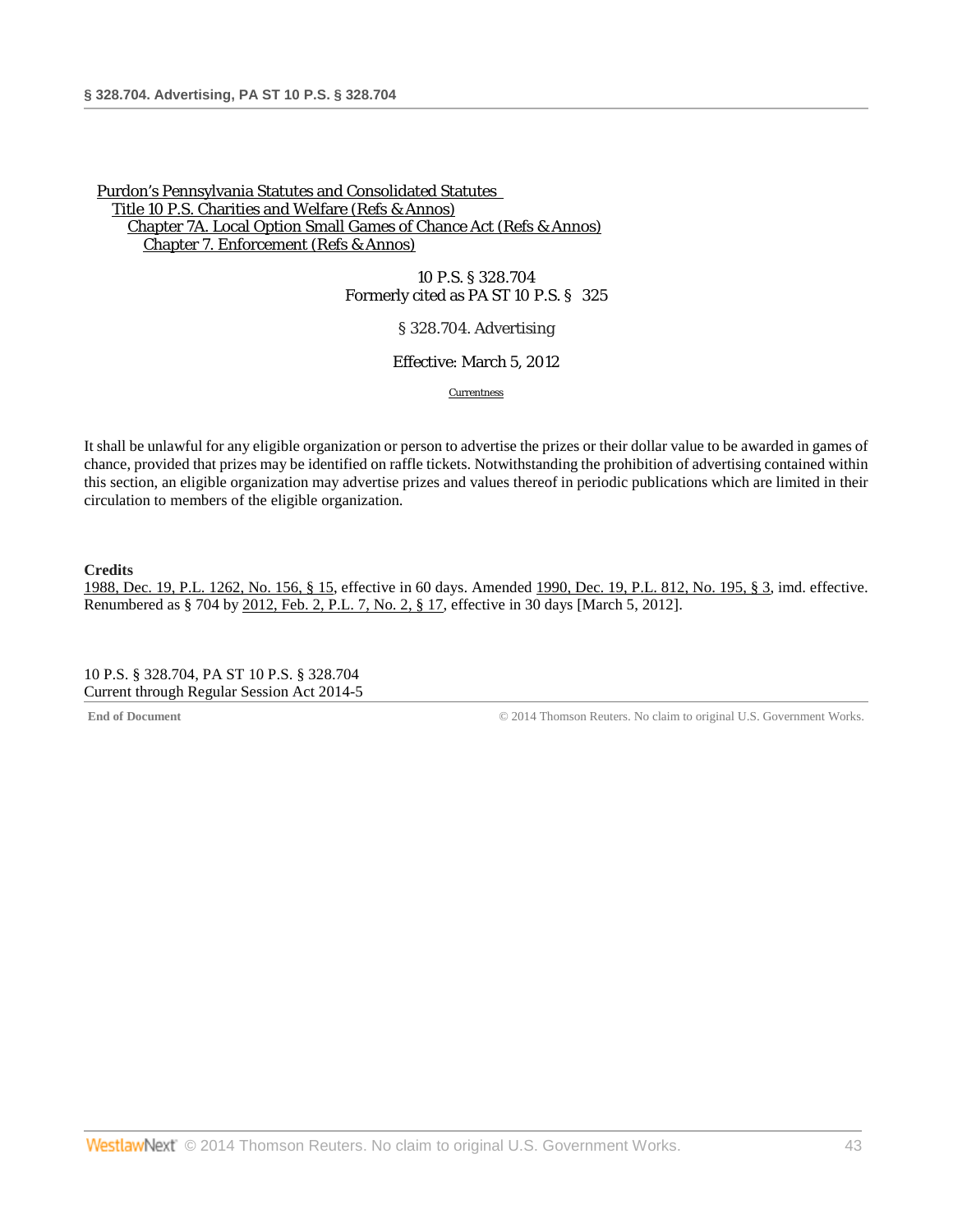Purdon's Pennsylvania Statutes and Consolidated Statutes
Title 10 P.S. Charities and Welfare (Refs & Annos)
Chapter 7A. Local Option Small Games of Chance Act (Refs & Annos)
Chapter 7. Enforcement (Refs & Annos)

10 P.S. § 328.704
Formerly cited as PA ST 10 P.S. § 325

§ 328.704. Advertising

Effective: March 5, 2012

Currentness

It shall be unlawful for any eligible organization or person to advertise the prizes or their dollar value to be awarded in games of chance, provided that prizes may be identified on raffle tickets. Notwithstanding the prohibition of advertising contained within this section, an eligible organization may advertise prizes and values thereof in periodic publications which are limited in their circulation to members of the eligible organization.

**Credits**

1988, Dec. 19, P.L. 1262, No. 156, § 15, effective in 60 days. Amended 1990, Dec. 19, P.L. 812, No. 195, § 3, imd. effective. Renumbered as § 704 by 2012, Feb. 2, P.L. 7, No. 2, § 17, effective in 30 days [March 5, 2012].

10 P.S. § 328.704, PA ST 10 P.S. § 328.704
Current through Regular Session Act 2014-5

**End of Document** © 2014 Thomson Reuters. No claim to original U.S. Government Works.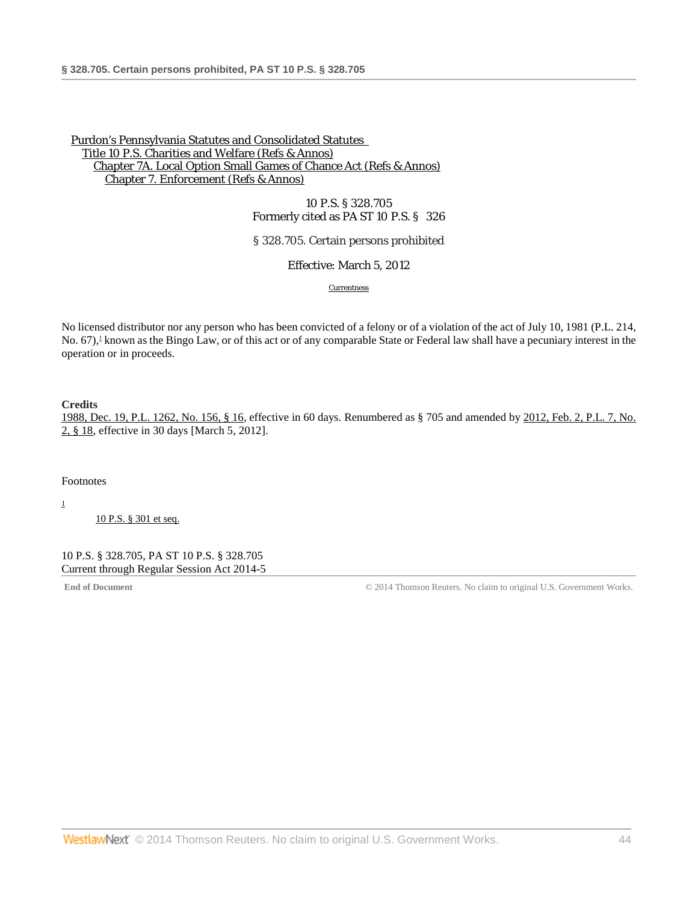Purdon's Pennsylvania Statutes and Consolidated Statutes
Title 10 P.S. Charities and Welfare (Refs & Annos)
Chapter 7A. Local Option Small Games of Chance Act (Refs & Annos)
Chapter 7. Enforcement (Refs & Annos)

10 P.S. § 328.705
Formerly cited as PA ST 10 P.S. § 326

# § 328.705. Certain persons prohibited

Effective: March 5, 2012

Currentness

No licensed distributor nor any person who has been convicted of a felony or of a violation of the act of July 10, 1981 (P.L. 214, No. 67),[1] known as the Bingo Law, or of this act or of any comparable State or Federal law shall have a pecuniary interest in the operation or in proceeds.

**Credits**

1988, Dec. 19, P.L. 1262, No. 156, § 16, effective in 60 days. Renumbered as § 705 and amended by 2012, Feb. 2, P.L. 7, No. 2, § 18, effective in 30 days [March 5, 2012].

Footnotes

[1] 10 P.S. § 301 et seq.

10 P.S. § 328.705, PA ST 10 P.S. § 328.705
Current through Regular Session Act 2014-5

**End of Document**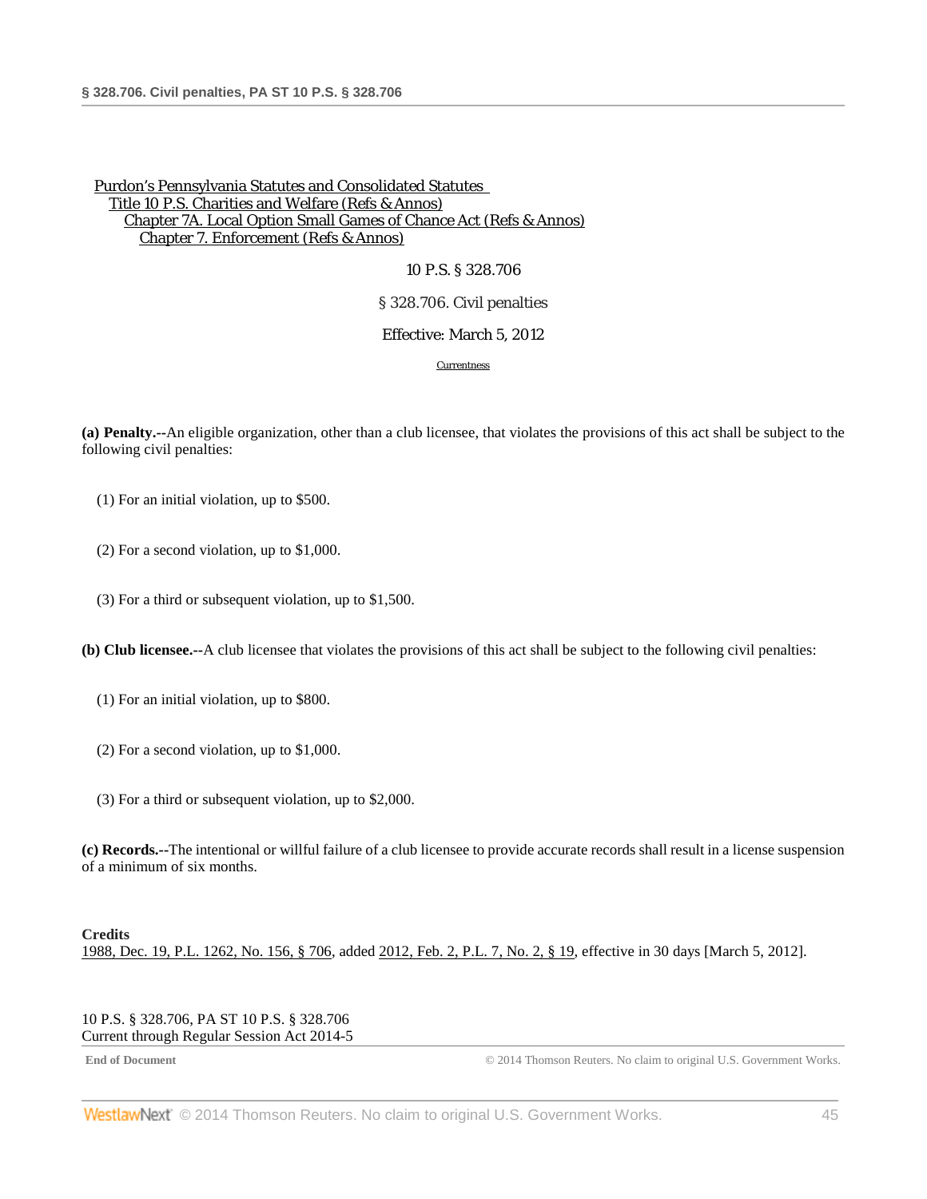Purdon's Pennsylvania Statutes and Consolidated Statutes
Title 10 P.S. Charities and Welfare (Refs & Annos)
Chapter 7A. Local Option Small Games of Chance Act (Refs & Annos)
Chapter 7. Enforcement (Refs & Annos)

10 P.S. § 328.706

§ 328.706. Civil penalties

Effective: March 5, 2012

Currentness

**(a) Penalty.**--An eligible organization, other than a club licensee, that violates the provisions of this act shall be subject to the following civil penalties:

(1) For an initial violation, up to $500.

(2) For a second violation, up to $1,000.

(3) For a third or subsequent violation, up to $1,500.

**(b) Club licensee.**--A club licensee that violates the provisions of this act shall be subject to the following civil penalties:

(1) For an initial violation, up to $800.

(2) For a second violation, up to $1,000.

(3) For a third or subsequent violation, up to $2,000.

**(c) Records.**--The intentional or willful failure of a club licensee to provide accurate records shall result in a license suspension of a minimum of six months.

**Credits**

1988, Dec. 19, P.L. 1262, No. 156, § 706, added 2012, Feb. 2, P.L. 7, No. 2, § 19, effective in 30 days [March 5, 2012].

10 P.S. § 328.706, PA ST 10 P.S. § 328.706
Current through Regular Session Act 2014-5

End of Document © 2014 Thomson Reuters. No claim to original U.S. Government Works.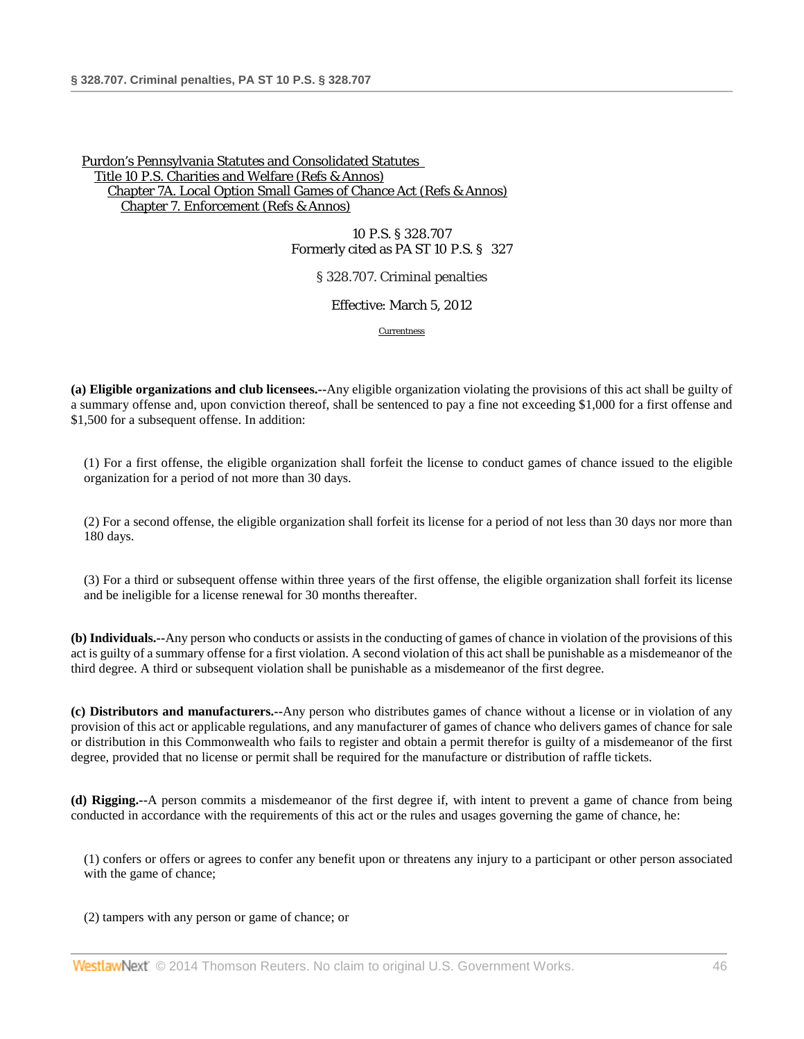Purdon's Pennsylvania Statutes and Consolidated Statutes
Title 10 P.S. Charities and Welfare (Refs & Annos)
Chapter 7A. Local Option Small Games of Chance Act (Refs & Annos)
Chapter 7. Enforcement (Refs & Annos)

10 P.S. § 328.707
Formerly cited as PA ST 10 P.S. § 327

# § 328.707. Criminal penalties

Effective: March 5, 2012

Currentness

**(a) Eligible organizations and club licensees.**--Any eligible organization violating the provisions of this act shall be guilty of a summary offense and, upon conviction thereof, shall be sentenced to pay a fine not exceeding $1,000 for a first offense and $1,500 for a subsequent offense. In addition:

(1) For a first offense, the eligible organization shall forfeit the license to conduct games of chance issued to the eligible organization for a period of not more than 30 days.

(2) For a second offense, the eligible organization shall forfeit its license for a period of not less than 30 days nor more than 180 days.

(3) For a third or subsequent offense within three years of the first offense, the eligible organization shall forfeit its license and be ineligible for a license renewal for 30 months thereafter.

**(b) Individuals.**--Any person who conducts or assists in the conducting of games of chance in violation of the provisions of this act is guilty of a summary offense for a first violation. A second violation of this act shall be punishable as a misdemeanor of the third degree. A third or subsequent violation shall be punishable as a misdemeanor of the first degree.

**(c) Distributors and manufacturers.**--Any person who distributes games of chance without a license or in violation of any provision of this act or applicable regulations, and any manufacturer of games of chance who delivers games of chance for sale or distribution in this Commonwealth who fails to register and obtain a permit therefor is guilty of a misdemeanor of the first degree, provided that no license or permit shall be required for the manufacture or distribution of raffle tickets.

**(d) Rigging.**--A person commits a misdemeanor of the first degree if, with intent to prevent a game of chance from being conducted in accordance with the requirements of this act or the rules and usages governing the game of chance, he:

(1) confers or offers or agrees to confer any benefit upon or threatens any injury to a participant or other person associated with the game of chance;

(2) tampers with any person or game of chance; or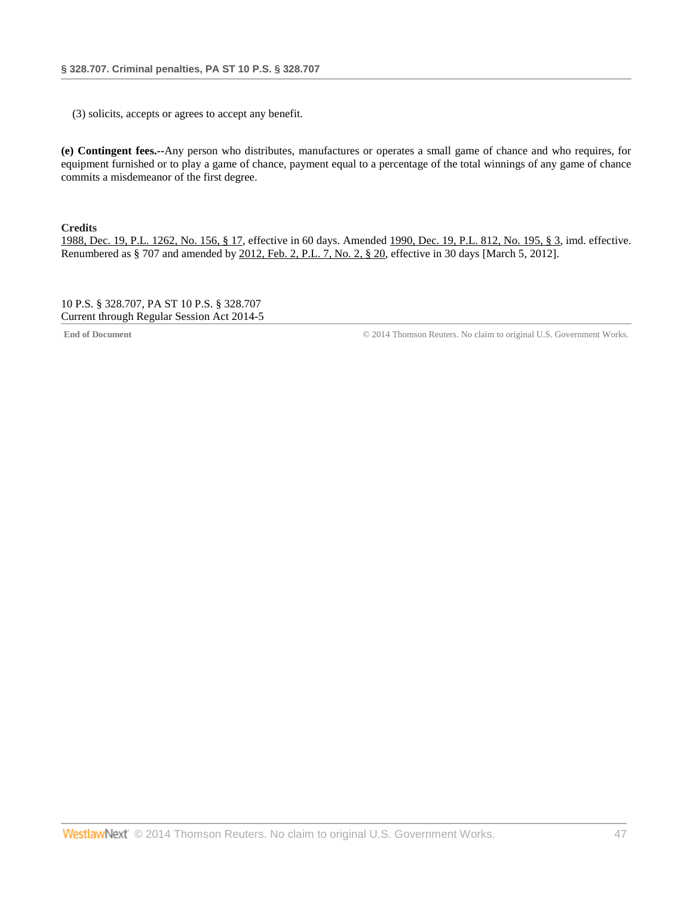(3) solicits, accepts or agrees to accept any benefit.

**(e) Contingent fees.--**Any person who distributes, manufactures or operates a small game of chance and who requires, for equipment furnished or to play a game of chance, payment equal to a percentage of the total winnings of any game of chance commits a misdemeanor of the first degree.

**Credits**

1988, Dec. 19, P.L. 1262, No. 156, § 17, effective in 60 days. Amended 1990, Dec. 19, P.L. 812, No. 195, § 3, imd. effective. Renumbered as § 707 and amended by 2012, Feb. 2, P.L. 7, No. 2, § 20, effective in 30 days [March 5, 2012].

10 P.S. § 328.707, PA ST 10 P.S. § 328.707
Current through Regular Session Act 2014-5

**End of Document** © 2014 Thomson Reuters. No claim to original U.S. Government Works.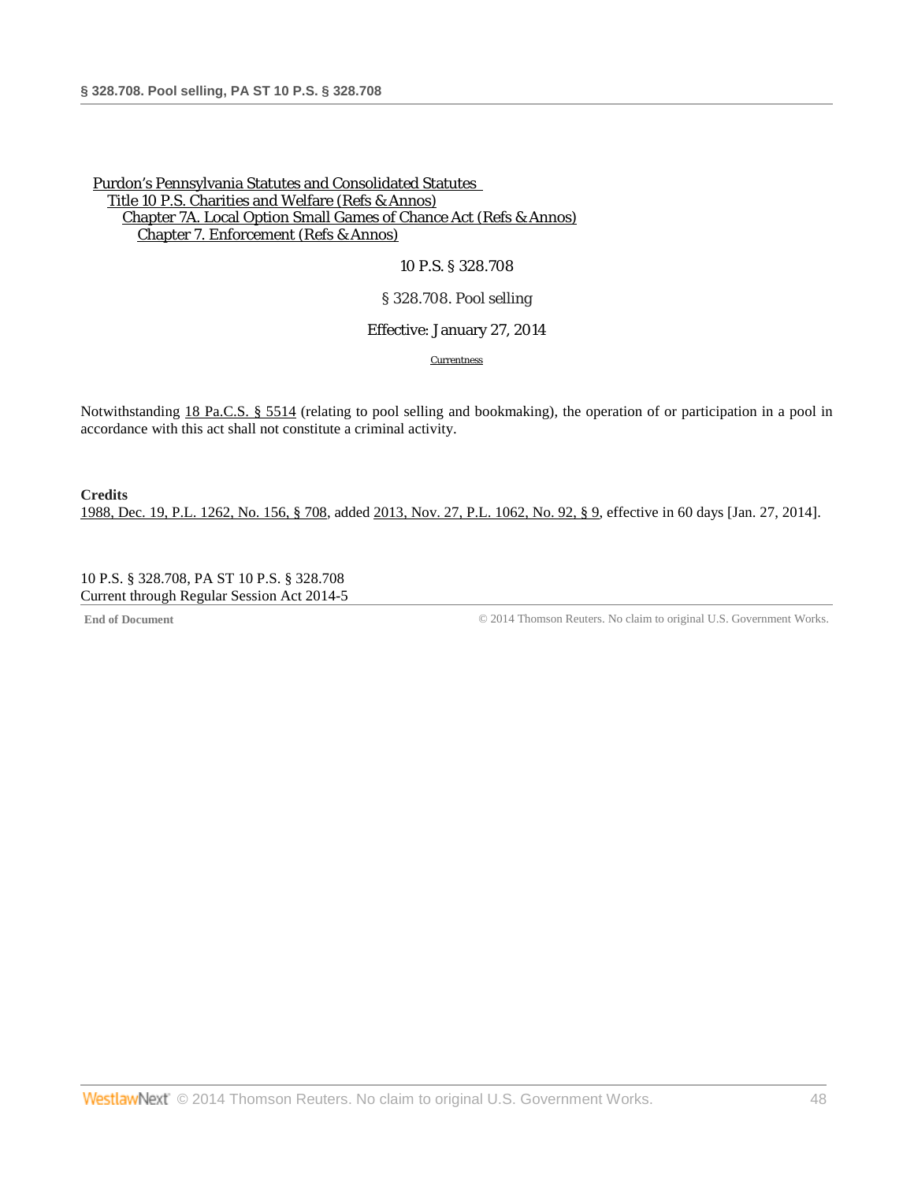Purdon's Pennsylvania Statutes and Consolidated Statutes
Title 10 P.S. Charities and Welfare (Refs & Annos)
Chapter 7A. Local Option Small Games of Chance Act (Refs & Annos)
Chapter 7. Enforcement (Refs & Annos)

10 P.S. § 328.708

# § 328.708. Pool selling

Effective: January 27, 2014

Currentness

Notwithstanding 18 Pa.C.S. § 5514 (relating to pool selling and bookmaking), the operation of or participation in a pool in accordance with this act shall not constitute a criminal activity.

**Credits**

1988, Dec. 19, P.L. 1262, No. 156, § 708, added 2013, Nov. 27, P.L. 1062, No. 92, § 9, effective in 60 days [Jan. 27, 2014].

10 P.S. § 328.708, PA ST 10 P.S. § 328.708
Current through Regular Session Act 2014-5

**End of Document** © 2014 Thomson Reuters. No claim to original U.S. Government Works.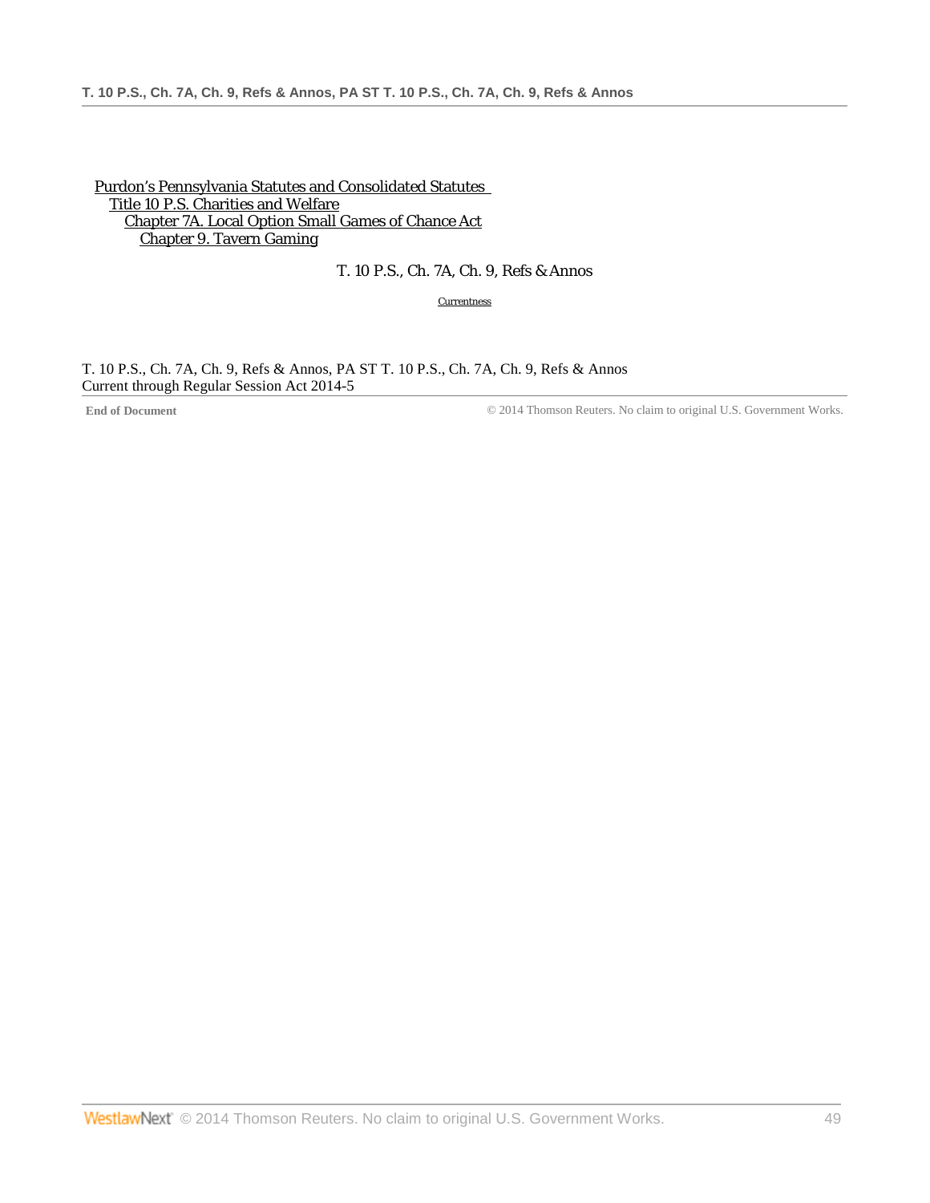Purdon's Pennsylvania Statutes and Consolidated Statutes
Title 10 P.S. Charities and Welfare
Chapter 7A. Local Option Small Games of Chance Act
Chapter 9. Tavern Gaming

T. 10 P.S., Ch. 7A, Ch. 9, Refs & Annos

Currentness

T. 10 P.S., Ch. 7A, Ch. 9, Refs & Annos, PA ST T. 10 P.S., Ch. 7A, Ch. 9, Refs & Annos
Current through Regular Session Act 2014-5

**End of Document** © 2014 Thomson Reuters. No claim to original U.S. Government Works.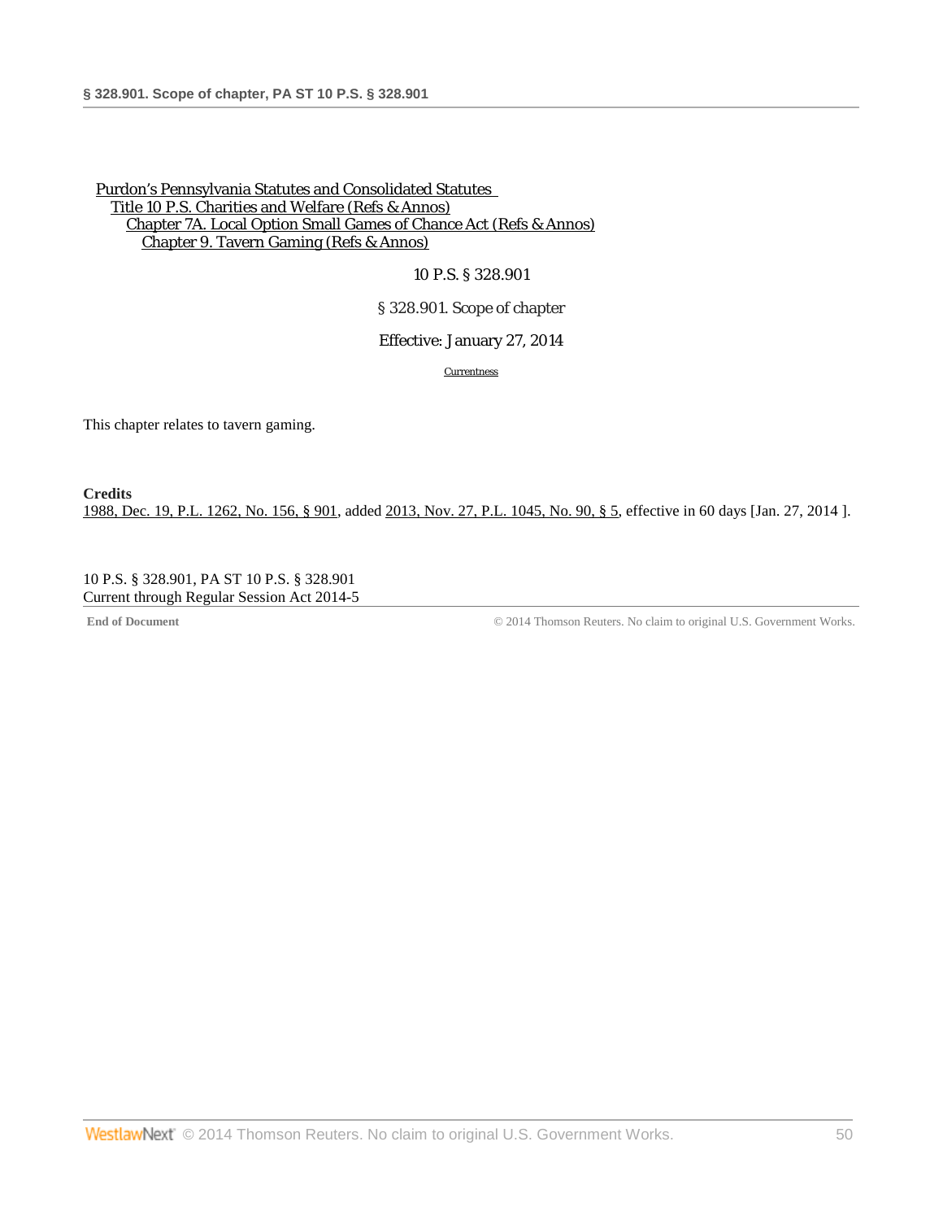Purdon's Pennsylvania Statutes and Consolidated Statutes
Title 10 P.S. Charities and Welfare (Refs & Annos)
Chapter 7A. Local Option Small Games of Chance Act (Refs & Annos)
Chapter 9. Tavern Gaming (Refs & Annos)

10 P.S. § 328.901

§ 328.901. Scope of chapter

Effective: January 27, 2014

Currentness

This chapter relates to tavern gaming.

**Credits**

1988, Dec. 19, P.L. 1262, No. 156, § 901, added 2013, Nov. 27, P.L. 1045, No. 90, § 5, effective in 60 days [Jan. 27, 2014 ].

10 P.S. § 328.901, PA ST 10 P.S. § 328.901
Current through Regular Session Act 2014-5

End of Document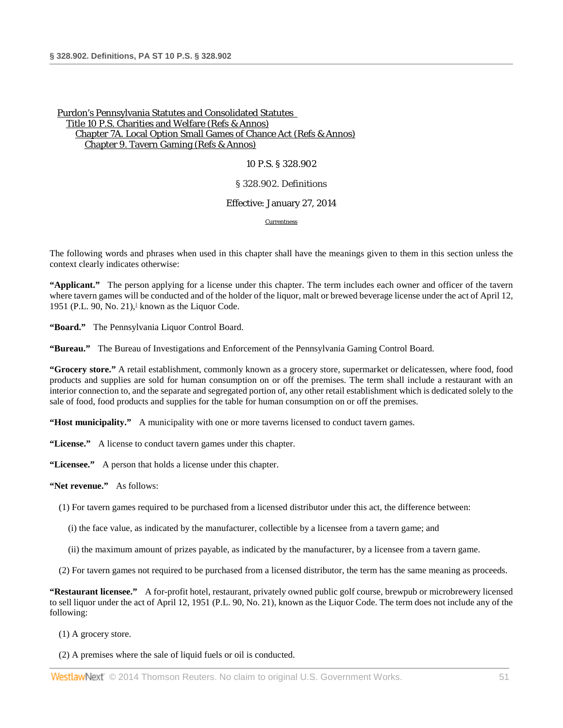Purdon's Pennsylvania Statutes and Consolidated Statutes
Title 10 P.S. Charities and Welfare (Refs & Annos)
Chapter 7A. Local Option Small Games of Chance Act (Refs & Annos)
Chapter 9. Tavern Gaming (Refs & Annos)

10 P.S. § 328.902

§ 328.902. Definitions

Effective: January 27, 2014

Currentness

The following words and phrases when used in this chapter shall have the meanings given to them in this section unless the context clearly indicates otherwise:

**"Applicant."** The person applying for a license under this chapter. The term includes each owner and officer of the tavern where tavern games will be conducted and of the holder of the liquor, malt or brewed beverage license under the act of April 12, 1951 (P.L. 90, No. 21),[1] known as the Liquor Code.

**"Board."** The Pennsylvania Liquor Control Board.

**"Bureau."** The Bureau of Investigations and Enforcement of the Pennsylvania Gaming Control Board.

**"Grocery store."** A retail establishment, commonly known as a grocery store, supermarket or delicatessen, where food, food products and supplies are sold for human consumption on or off the premises. The term shall include a restaurant with an interior connection to, and the separate and segregated portion of, any other retail establishment which is dedicated solely to the sale of food, food products and supplies for the table for human consumption on or off the premises.

**"Host municipality."** A municipality with one or more taverns licensed to conduct tavern games.

**"License."** A license to conduct tavern games under this chapter.

**"Licensee."** A person that holds a license under this chapter.

**"Net revenue."** As follows:

(1) For tavern games required to be purchased from a licensed distributor under this act, the difference between:

(i) the face value, as indicated by the manufacturer, collectible by a licensee from a tavern game; and

(ii) the maximum amount of prizes payable, as indicated by the manufacturer, by a licensee from a tavern game.

(2) For tavern games not required to be purchased from a licensed distributor, the term has the same meaning as proceeds.

**"Restaurant licensee."** A for-profit hotel, restaurant, privately owned public golf course, brewpub or microbrewery licensed to sell liquor under the act of April 12, 1951 (P.L. 90, No. 21), known as the Liquor Code. The term does not include any of the following:

(1) A grocery store.

(2) A premises where the sale of liquid fuels or oil is conducted.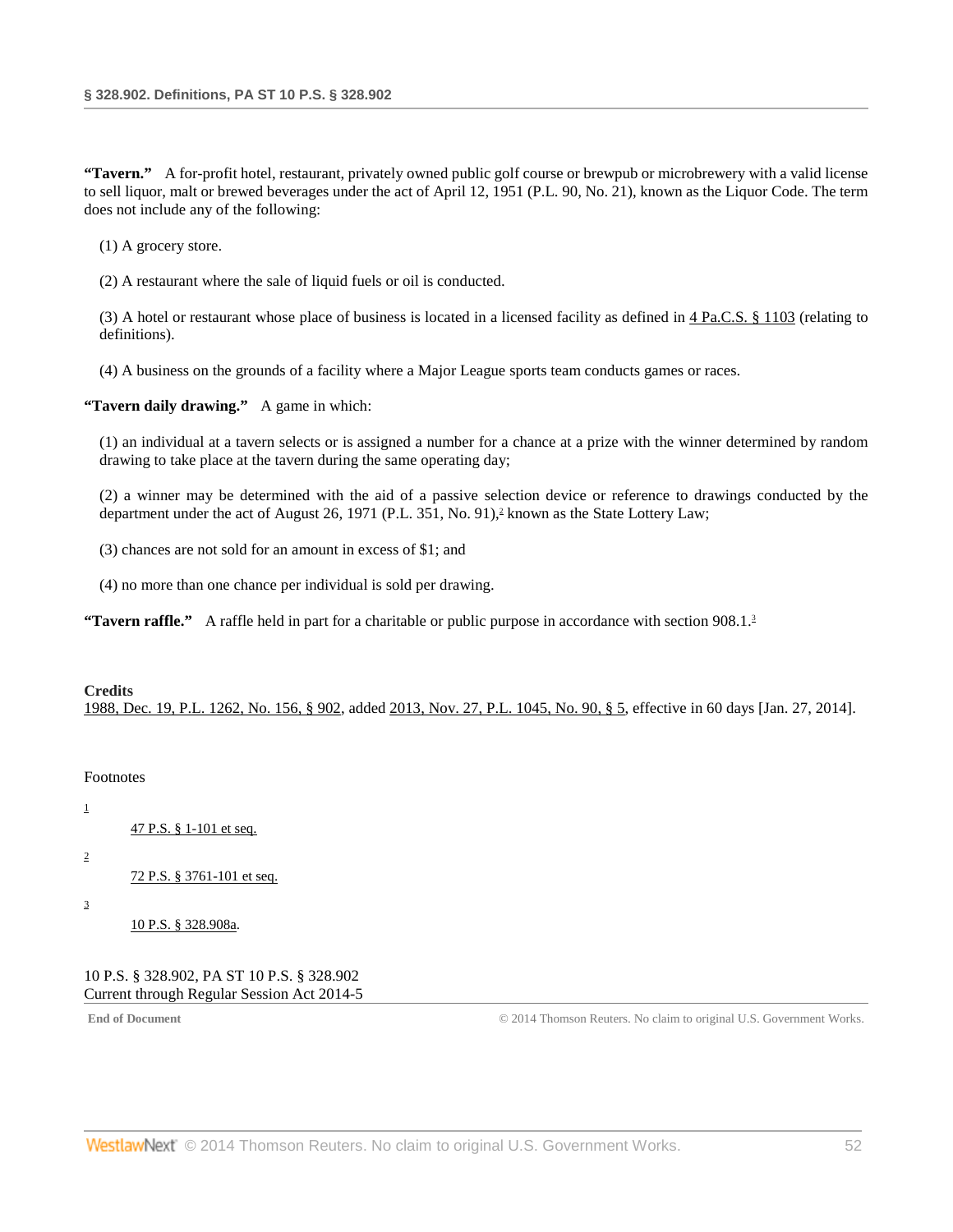**"Tavern."** A for-profit hotel, restaurant, privately owned public golf course or brewpub or microbrewery with a valid license to sell liquor, malt or brewed beverages under the act of April 12, 1951 (P.L. 90, No. 21), known as the Liquor Code. The term does not include any of the following:

(1) A grocery store.

(2) A restaurant where the sale of liquid fuels or oil is conducted.

(3) A hotel or restaurant whose place of business is located in a licensed facility as defined in 4 Pa.C.S. § 1103 (relating to definitions).

(4) A business on the grounds of a facility where a Major League sports team conducts games or races.

**"Tavern daily drawing."** A game in which:

(1) an individual at a tavern selects or is assigned a number for a chance at a prize with the winner determined by random drawing to take place at the tavern during the same operating day;

(2) a winner may be determined with the aid of a passive selection device or reference to drawings conducted by the department under the act of August 26, 1971 (P.L. 351, No. 91),[2] known as the State Lottery Law;

(3) chances are not sold for an amount in excess of $1; and

(4) no more than one chance per individual is sold per drawing.

**"Tavern raffle."** A raffle held in part for a charitable or public purpose in accordance with section 908.1.[3]

**Credits**

1988, Dec. 19, P.L. 1262, No. 156, § 902, added 2013, Nov. 27, P.L. 1045, No. 90, § 5, effective in 60 days [Jan. 27, 2014].

Footnotes

[1] 47 P.S. § 1-101 et seq.

[2] 72 P.S. § 3761-101 et seq.

[3] 10 P.S. § 328.908a.

10 P.S. § 328.902, PA ST 10 P.S. § 328.902
Current through Regular Session Act 2014-5

**End of Document** © 2014 Thomson Reuters. No claim to original U.S. Government Works.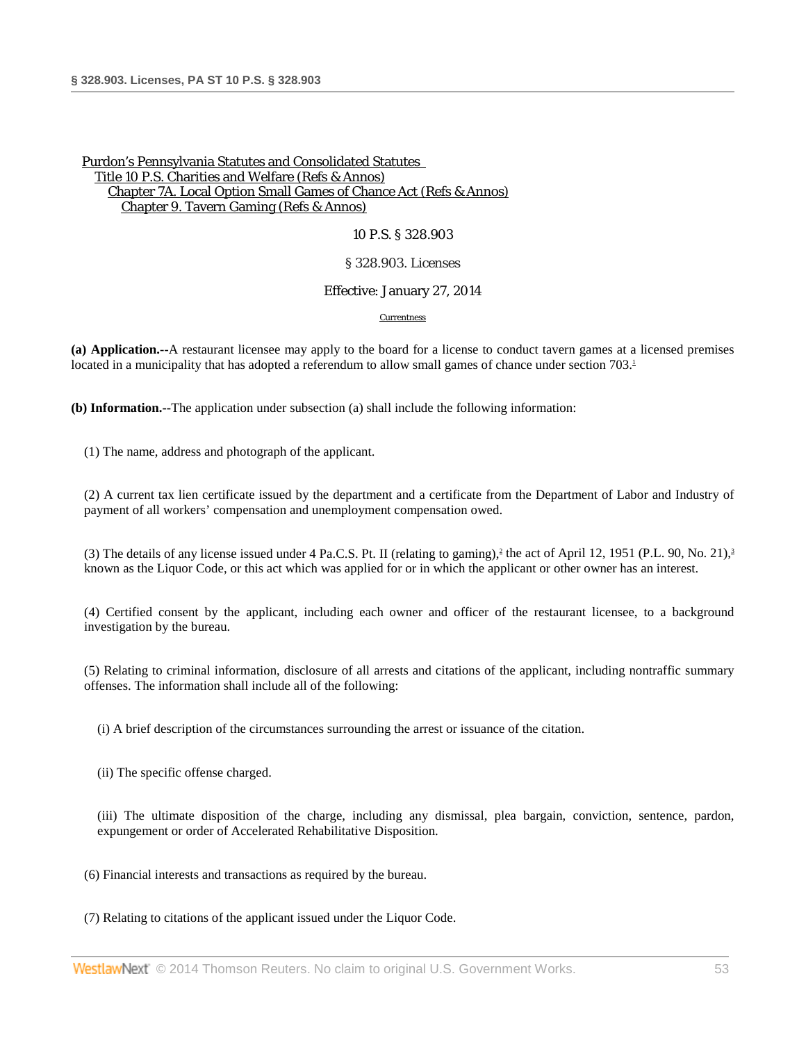Purdon's Pennsylvania Statutes and Consolidated Statutes
Title 10 P.S. Charities and Welfare (Refs & Annos)
Chapter 7A. Local Option Small Games of Chance Act (Refs & Annos)
Chapter 9. Tavern Gaming (Refs & Annos)

10 P.S. § 328.903

§ 328.903. Licenses

Effective: January 27, 2014

Currentness

**(a) Application.--**A restaurant licensee may apply to the board for a license to conduct tavern games at a licensed premises located in a municipality that has adopted a referendum to allow small games of chance under section 703.[1]

**(b) Information.--**The application under subsection (a) shall include the following information:

(1) The name, address and photograph of the applicant.

(2) A current tax lien certificate issued by the department and a certificate from the Department of Labor and Industry of payment of all workers' compensation and unemployment compensation owed.

(3) The details of any license issued under 4 Pa.C.S. Pt. II (relating to gaming),[2] the act of April 12, 1951 (P.L. 90, No. 21),[3] known as the Liquor Code, or this act which was applied for or in which the applicant or other owner has an interest.

(4) Certified consent by the applicant, including each owner and officer of the restaurant licensee, to a background investigation by the bureau.

(5) Relating to criminal information, disclosure of all arrests and citations of the applicant, including nontraffic summary offenses. The information shall include all of the following:

(i) A brief description of the circumstances surrounding the arrest or issuance of the citation.

(ii) The specific offense charged.

(iii) The ultimate disposition of the charge, including any dismissal, plea bargain, conviction, sentence, pardon, expungement or order of Accelerated Rehabilitative Disposition.

(6) Financial interests and transactions as required by the bureau.

(7) Relating to citations of the applicant issued under the Liquor Code.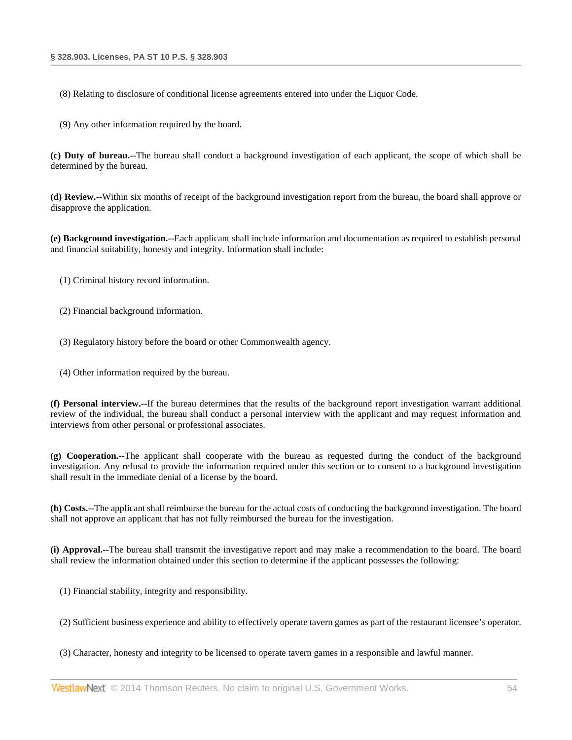(8) Relating to disclosure of conditional license agreements entered into under the Liquor Code.

(9) Any other information required by the board.

**(c) Duty of bureau.--**The bureau shall conduct a background investigation of each applicant, the scope of which shall be determined by the bureau.

**(d) Review.--**Within six months of receipt of the background investigation report from the bureau, the board shall approve or disapprove the application.

**(e) Background investigation.--**Each applicant shall include information and documentation as required to establish personal and financial suitability, honesty and integrity. Information shall include:

(1) Criminal history record information.

(2) Financial background information.

(3) Regulatory history before the board or other Commonwealth agency.

(4) Other information required by the bureau.

**(f) Personal interview.--**If the bureau determines that the results of the background report investigation warrant additional review of the individual, the bureau shall conduct a personal interview with the applicant and may request information and interviews from other personal or professional associates.

**(g) Cooperation.--**The applicant shall cooperate with the bureau as requested during the conduct of the background investigation. Any refusal to provide the information required under this section or to consent to a background investigation shall result in the immediate denial of a license by the board.

**(h) Costs.--**The applicant shall reimburse the bureau for the actual costs of conducting the background investigation. The board shall not approve an applicant that has not fully reimbursed the bureau for the investigation.

**(i) Approval.--**The bureau shall transmit the investigative report and may make a recommendation to the board. The board shall review the information obtained under this section to determine if the applicant possesses the following:

(1) Financial stability, integrity and responsibility.

(2) Sufficient business experience and ability to effectively operate tavern games as part of the restaurant licensee's operator.

(3) Character, honesty and integrity to be licensed to operate tavern games in a responsible and lawful manner.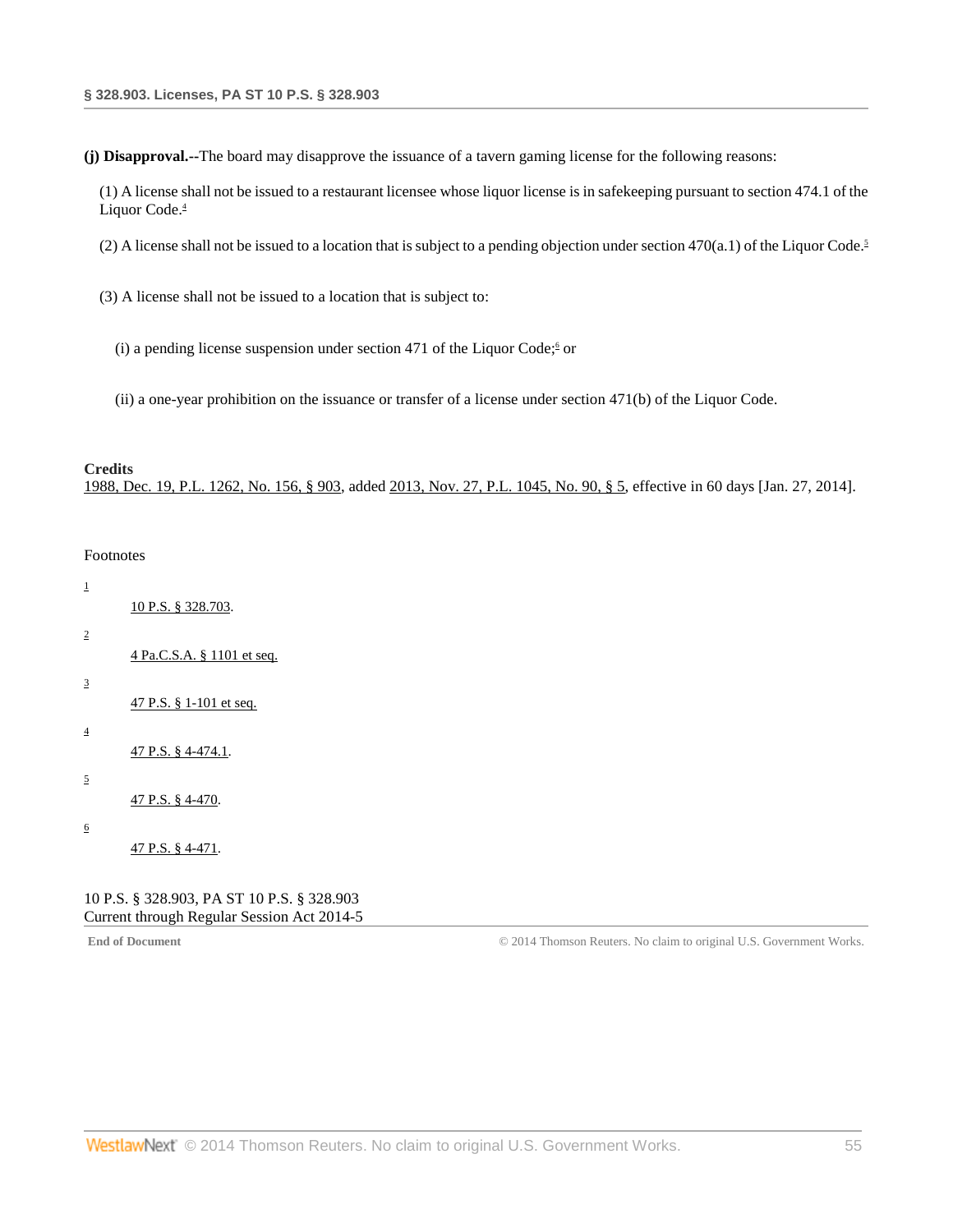**(j) Disapproval.--**The board may disapprove the issuance of a tavern gaming license for the following reasons:

(1) A license shall not be issued to a restaurant licensee whose liquor license is in safekeeping pursuant to section 474.1 of the Liquor Code.[4]

(2) A license shall not be issued to a location that is subject to a pending objection under section 470(a.1) of the Liquor Code.[5]

(3) A license shall not be issued to a location that is subject to:

(i) a pending license suspension under section 471 of the Liquor Code;[6] or

(ii) a one-year prohibition on the issuance or transfer of a license under section 471(b) of the Liquor Code.

**Credits**

1988, Dec. 19, P.L. 1262, No. 156, § 903, added 2013, Nov. 27, P.L. 1045, No. 90, § 5, effective in 60 days [Jan. 27, 2014].

Footnotes

1. 10 P.S. § 328.703.
2. 4 Pa.C.S.A. § 1101 et seq.
3. 47 P.S. § 1-101 et seq.
4. 47 P.S. § 4-474.1.
5. 47 P.S. § 4-470.
6. 47 P.S. § 4-471.

10 P.S. § 328.903, PA ST 10 P.S. § 328.903
Current through Regular Session Act 2014-5

**End of Document** © 2014 Thomson Reuters. No claim to original U.S. Government Works.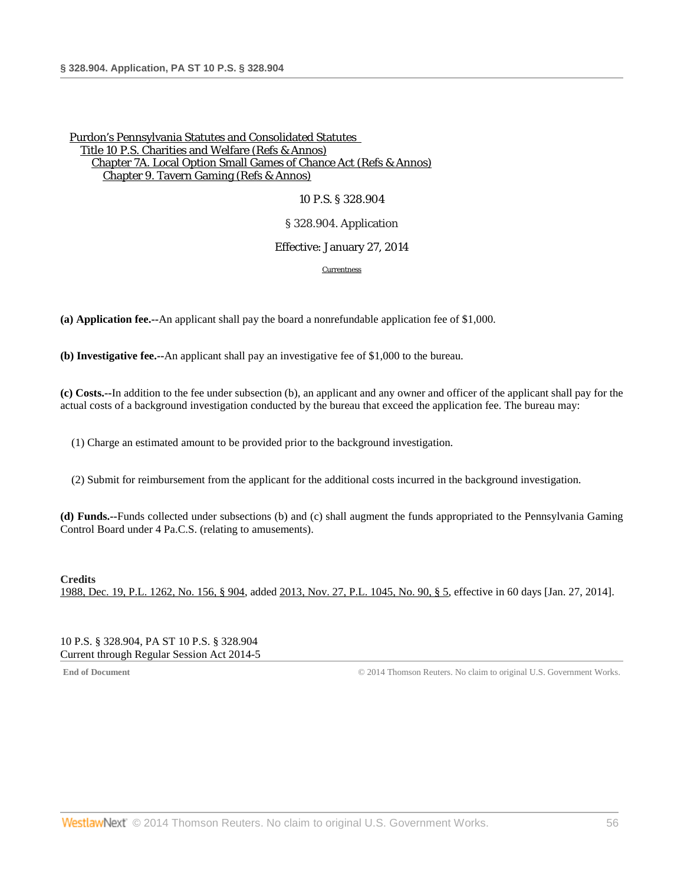Purdon's Pennsylvania Statutes and Consolidated Statutes
Title 10 P.S. Charities and Welfare (Refs & Annos)
Chapter 7A. Local Option Small Games of Chance Act (Refs & Annos)
Chapter 9. Tavern Gaming (Refs & Annos)

10 P.S. § 328.904

# § 328.904. Application

Effective: January 27, 2014

Currentness

**(a) Application fee.**--An applicant shall pay the board a nonrefundable application fee of $1,000.

**(b) Investigative fee.**--An applicant shall pay an investigative fee of $1,000 to the bureau.

**(c) Costs.**--In addition to the fee under subsection (b), an applicant and any owner and officer of the applicant shall pay for the actual costs of a background investigation conducted by the bureau that exceed the application fee. The bureau may:

(1) Charge an estimated amount to be provided prior to the background investigation.

(2) Submit for reimbursement from the applicant for the additional costs incurred in the background investigation.

**(d) Funds.**--Funds collected under subsections (b) and (c) shall augment the funds appropriated to the Pennsylvania Gaming Control Board under 4 Pa.C.S. (relating to amusements).

**Credits**
1988, Dec. 19, P.L. 1262, No. 156, § 904, added 2013, Nov. 27, P.L. 1045, No. 90, § 5, effective in 60 days [Jan. 27, 2014].

10 P.S. § 328.904, PA ST 10 P.S. § 328.904
Current through Regular Session Act 2014-5

End of Document © 2014 Thomson Reuters. No claim to original U.S. Government Works.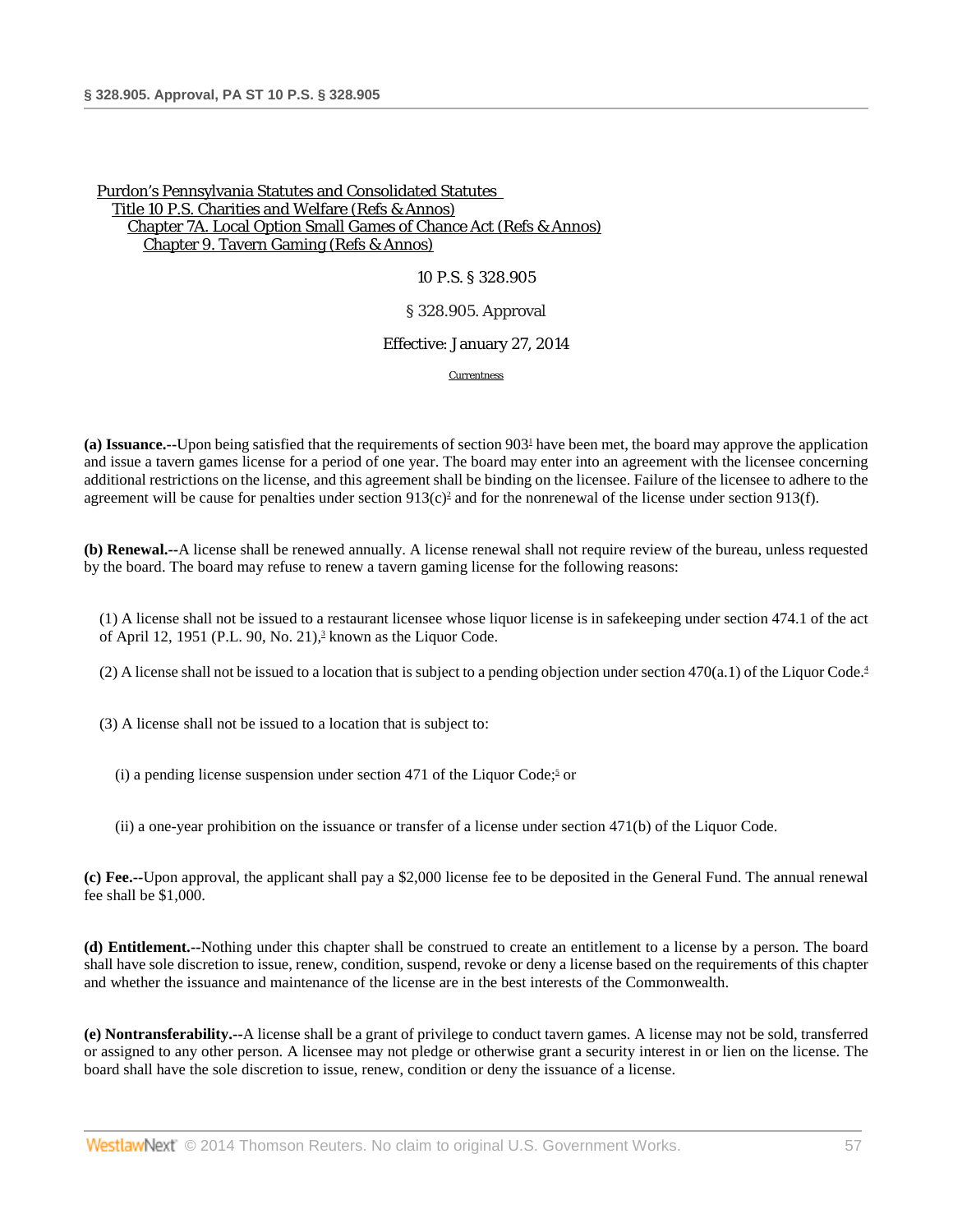Purdon's Pennsylvania Statutes and Consolidated Statutes
Title 10 P.S. Charities and Welfare (Refs & Annos)
Chapter 7A. Local Option Small Games of Chance Act (Refs & Annos)
Chapter 9. Tavern Gaming (Refs & Annos)

10 P.S. § 328.905

§ 328.905. Approval

Effective: January 27, 2014

Currentness

**(a) Issuance.**--Upon being satisfied that the requirements of section 903[1] have been met, the board may approve the application and issue a tavern games license for a period of one year. The board may enter into an agreement with the licensee concerning additional restrictions on the license, and this agreement shall be binding on the licensee. Failure of the licensee to adhere to the agreement will be cause for penalties under section 913(c)[2] and for the nonrenewal of the license under section 913(f).

**(b) Renewal.**--A license shall be renewed annually. A license renewal shall not require review of the bureau, unless requested by the board. The board may refuse to renew a tavern gaming license for the following reasons:

(1) A license shall not be issued to a restaurant licensee whose liquor license is in safekeeping under section 474.1 of the act of April 12, 1951 (P.L. 90, No. 21),[3] known as the Liquor Code.

(2) A license shall not be issued to a location that is subject to a pending objection under section 470(a.1) of the Liquor Code.[4]

(3) A license shall not be issued to a location that is subject to:

(i) a pending license suspension under section 471 of the Liquor Code;[5] or

(ii) a one-year prohibition on the issuance or transfer of a license under section 471(b) of the Liquor Code.

**(c) Fee.**--Upon approval, the applicant shall pay a $2,000 license fee to be deposited in the General Fund. The annual renewal fee shall be $1,000.

**(d) Entitlement.**--Nothing under this chapter shall be construed to create an entitlement to a license by a person. The board shall have sole discretion to issue, renew, condition, suspend, revoke or deny a license based on the requirements of this chapter and whether the issuance and maintenance of the license are in the best interests of the Commonwealth.

**(e) Nontransferability.**--A license shall be a grant of privilege to conduct tavern games. A license may not be sold, transferred or assigned to any other person. A licensee may not pledge or otherwise grant a security interest in or lien on the license. The board shall have the sole discretion to issue, renew, condition or deny the issuance of a license.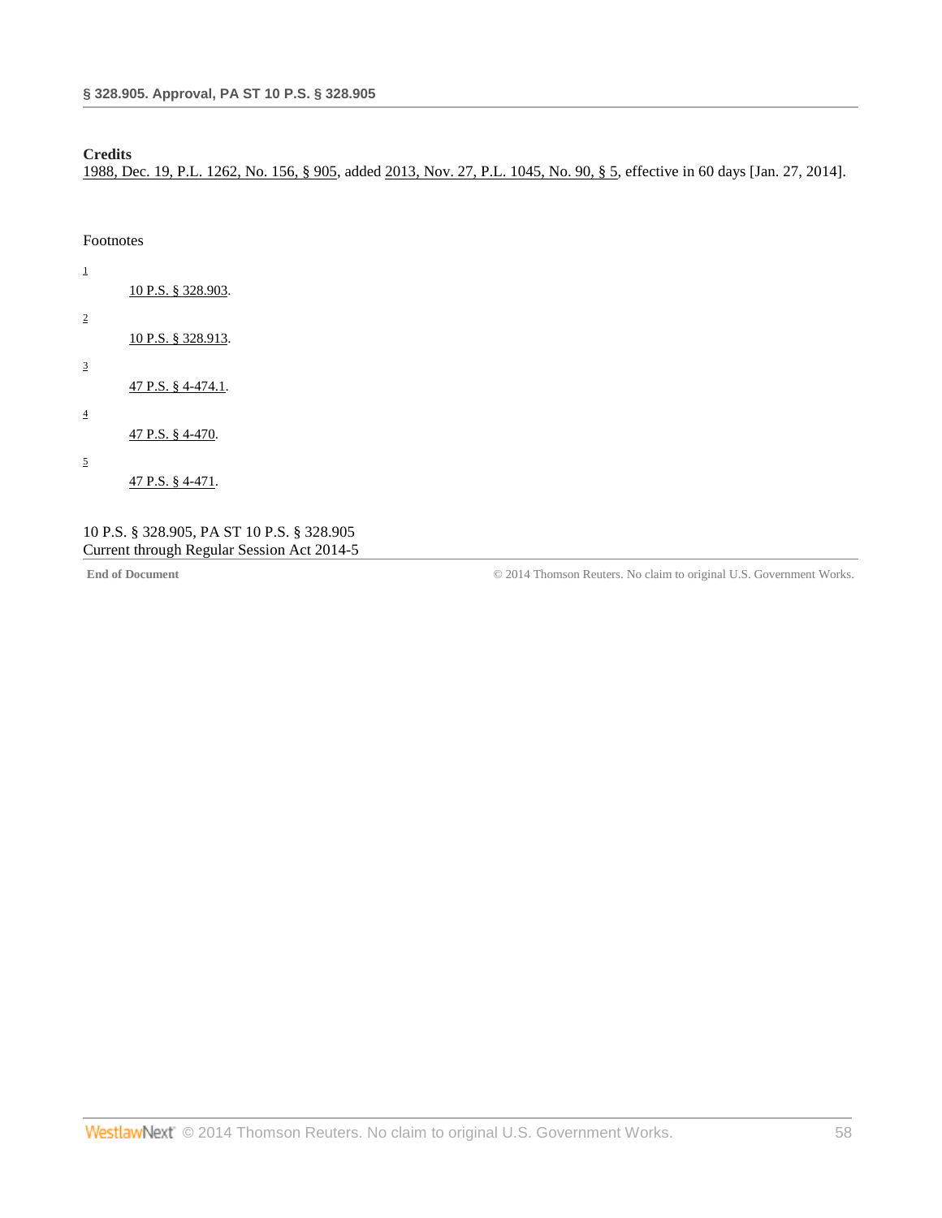**Credits**

1988, Dec. 19, P.L. 1262, No. 156, § 905, added 2013, Nov. 27, P.L. 1045, No. 90, § 5, effective in 60 days [Jan. 27, 2014].

Footnotes

1 10 P.S. § 328.903.

2 10 P.S. § 328.913.

3 47 P.S. § 4-474.1.

4 47 P.S. § 4-470.

5 47 P.S. § 4-471.

10 P.S. § 328.905, PA ST 10 P.S. § 328.905
Current through Regular Session Act 2014-5

**End of Document** © 2014 Thomson Reuters. No claim to original U.S. Government Works.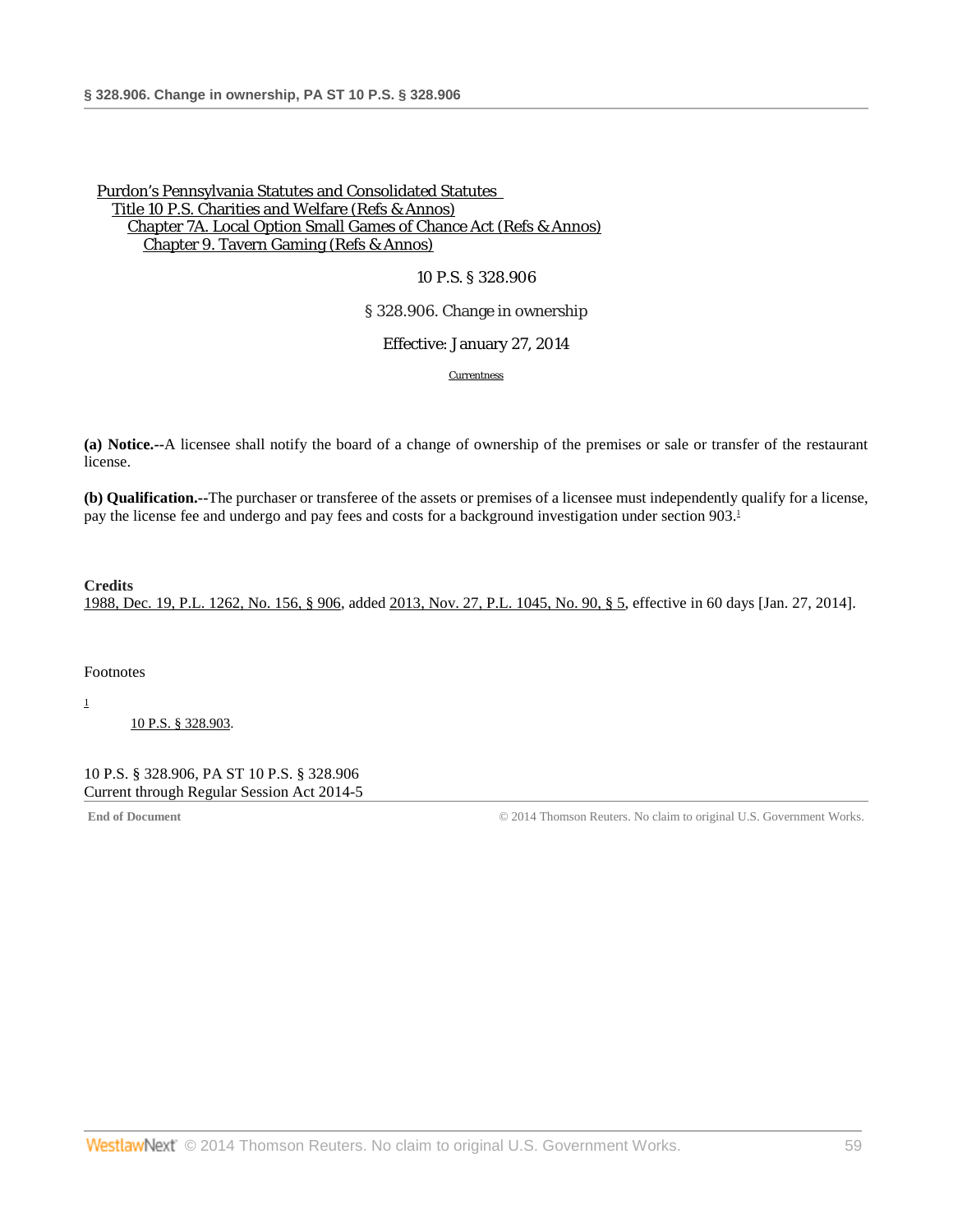Purdon's Pennsylvania Statutes and Consolidated Statutes
Title 10 P.S. Charities and Welfare (Refs & Annos)
Chapter 7A. Local Option Small Games of Chance Act (Refs & Annos)
Chapter 9. Tavern Gaming (Refs & Annos)

10 P.S. § 328.906

# § 328.906. Change in ownership

Effective: January 27, 2014

Currentness

**(a) Notice.--**A licensee shall notify the board of a change of ownership of the premises or sale or transfer of the restaurant license.

**(b) Qualification.--**The purchaser or transferee of the assets or premises of a licensee must independently qualify for a license, pay the license fee and undergo and pay fees and costs for a background investigation under section 903.[1]

**Credits**

1988, Dec. 19, P.L. 1262, No. 156, § 906, added 2013, Nov. 27, P.L. 1045, No. 90, § 5, effective in 60 days [Jan. 27, 2014].

Footnotes

[1] 10 P.S. § 328.903.

10 P.S. § 328.906, PA ST 10 P.S. § 328.906
Current through Regular Session Act 2014-5

End of Document © 2014 Thomson Reuters. No claim to original U.S. Government Works.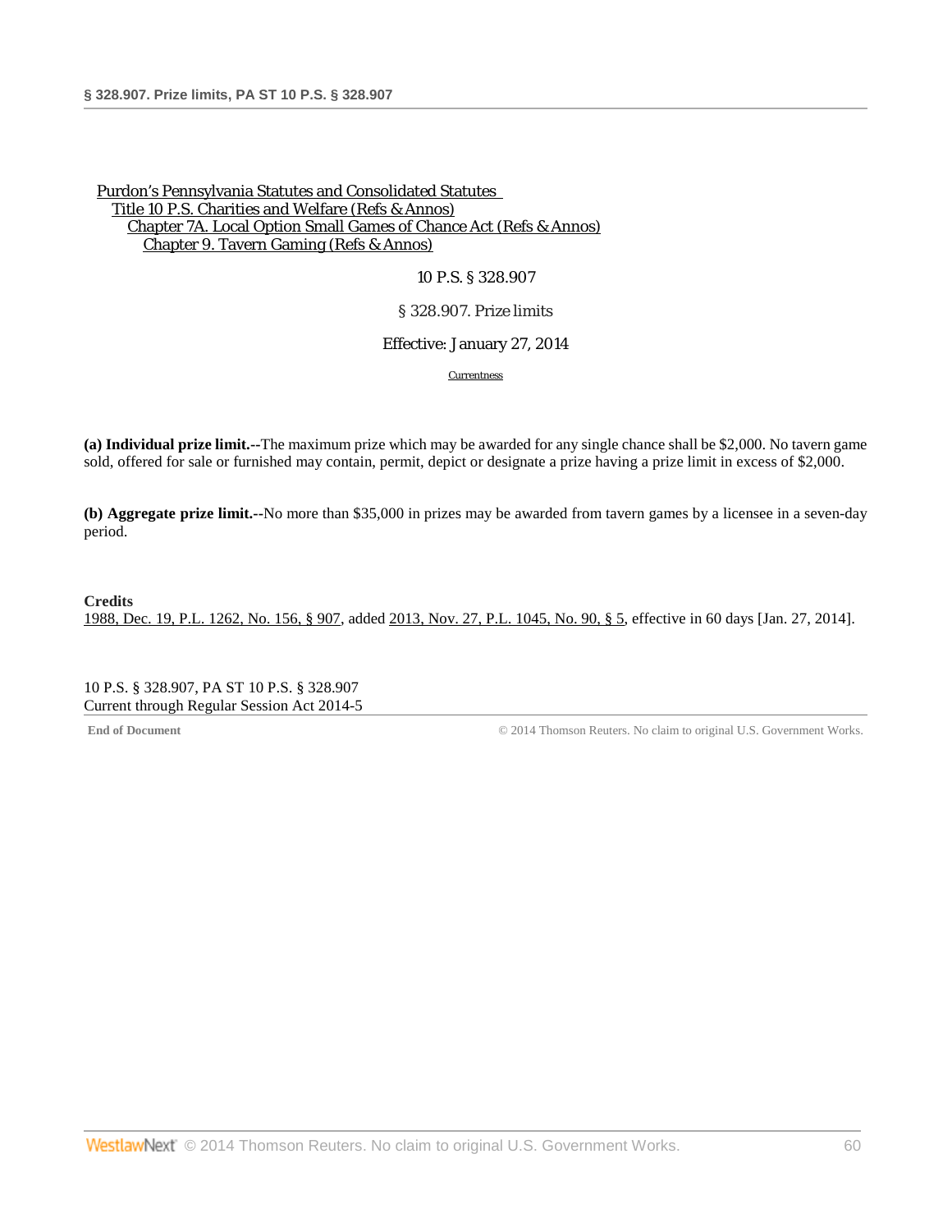Purdon's Pennsylvania Statutes and Consolidated Statutes
Title 10 P.S. Charities and Welfare (Refs & Annos)
Chapter 7A. Local Option Small Games of Chance Act (Refs & Annos)
Chapter 9. Tavern Gaming (Refs & Annos)

10 P.S. § 328.907

§ 328.907. Prize limits

Effective: January 27, 2014

Currentness

**(a) Individual prize limit.--**The maximum prize which may be awarded for any single chance shall be $2,000. No tavern game sold, offered for sale or furnished may contain, permit, depict or designate a prize having a prize limit in excess of $2,000.

**(b) Aggregate prize limit.--**No more than $35,000 in prizes may be awarded from tavern games by a licensee in a seven-day period.

**Credits**

1988, Dec. 19, P.L. 1262, No. 156, § 907, added 2013, Nov. 27, P.L. 1045, No. 90, § 5, effective in 60 days [Jan. 27, 2014].

10 P.S. § 328.907, PA ST 10 P.S. § 328.907
Current through Regular Session Act 2014-5

**End of Document** © 2014 Thomson Reuters. No claim to original U.S. Government Works.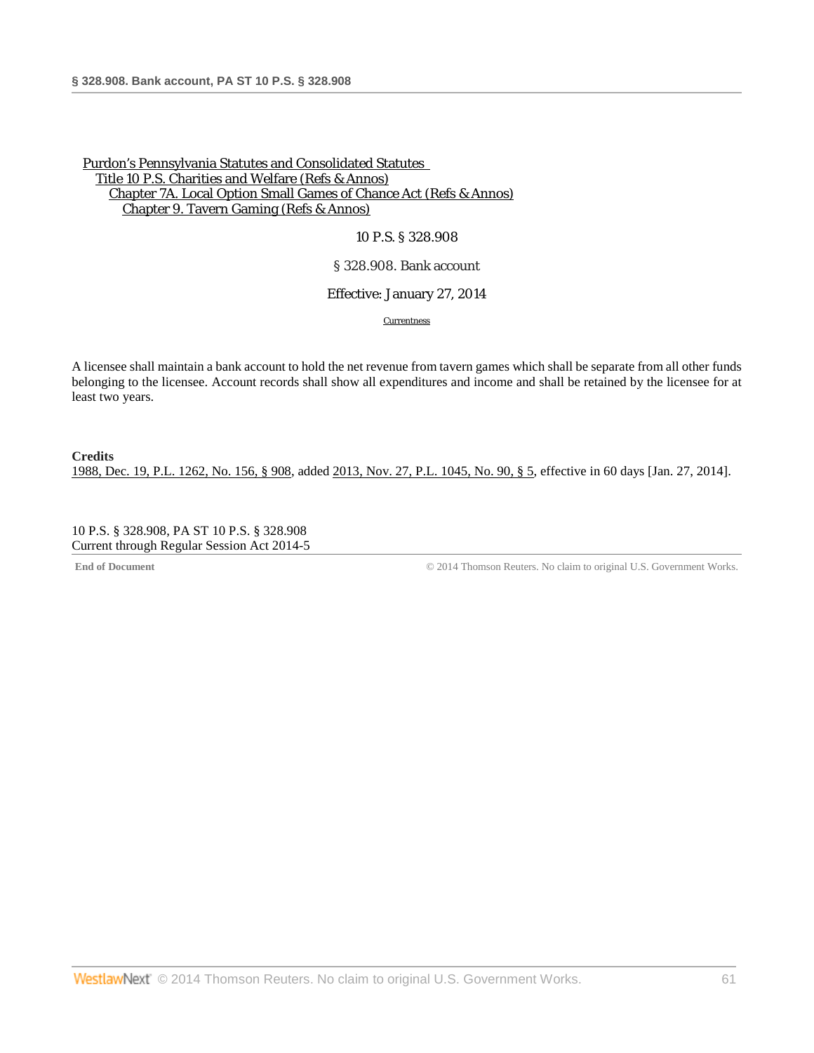Purdon's Pennsylvania Statutes and Consolidated Statutes
Title 10 P.S. Charities and Welfare (Refs & Annos)
Chapter 7A. Local Option Small Games of Chance Act (Refs & Annos)
Chapter 9. Tavern Gaming (Refs & Annos)

10 P.S. § 328.908

# § 328.908. Bank account

Effective: January 27, 2014

Currentness

A licensee shall maintain a bank account to hold the net revenue from tavern games which shall be separate from all other funds belonging to the licensee. Account records shall show all expenditures and income and shall be retained by the licensee for at least two years.

**Credits**

1988, Dec. 19, P.L. 1262, No. 156, § 908, added 2013, Nov. 27, P.L. 1045, No. 90, § 5, effective in 60 days [Jan. 27, 2014].

10 P.S. § 328.908, PA ST 10 P.S. § 328.908
Current through Regular Session Act 2014-5

**End of Document**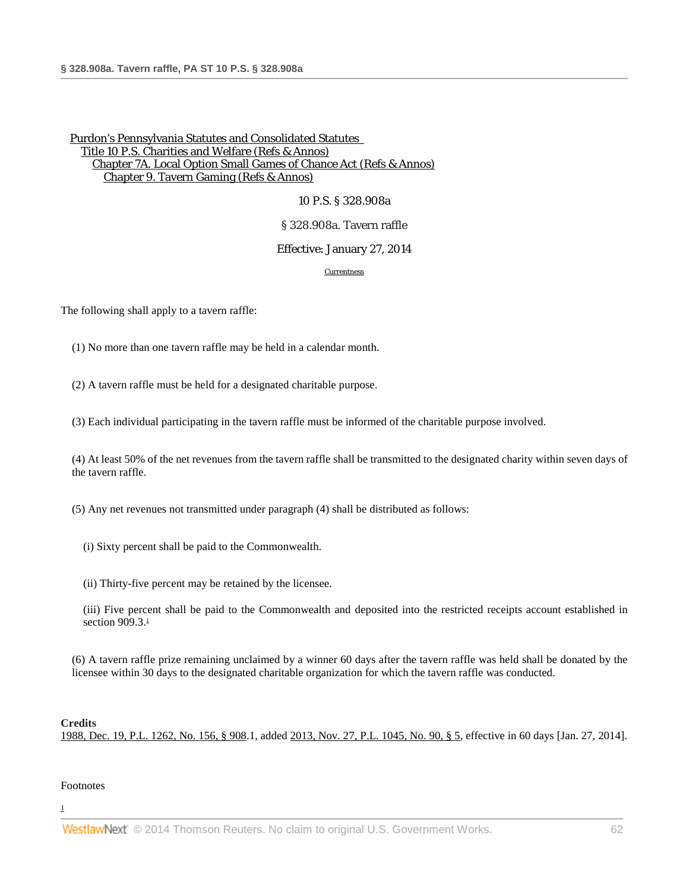Purdon's Pennsylvania Statutes and Consolidated Statutes
Title 10 P.S. Charities and Welfare (Refs & Annos)
Chapter 7A. Local Option Small Games of Chance Act (Refs & Annos)
Chapter 9. Tavern Gaming (Refs & Annos)

10 P.S. § 328.908a

§ 328.908a. Tavern raffle

Effective: January 27, 2014

Currentness

The following shall apply to a tavern raffle:

(1) No more than one tavern raffle may be held in a calendar month.

(2) A tavern raffle must be held for a designated charitable purpose.

(3) Each individual participating in the tavern raffle must be informed of the charitable purpose involved.

(4) At least 50% of the net revenues from the tavern raffle shall be transmitted to the designated charity within seven days of the tavern raffle.

(5) Any net revenues not transmitted under paragraph (4) shall be distributed as follows:

(i) Sixty percent shall be paid to the Commonwealth.

(ii) Thirty-five percent may be retained by the licensee.

(iii) Five percent shall be paid to the Commonwealth and deposited into the restricted receipts account established in section 909.3.[1]

(6) A tavern raffle prize remaining unclaimed by a winner 60 days after the tavern raffle was held shall be donated by the licensee within 30 days to the designated charitable organization for which the tavern raffle was conducted.

**Credits**

1988, Dec. 19, P.L. 1262, No. 156, § 908.1, added 2013, Nov. 27, P.L. 1045, No. 90, § 5, effective in 60 days [Jan. 27, 2014].

Footnotes

1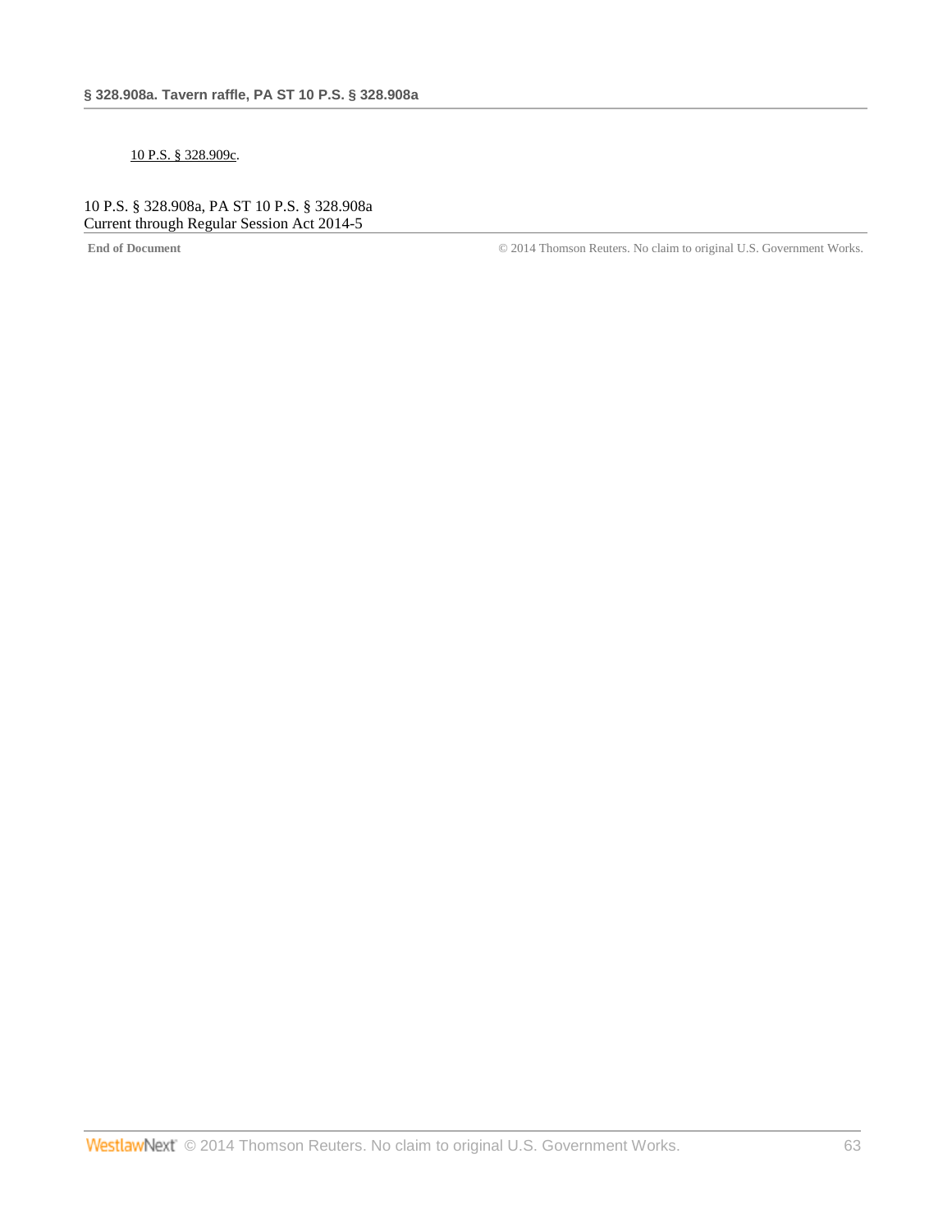10 P.S. § 328.909c.

10 P.S. § 328.908a, PA ST 10 P.S. § 328.908a
Current through Regular Session Act 2014-5

**End of Document** © 2014 Thomson Reuters. No claim to original U.S. Government Works.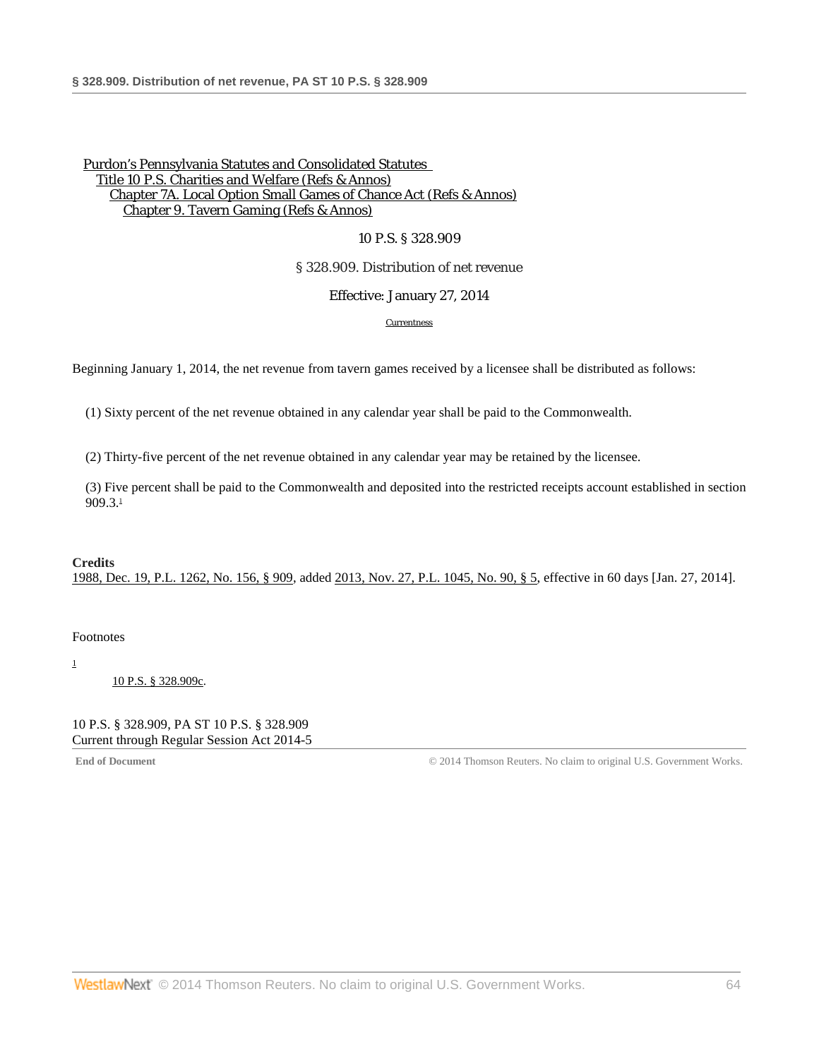Purdon's Pennsylvania Statutes and Consolidated Statutes
Title 10 P.S. Charities and Welfare (Refs & Annos)
Chapter 7A. Local Option Small Games of Chance Act (Refs & Annos)
Chapter 9. Tavern Gaming (Refs & Annos)

10 P.S. § 328.909

§ 328.909. Distribution of net revenue

Effective: January 27, 2014

Currentness

Beginning January 1, 2014, the net revenue from tavern games received by a licensee shall be distributed as follows:

(1) Sixty percent of the net revenue obtained in any calendar year shall be paid to the Commonwealth.

(2) Thirty-five percent of the net revenue obtained in any calendar year may be retained by the licensee.

(3) Five percent shall be paid to the Commonwealth and deposited into the restricted receipts account established in section 909.3.[1]

**Credits**

1988, Dec. 19, P.L. 1262, No. 156, § 909, added 2013, Nov. 27, P.L. 1045, No. 90, § 5, effective in 60 days [Jan. 27, 2014].

Footnotes

[1] 10 P.S. § 328.909c.

10 P.S. § 328.909, PA ST 10 P.S. § 328.909
Current through Regular Session Act 2014-5

**End of Document** © 2014 Thomson Reuters. No claim to original U.S. Government Works.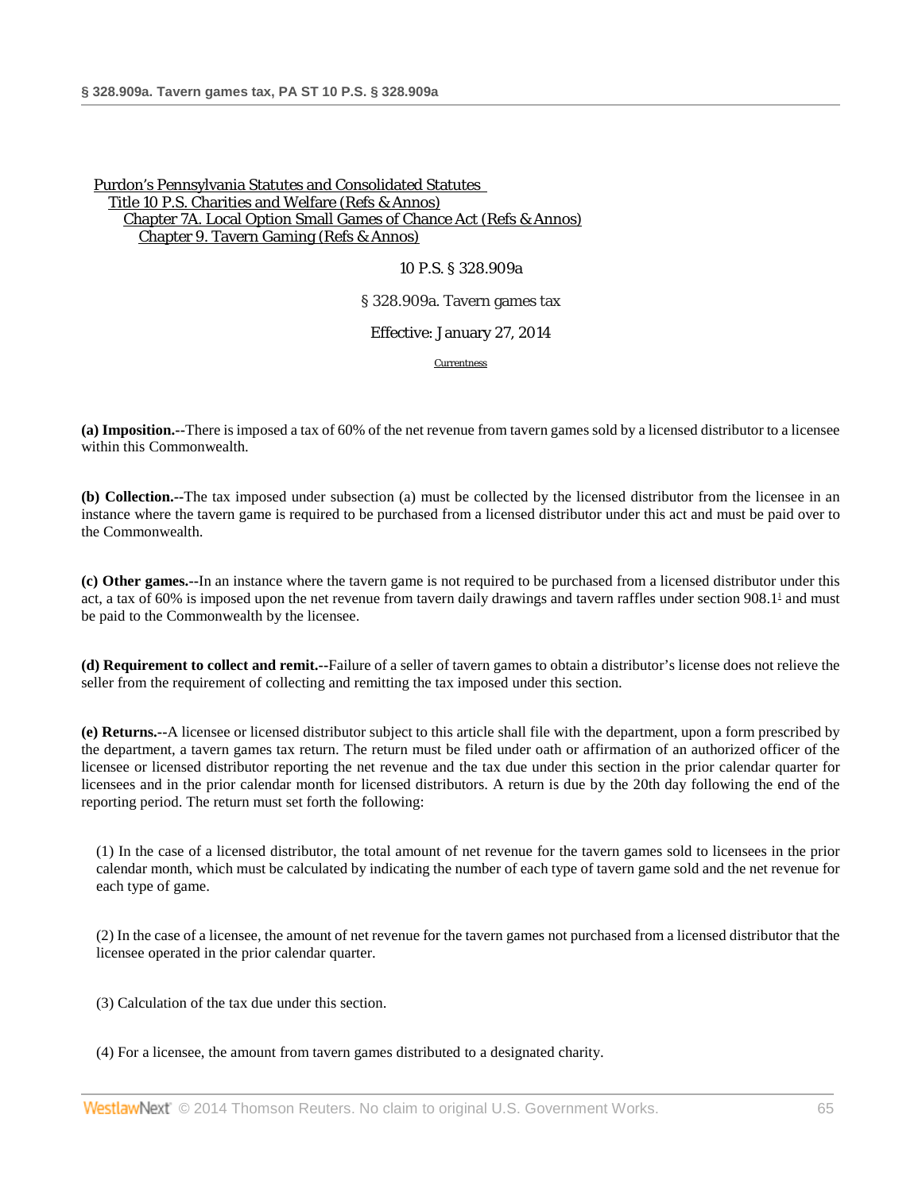Purdon's Pennsylvania Statutes and Consolidated Statutes
Title 10 P.S. Charities and Welfare (Refs & Annos)
Chapter 7A. Local Option Small Games of Chance Act (Refs & Annos)
Chapter 9. Tavern Gaming (Refs & Annos)

10 P.S. § 328.909a

§ 328.909a. Tavern games tax

Effective: January 27, 2014

Currentness

**(a) Imposition.--**There is imposed a tax of 60% of the net revenue from tavern games sold by a licensed distributor to a licensee within this Commonwealth.

**(b) Collection.--**The tax imposed under subsection (a) must be collected by the licensed distributor from the licensee in an instance where the tavern game is required to be purchased from a licensed distributor under this act and must be paid over to the Commonwealth.

**(c) Other games.--**In an instance where the tavern game is not required to be purchased from a licensed distributor under this act, a tax of 60% is imposed upon the net revenue from tavern daily drawings and tavern raffles under section 908.1[1] and must be paid to the Commonwealth by the licensee.

**(d) Requirement to collect and remit.--**Failure of a seller of tavern games to obtain a distributor's license does not relieve the seller from the requirement of collecting and remitting the tax imposed under this section.

**(e) Returns.--**A licensee or licensed distributor subject to this article shall file with the department, upon a form prescribed by the department, a tavern games tax return. The return must be filed under oath or affirmation of an authorized officer of the licensee or licensed distributor reporting the net revenue and the tax due under this section in the prior calendar quarter for licensees and in the prior calendar month for licensed distributors. A return is due by the 20th day following the end of the reporting period. The return must set forth the following:

(1) In the case of a licensed distributor, the total amount of net revenue for the tavern games sold to licensees in the prior calendar month, which must be calculated by indicating the number of each type of tavern game sold and the net revenue for each type of game.

(2) In the case of a licensee, the amount of net revenue for the tavern games not purchased from a licensed distributor that the licensee operated in the prior calendar quarter.

(3) Calculation of the tax due under this section.

(4) For a licensee, the amount from tavern games distributed to a designated charity.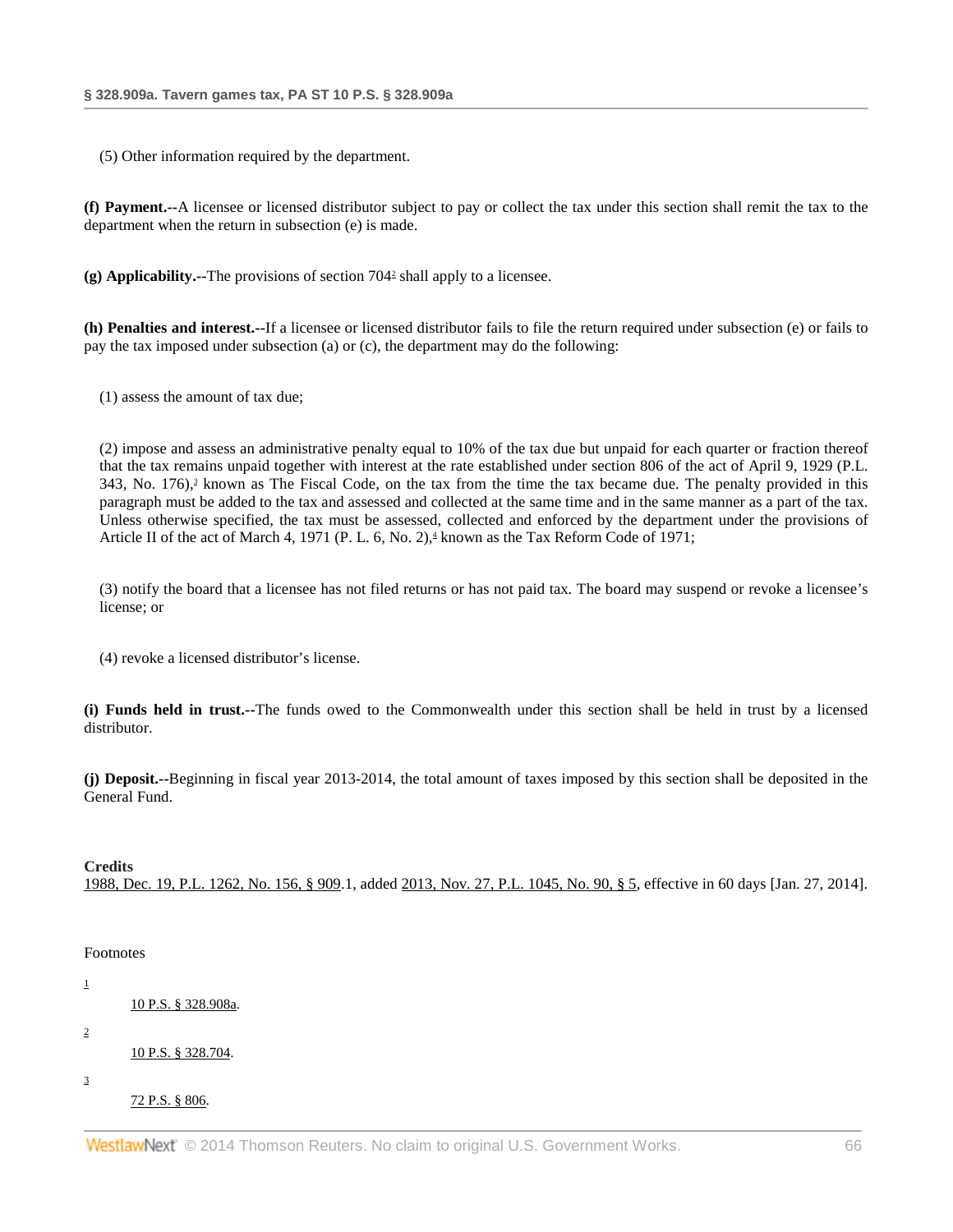(5) Other information required by the department.

**(f) Payment.--**A licensee or licensed distributor subject to pay or collect the tax under this section shall remit the tax to the department when the return in subsection (e) is made.

**(g) Applicability.--**The provisions of section 704[2] shall apply to a licensee.

**(h) Penalties and interest.--**If a licensee or licensed distributor fails to file the return required under subsection (e) or fails to pay the tax imposed under subsection (a) or (c), the department may do the following:

(1) assess the amount of tax due;

(2) impose and assess an administrative penalty equal to 10% of the tax due but unpaid for each quarter or fraction thereof that the tax remains unpaid together with interest at the rate established under section 806 of the act of April 9, 1929 (P.L. 343, No. 176),[3] known as The Fiscal Code, on the tax from the time the tax became due. The penalty provided in this paragraph must be added to the tax and assessed and collected at the same time and in the same manner as a part of the tax. Unless otherwise specified, the tax must be assessed, collected and enforced by the department under the provisions of Article II of the act of March 4, 1971 (P. L. 6, No. 2),[4] known as the Tax Reform Code of 1971;

(3) notify the board that a licensee has not filed returns or has not paid tax. The board may suspend or revoke a licensee's license; or

(4) revoke a licensed distributor's license.

**(i) Funds held in trust.--**The funds owed to the Commonwealth under this section shall be held in trust by a licensed distributor.

**(j) Deposit.--**Beginning in fiscal year 2013-2014, the total amount of taxes imposed by this section shall be deposited in the General Fund.

**Credits**

1988, Dec. 19, P.L. 1262, No. 156, § 909.1, added 2013, Nov. 27, P.L. 1045, No. 90, § 5, effective in 60 days [Jan. 27, 2014].

Footnotes

[1] 10 P.S. § 328.908a.

[2] 10 P.S. § 328.704.

[3] 72 P.S. § 806.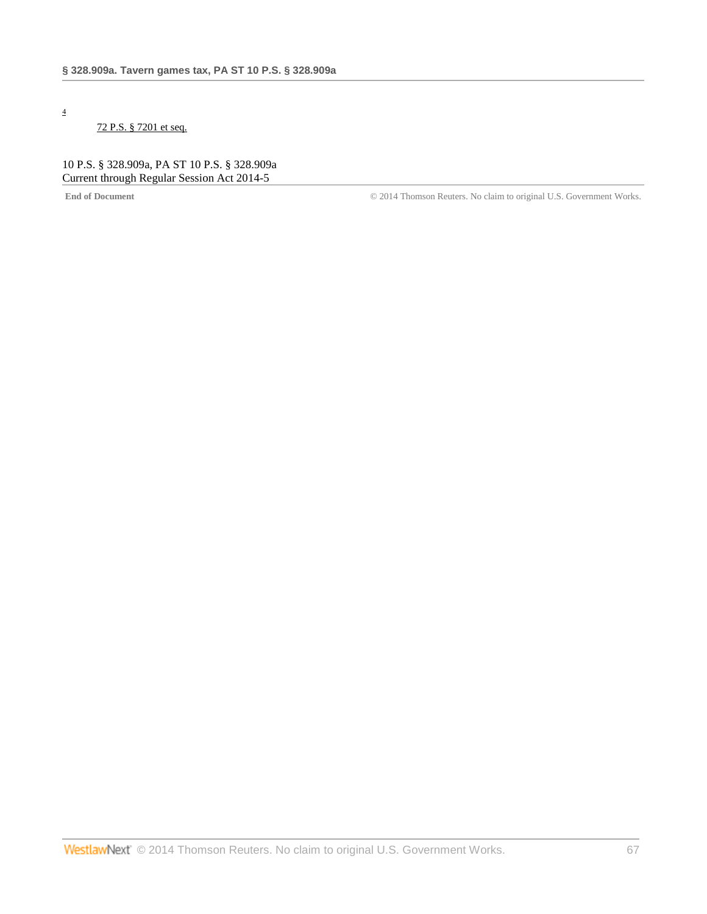[4] 72 P.S. § 7201 et seq.

10 P.S. § 328.909a, PA ST 10 P.S. § 328.909a
Current through Regular Session Act 2014-5

**End of Document** © 2014 Thomson Reuters. No claim to original U.S. Government Works.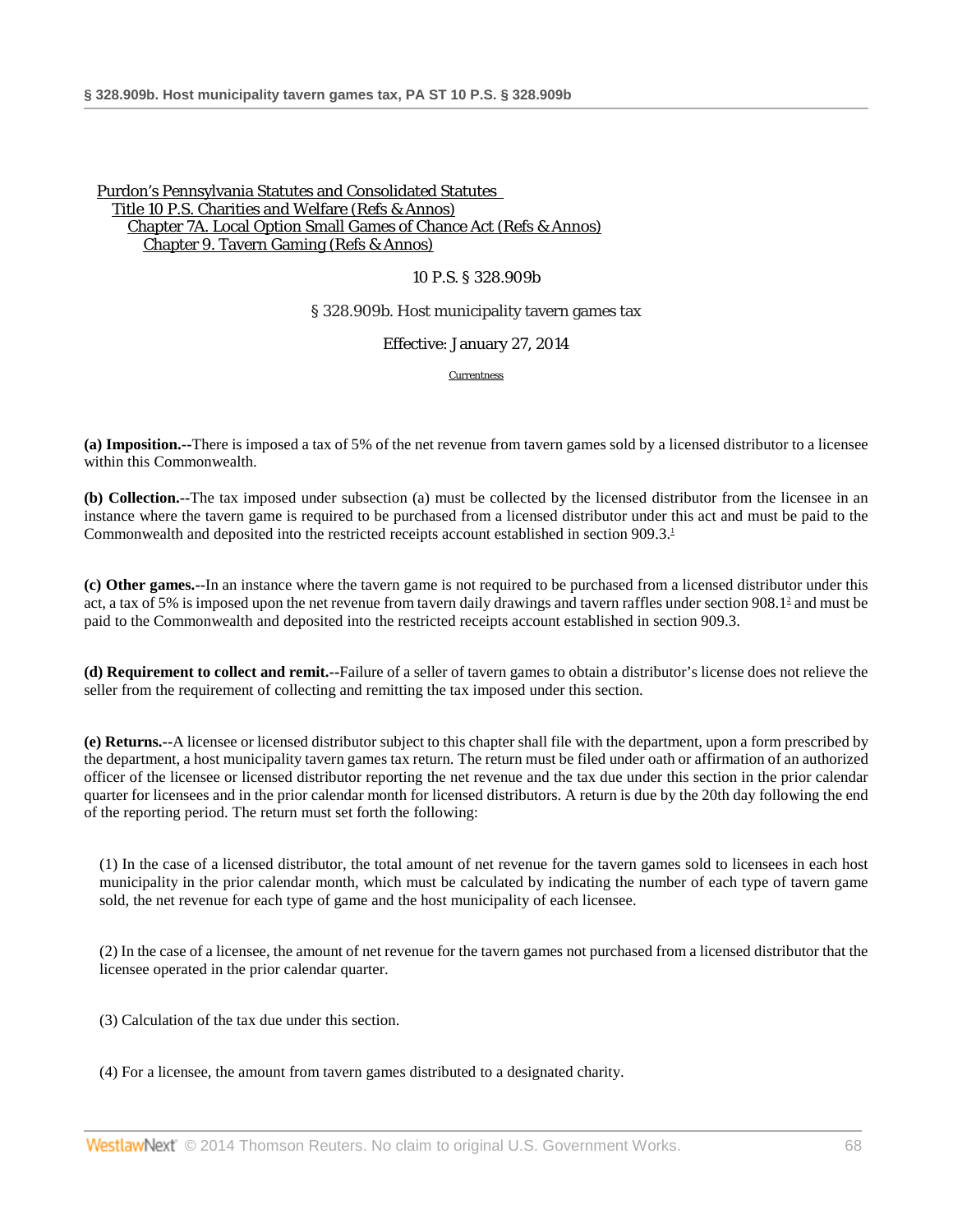Purdon's Pennsylvania Statutes and Consolidated Statutes
Title 10 P.S. Charities and Welfare (Refs & Annos)
Chapter 7A. Local Option Small Games of Chance Act (Refs & Annos)
Chapter 9. Tavern Gaming (Refs & Annos)

10 P.S. § 328.909b

§ 328.909b. Host municipality tavern games tax

Effective: January 27, 2014

Currentness

**(a) Imposition.--**There is imposed a tax of 5% of the net revenue from tavern games sold by a licensed distributor to a licensee within this Commonwealth.

**(b) Collection.--**The tax imposed under subsection (a) must be collected by the licensed distributor from the licensee in an instance where the tavern game is required to be purchased from a licensed distributor under this act and must be paid to the Commonwealth and deposited into the restricted receipts account established in section 909.3.[1]

**(c) Other games.--**In an instance where the tavern game is not required to be purchased from a licensed distributor under this act, a tax of 5% is imposed upon the net revenue from tavern daily drawings and tavern raffles under section 908.1[2] and must be paid to the Commonwealth and deposited into the restricted receipts account established in section 909.3.

**(d) Requirement to collect and remit.--**Failure of a seller of tavern games to obtain a distributor's license does not relieve the seller from the requirement of collecting and remitting the tax imposed under this section.

**(e) Returns.--**A licensee or licensed distributor subject to this chapter shall file with the department, upon a form prescribed by the department, a host municipality tavern games tax return. The return must be filed under oath or affirmation of an authorized officer of the licensee or licensed distributor reporting the net revenue and the tax due under this section in the prior calendar quarter for licensees and in the prior calendar month for licensed distributors. A return is due by the 20th day following the end of the reporting period. The return must set forth the following:

(1) In the case of a licensed distributor, the total amount of net revenue for the tavern games sold to licensees in each host municipality in the prior calendar month, which must be calculated by indicating the number of each type of tavern game sold, the net revenue for each type of game and the host municipality of each licensee.

(2) In the case of a licensee, the amount of net revenue for the tavern games not purchased from a licensed distributor that the licensee operated in the prior calendar quarter.

(3) Calculation of the tax due under this section.

(4) For a licensee, the amount from tavern games distributed to a designated charity.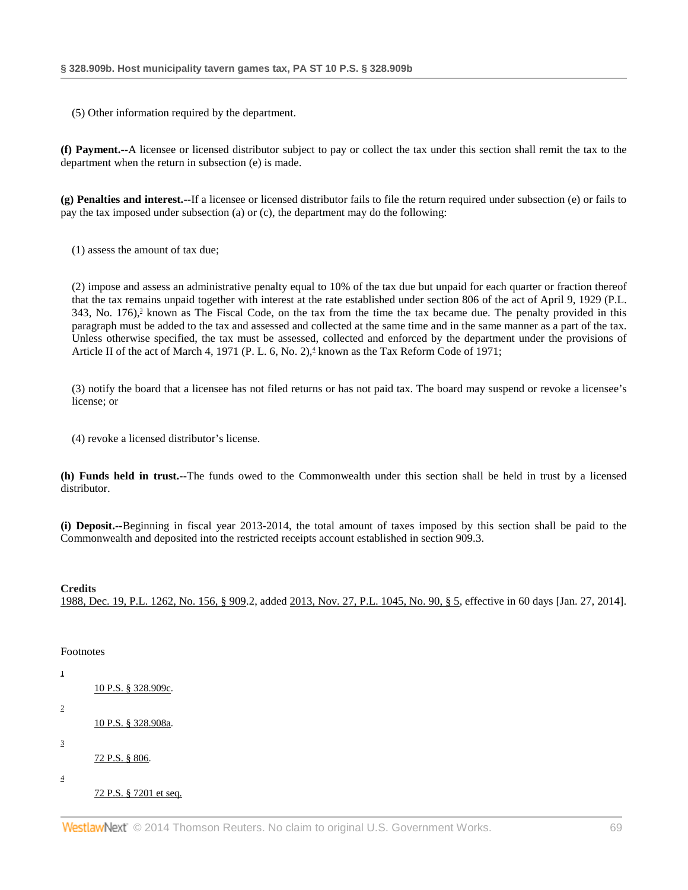(5) Other information required by the department.

**(f) Payment.--**A licensee or licensed distributor subject to pay or collect the tax under this section shall remit the tax to the department when the return in subsection (e) is made.

**(g) Penalties and interest.--**If a licensee or licensed distributor fails to file the return required under subsection (e) or fails to pay the tax imposed under subsection (a) or (c), the department may do the following:

(1) assess the amount of tax due;

(2) impose and assess an administrative penalty equal to 10% of the tax due but unpaid for each quarter or fraction thereof that the tax remains unpaid together with interest at the rate established under section 806 of the act of April 9, 1929 (P.L. 343, No. 176),[3] known as The Fiscal Code, on the tax from the time the tax became due. The penalty provided in this paragraph must be added to the tax and assessed and collected at the same time and in the same manner as a part of the tax. Unless otherwise specified, the tax must be assessed, collected and enforced by the department under the provisions of Article II of the act of March 4, 1971 (P. L. 6, No. 2),[4] known as the Tax Reform Code of 1971;

(3) notify the board that a licensee has not filed returns or has not paid tax. The board may suspend or revoke a licensee's license; or

(4) revoke a licensed distributor's license.

**(h) Funds held in trust.--**The funds owed to the Commonwealth under this section shall be held in trust by a licensed distributor.

**(i) Deposit.--**Beginning in fiscal year 2013-2014, the total amount of taxes imposed by this section shall be paid to the Commonwealth and deposited into the restricted receipts account established in section 909.3.

**Credits**

1988, Dec. 19, P.L. 1262, No. 156, § 909.2, added 2013, Nov. 27, P.L. 1045, No. 90, § 5, effective in 60 days [Jan. 27, 2014].

Footnotes

1 10 P.S. § 328.909c.

2 10 P.S. § 328.908a.

3 72 P.S. § 806.

4 72 P.S. § 7201 et seq.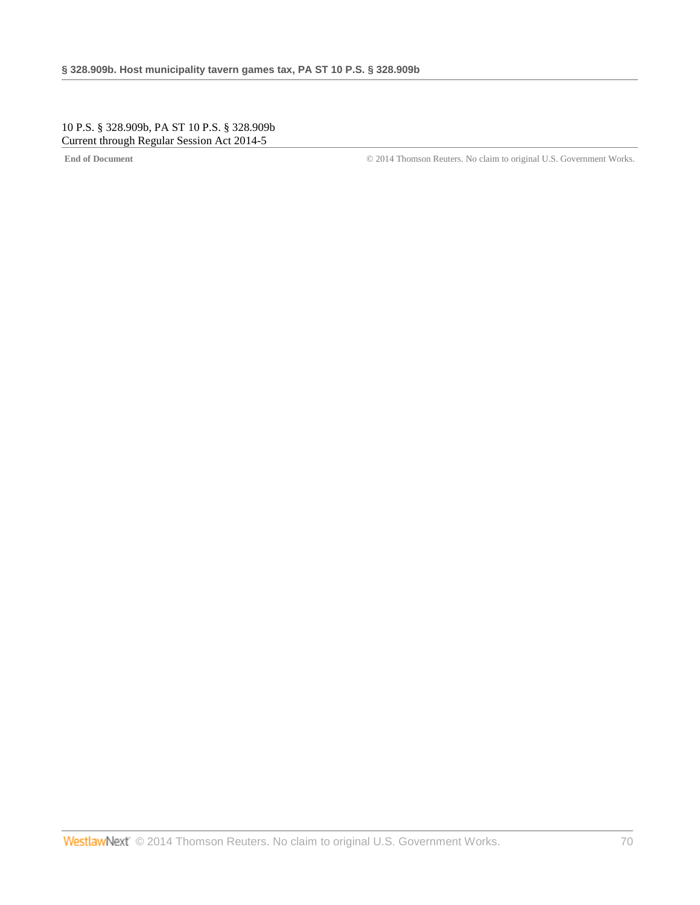10 P.S. § 328.909b, PA ST 10 P.S. § 328.909b
Current through Regular Session Act 2014-5

**End of Document** © 2014 Thomson Reuters. No claim to original U.S. Government Works.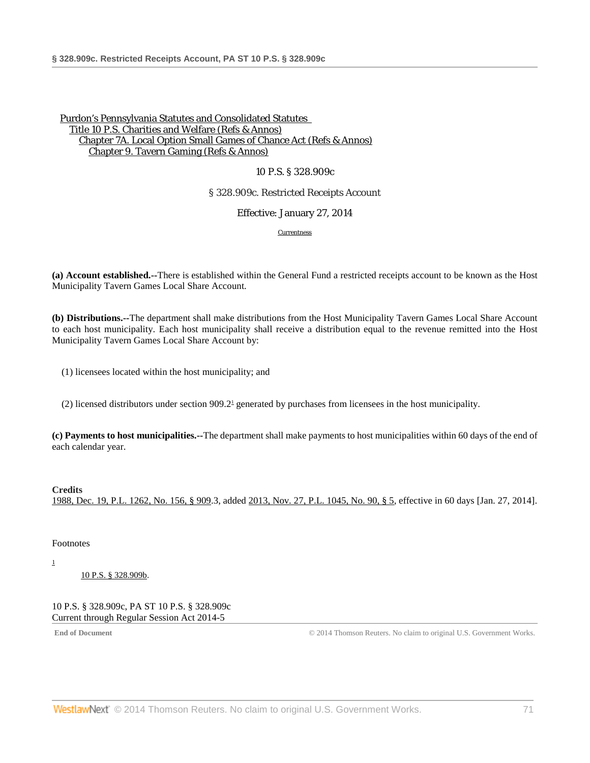Purdon's Pennsylvania Statutes and Consolidated Statutes
Title 10 P.S. Charities and Welfare (Refs & Annos)
Chapter 7A. Local Option Small Games of Chance Act (Refs & Annos)
Chapter 9. Tavern Gaming (Refs & Annos)

10 P.S. § 328.909c

§ 328.909c. Restricted Receipts Account

Effective: January 27, 2014

Currentness

**(a) Account established.--**There is established within the General Fund a restricted receipts account to be known as the Host Municipality Tavern Games Local Share Account.

**(b) Distributions.--**The department shall make distributions from the Host Municipality Tavern Games Local Share Account to each host municipality. Each host municipality shall receive a distribution equal to the revenue remitted into the Host Municipality Tavern Games Local Share Account by:

(1) licensees located within the host municipality; and

(2) licensed distributors under section 909.2[1] generated by purchases from licensees in the host municipality.

**(c) Payments to host municipalities.--**The department shall make payments to host municipalities within 60 days of the end of each calendar year.

**Credits**

1988, Dec. 19, P.L. 1262, No. 156, § 909.3, added 2013, Nov. 27, P.L. 1045, No. 90, § 5, effective in 60 days [Jan. 27, 2014].

Footnotes

1 10 P.S. § 328.909b.

10 P.S. § 328.909c, PA ST 10 P.S. § 328.909c
Current through Regular Session Act 2014-5

**End of Document** © 2014 Thomson Reuters. No claim to original U.S. Government Works.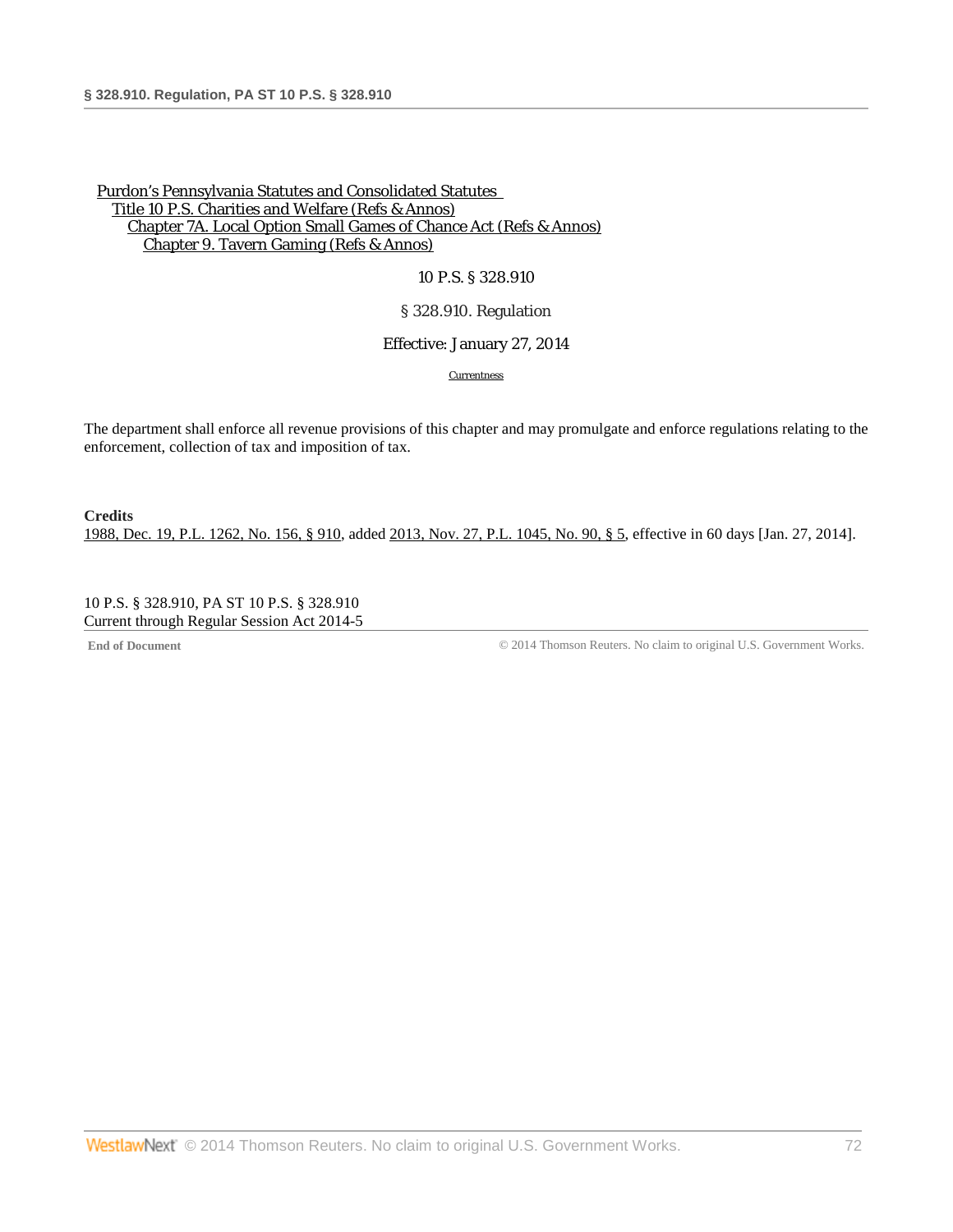Purdon's Pennsylvania Statutes and Consolidated Statutes
Title 10 P.S. Charities and Welfare (Refs & Annos)
Chapter 7A. Local Option Small Games of Chance Act (Refs & Annos)
Chapter 9. Tavern Gaming (Refs & Annos)

10 P.S. § 328.910

# § 328.910. Regulation

Effective: January 27, 2014

Currentness

The department shall enforce all revenue provisions of this chapter and may promulgate and enforce regulations relating to the enforcement, collection of tax and imposition of tax.

**Credits**

1988, Dec. 19, P.L. 1262, No. 156, § 910, added 2013, Nov. 27, P.L. 1045, No. 90, § 5, effective in 60 days [Jan. 27, 2014].

10 P.S. § 328.910, PA ST 10 P.S. § 328.910
Current through Regular Session Act 2014-5

**End of Document** © 2014 Thomson Reuters. No claim to original U.S. Government Works.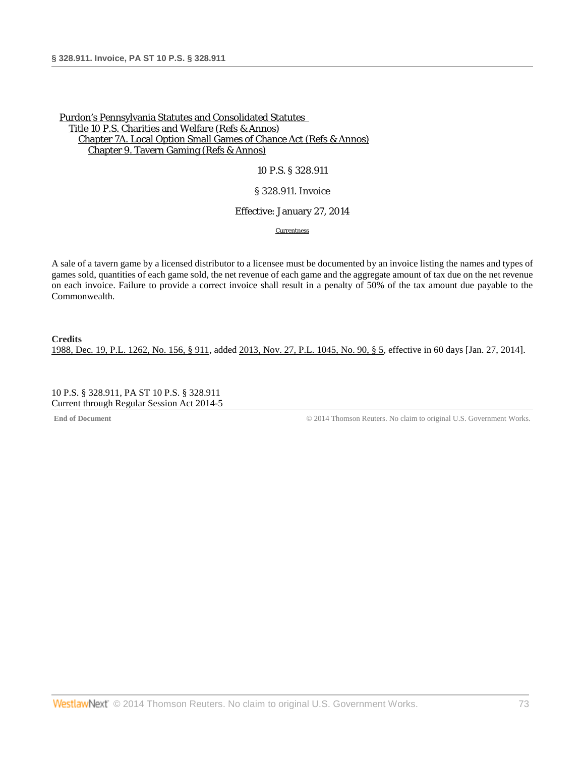Purdon's Pennsylvania Statutes and Consolidated Statutes
Title 10 P.S. Charities and Welfare (Refs & Annos)
Chapter 7A. Local Option Small Games of Chance Act (Refs & Annos)
Chapter 9. Tavern Gaming (Refs & Annos)

10 P.S. § 328.911

§ 328.911. Invoice

Effective: January 27, 2014

Currentness

A sale of a tavern game by a licensed distributor to a licensee must be documented by an invoice listing the names and types of games sold, quantities of each game sold, the net revenue of each game and the aggregate amount of tax due on the net revenue on each invoice. Failure to provide a correct invoice shall result in a penalty of 50% of the tax amount due payable to the Commonwealth.

**Credits**

1988, Dec. 19, P.L. 1262, No. 156, § 911, added 2013, Nov. 27, P.L. 1045, No. 90, § 5, effective in 60 days [Jan. 27, 2014].

10 P.S. § 328.911, PA ST 10 P.S. § 328.911
Current through Regular Session Act 2014-5

**End of Document** © 2014 Thomson Reuters. No claim to original U.S. Government Works.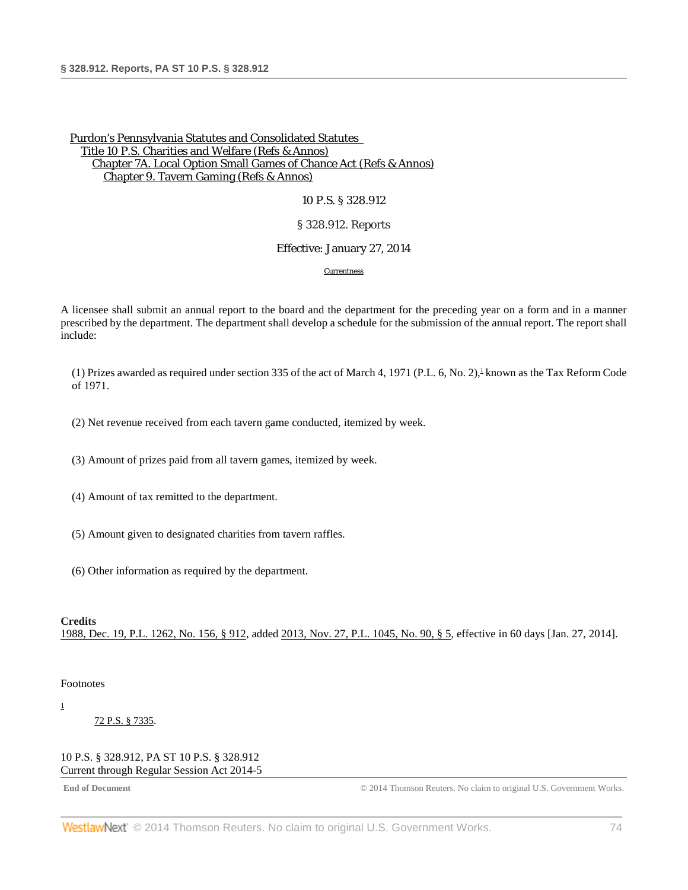Purdon's Pennsylvania Statutes and Consolidated Statutes
Title 10 P.S. Charities and Welfare (Refs & Annos)
Chapter 7A. Local Option Small Games of Chance Act (Refs & Annos)
Chapter 9. Tavern Gaming (Refs & Annos)

10 P.S. § 328.912

# § 328.912. Reports

Effective: January 27, 2014

Currentness

A licensee shall submit an annual report to the board and the department for the preceding year on a form and in a manner prescribed by the department. The department shall develop a schedule for the submission of the annual report. The report shall include:

(1) Prizes awarded as required under section 335 of the act of March 4, 1971 (P.L. 6, No. 2),[1] known as the Tax Reform Code of 1971.

(2) Net revenue received from each tavern game conducted, itemized by week.

(3) Amount of prizes paid from all tavern games, itemized by week.

(4) Amount of tax remitted to the department.

(5) Amount given to designated charities from tavern raffles.

(6) Other information as required by the department.

**Credits**

1988, Dec. 19, P.L. 1262, No. 156, § 912, added 2013, Nov. 27, P.L. 1045, No. 90, § 5, effective in 60 days [Jan. 27, 2014].

Footnotes

1 72 P.S. § 7335.

10 P.S. § 328.912, PA ST 10 P.S. § 328.912
Current through Regular Session Act 2014-5

End of Document © 2014 Thomson Reuters. No claim to original U.S. Government Works.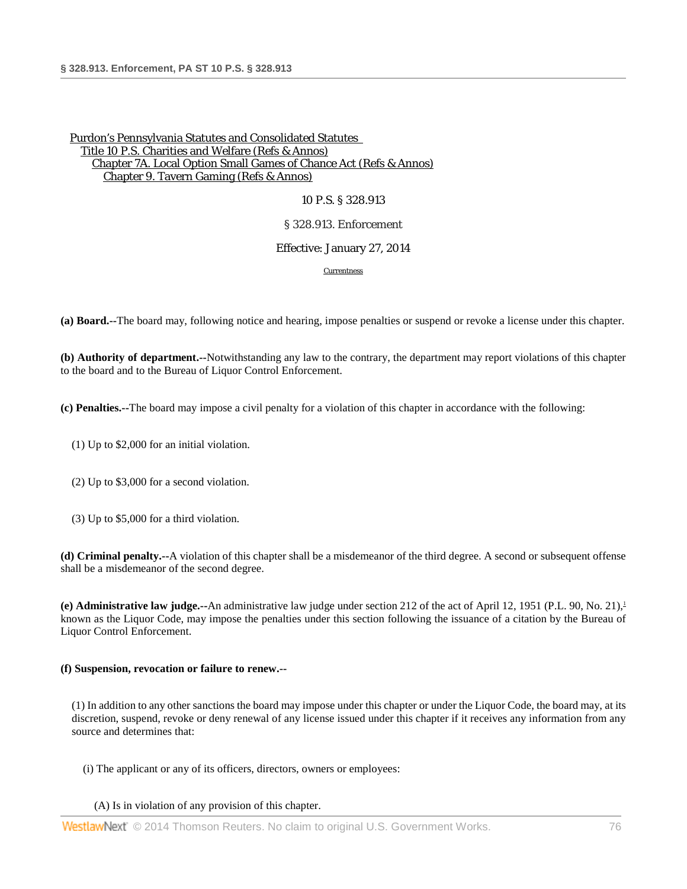Purdon's Pennsylvania Statutes and Consolidated Statutes
Title 10 P.S. Charities and Welfare (Refs & Annos)
Chapter 7A. Local Option Small Games of Chance Act (Refs & Annos)
Chapter 9. Tavern Gaming (Refs & Annos)

10 P.S. § 328.913

§ 328.913. Enforcement

Effective: January 27, 2014

Currentness

**(a) Board.**--The board may, following notice and hearing, impose penalties or suspend or revoke a license under this chapter.

**(b) Authority of department.**--Notwithstanding any law to the contrary, the department may report violations of this chapter to the board and to the Bureau of Liquor Control Enforcement.

**(c) Penalties.**--The board may impose a civil penalty for a violation of this chapter in accordance with the following:

(1) Up to $2,000 for an initial violation.

(2) Up to $3,000 for a second violation.

(3) Up to $5,000 for a third violation.

**(d) Criminal penalty.**--A violation of this chapter shall be a misdemeanor of the third degree. A second or subsequent offense shall be a misdemeanor of the second degree.

**(e) Administrative law judge.**--An administrative law judge under section 212 of the act of April 12, 1951 (P.L. 90, No. 21),[1] known as the Liquor Code, may impose the penalties under this section following the issuance of a citation by the Bureau of Liquor Control Enforcement.

**(f) Suspension, revocation or failure to renew.**--

(1) In addition to any other sanctions the board may impose under this chapter or under the Liquor Code, the board may, at its discretion, suspend, revoke or deny renewal of any license issued under this chapter if it receives any information from any source and determines that:

(i) The applicant or any of its officers, directors, owners or employees:

(A) Is in violation of any provision of this chapter.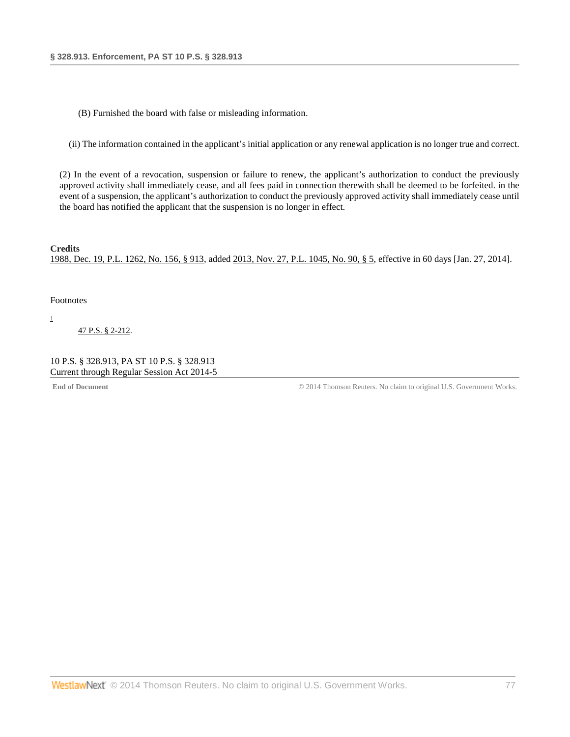(B) Furnished the board with false or misleading information.

(ii) The information contained in the applicant's initial application or any renewal application is no longer true and correct.

(2) In the event of a revocation, suspension or failure to renew, the applicant's authorization to conduct the previously approved activity shall immediately cease, and all fees paid in connection therewith shall be deemed to be forfeited. in the event of a suspension, the applicant's authorization to conduct the previously approved activity shall immediately cease until the board has notified the applicant that the suspension is no longer in effect.

**Credits**

1988, Dec. 19, P.L. 1262, No. 156, § 913, added 2013, Nov. 27, P.L. 1045, No. 90, § 5, effective in 60 days [Jan. 27, 2014].

Footnotes

1

47 P.S. § 2-212.

10 P.S. § 328.913, PA ST 10 P.S. § 328.913
Current through Regular Session Act 2014-5

**End of Document** © 2014 Thomson Reuters. No claim to original U.S. Government Works.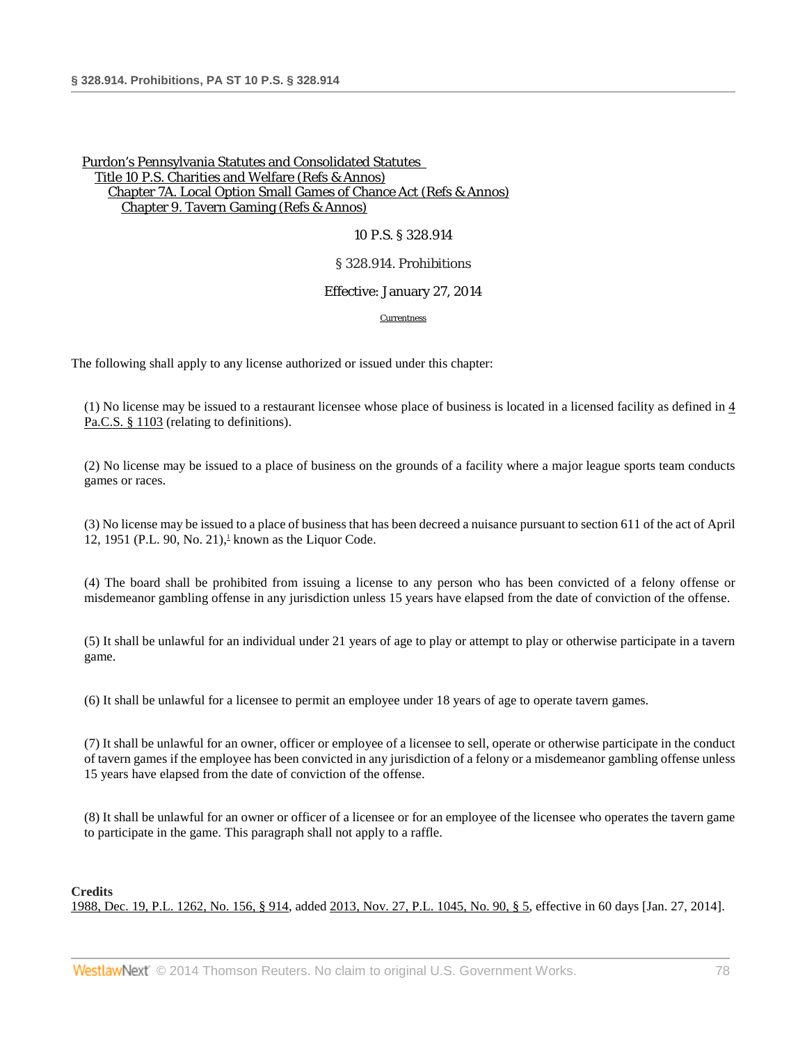Purdon's Pennsylvania Statutes and Consolidated Statutes
Title 10 P.S. Charities and Welfare (Refs & Annos)
Chapter 7A. Local Option Small Games of Chance Act (Refs & Annos)
Chapter 9. Tavern Gaming (Refs & Annos)

10 P.S. § 328.914

§ 328.914. Prohibitions

Effective: January 27, 2014

Currentness

The following shall apply to any license authorized or issued under this chapter:

(1) No license may be issued to a restaurant licensee whose place of business is located in a licensed facility as defined in 4 Pa.C.S. § 1103 (relating to definitions).

(2) No license may be issued to a place of business on the grounds of a facility where a major league sports team conducts games or races.

(3) No license may be issued to a place of business that has been decreed a nuisance pursuant to section 611 of the act of April 12, 1951 (P.L. 90, No. 21),[1] known as the Liquor Code.

(4) The board shall be prohibited from issuing a license to any person who has been convicted of a felony offense or misdemeanor gambling offense in any jurisdiction unless 15 years have elapsed from the date of conviction of the offense.

(5) It shall be unlawful for an individual under 21 years of age to play or attempt to play or otherwise participate in a tavern game.

(6) It shall be unlawful for a licensee to permit an employee under 18 years of age to operate tavern games.

(7) It shall be unlawful for an owner, officer or employee of a licensee to sell, operate or otherwise participate in the conduct of tavern games if the employee has been convicted in any jurisdiction of a felony or a misdemeanor gambling offense unless 15 years have elapsed from the date of conviction of the offense.

(8) It shall be unlawful for an owner or officer of a licensee or for an employee of the licensee who operates the tavern game to participate in the game. This paragraph shall not apply to a raffle.

**Credits**

1988, Dec. 19, P.L. 1262, No. 156, § 914, added 2013, Nov. 27, P.L. 1045, No. 90, § 5, effective in 60 days [Jan. 27, 2014].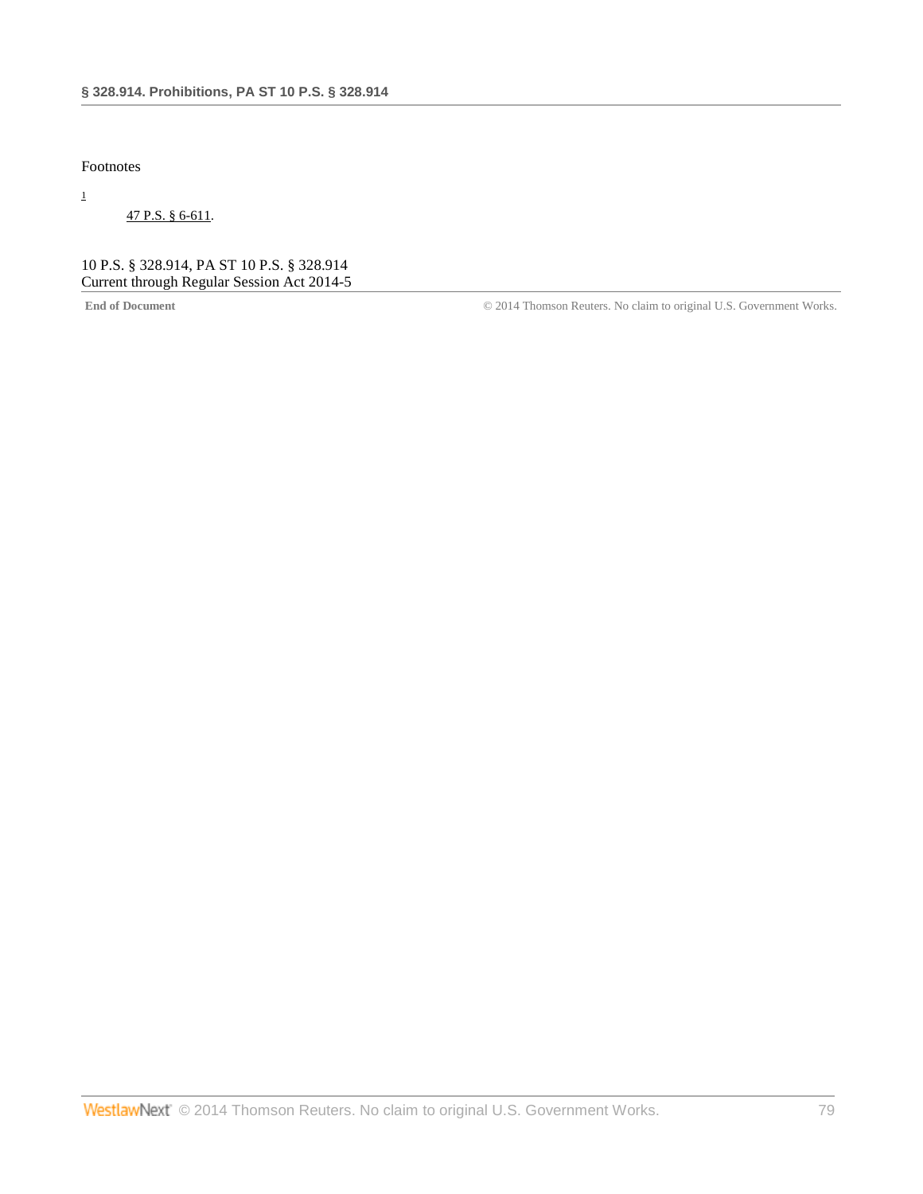Footnotes

1

47 P.S. § 6-611.

10 P.S. § 328.914, PA ST 10 P.S. § 328.914
Current through Regular Session Act 2014-5

**End of Document** © 2014 Thomson Reuters. No claim to original U.S. Government Works.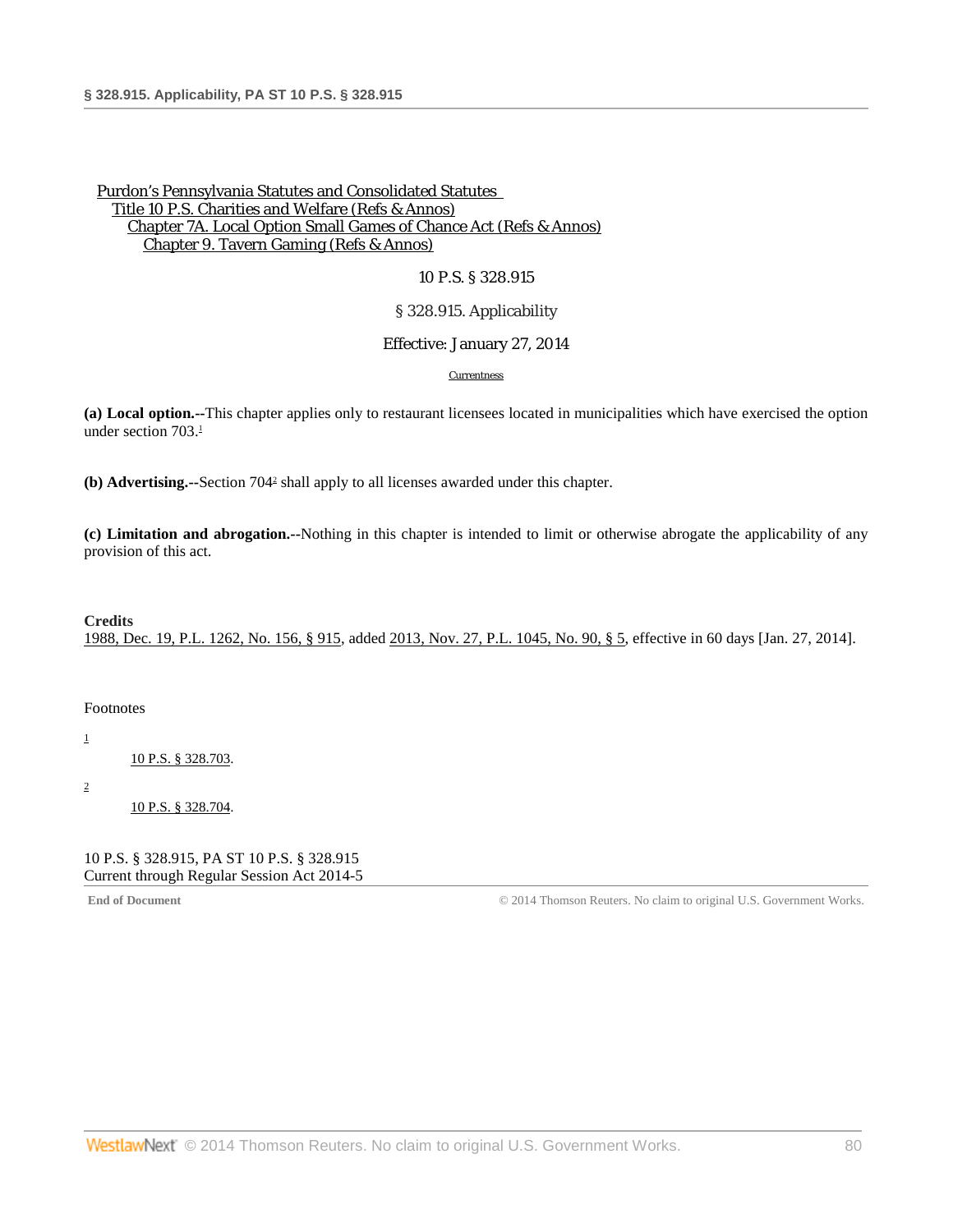Purdon's Pennsylvania Statutes and Consolidated Statutes
Title 10 P.S. Charities and Welfare (Refs & Annos)
Chapter 7A. Local Option Small Games of Chance Act (Refs & Annos)
Chapter 9. Tavern Gaming (Refs & Annos)

10 P.S. § 328.915

§ 328.915. Applicability

Effective: January 27, 2014

Currentness

**(a) Local option.--**This chapter applies only to restaurant licensees located in municipalities which have exercised the option under section 703.[1]

**(b) Advertising.--**Section 704[2] shall apply to all licenses awarded under this chapter.

**(c) Limitation and abrogation.--**Nothing in this chapter is intended to limit or otherwise abrogate the applicability of any provision of this act.

**Credits**

1988, Dec. 19, P.L. 1262, No. 156, § 915, added 2013, Nov. 27, P.L. 1045, No. 90, § 5, effective in 60 days [Jan. 27, 2014].

Footnotes

[1] 10 P.S. § 328.703.

[2] 10 P.S. § 328.704.

10 P.S. § 328.915, PA ST 10 P.S. § 328.915
Current through Regular Session Act 2014-5

End of Document © 2014 Thomson Reuters. No claim to original U.S. Government Works.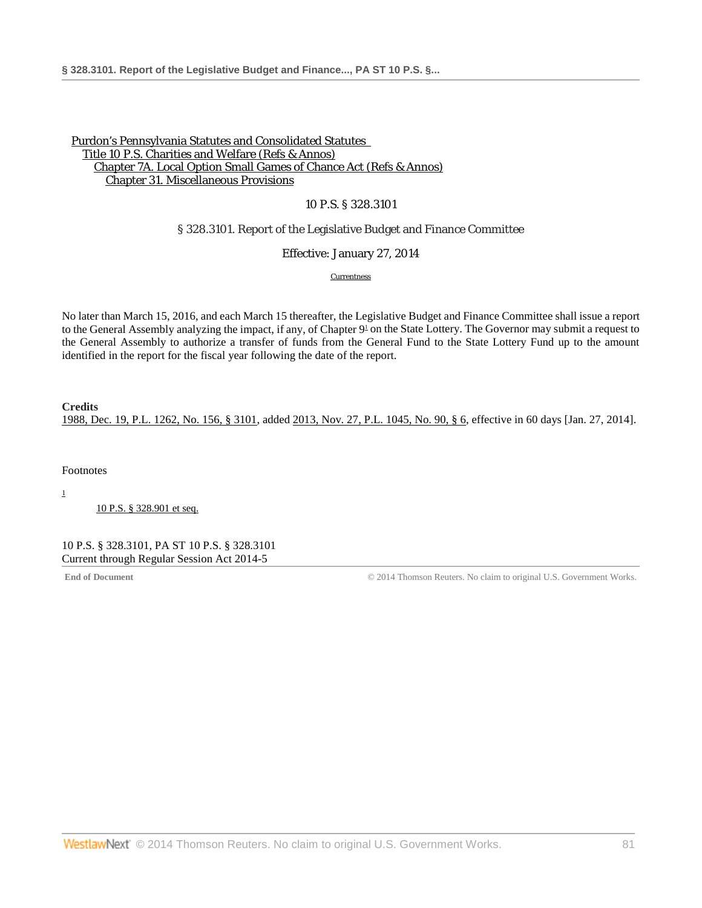Purdon's Pennsylvania Statutes and Consolidated Statutes
Title 10 P.S. Charities and Welfare (Refs & Annos)
Chapter 7A. Local Option Small Games of Chance Act (Refs & Annos)
Chapter 31. Miscellaneous Provisions

10 P.S. § 328.3101

# § 328.3101. Report of the Legislative Budget and Finance Committee

Effective: January 27, 2014

Currentness

No later than March 15, 2016, and each March 15 thereafter, the Legislative Budget and Finance Committee shall issue a report to the General Assembly analyzing the impact, if any, of Chapter 9[1] on the State Lottery. The Governor may submit a request to the General Assembly to authorize a transfer of funds from the General Fund to the State Lottery Fund up to the amount identified in the report for the fiscal year following the date of the report.

**Credits**

1988, Dec. 19, P.L. 1262, No. 156, § 3101, added 2013, Nov. 27, P.L. 1045, No. 90, § 6, effective in 60 days [Jan. 27, 2014].

Footnotes

1 10 P.S. § 328.901 et seq.

10 P.S. § 328.3101, PA ST 10 P.S. § 328.3101
Current through Regular Session Act 2014-5

End of Document © 2014 Thomson Reuters. No claim to original U.S. Government Works.